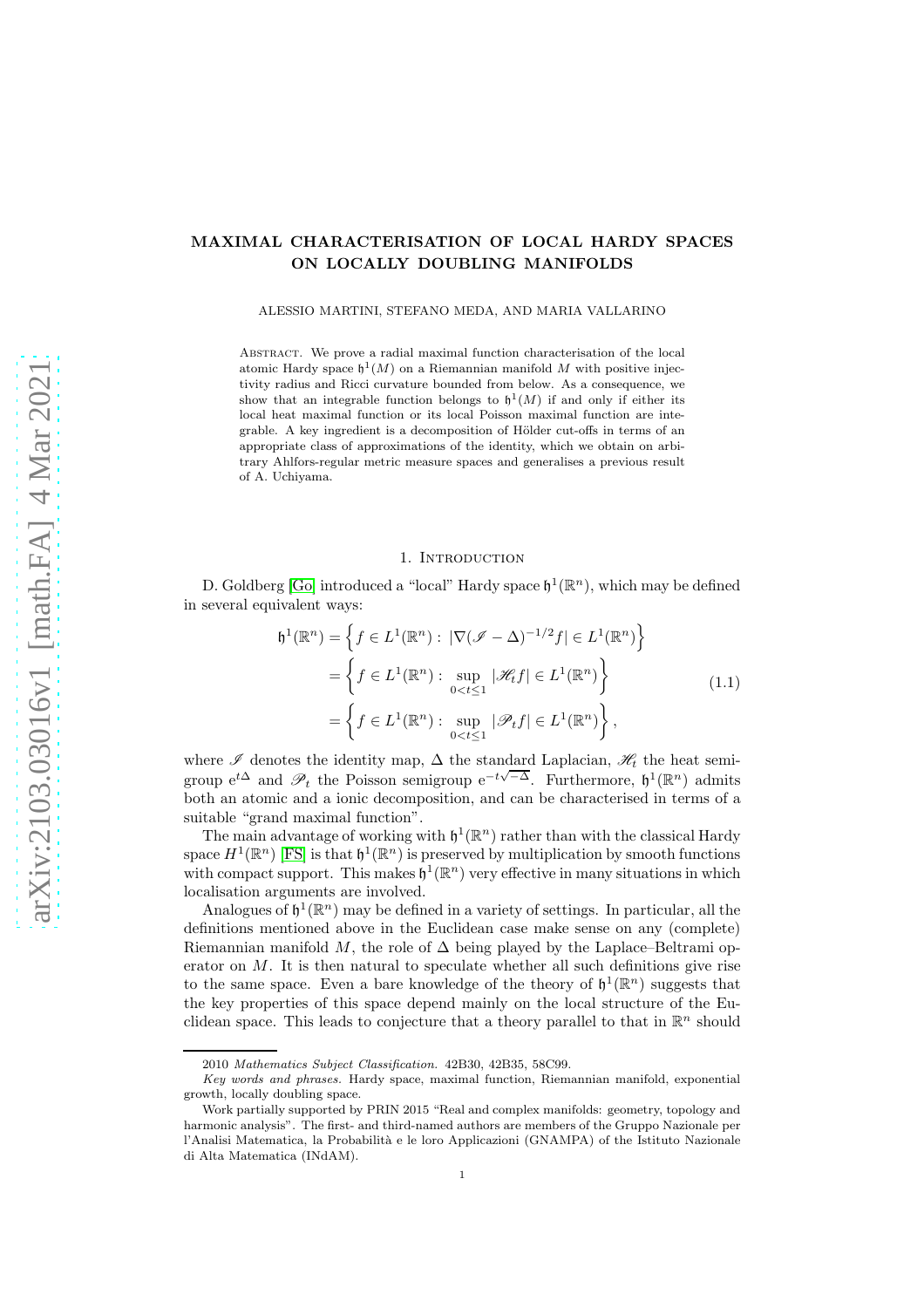# MAXIMAL CHARACTERISATION OF LOCAL HARDY SPACES ON LOCALLY DOUBLING MANIFOLDS

ALESSIO MARTINI, STEFANO MEDA, AND MARIA VALLARINO

Abstract. We prove a radial maximal function characterisation of the local atomic Hardy space $\mathfrak{h}^1(M)$ on a Riemannian manifold $M$ with positive injectivity radius and Ricci curvature bounded from below. As a consequence, we show that an integrable function belongs to $\mathfrak{h}^1(M)$ if and only if either its local heat maximal function or its local Poisson maximal function are integrable. A key ingredient is a decomposition of Hölder cut-offs in terms of an appropriate class of approximations of the identity, which we obtain on arbitrary Ahlfors-regular metric measure spaces and generalises a previous result of A. Uchiyama.

## 1. Introduction

D. Goldberg [Go] introduced a "local" Hardy space $\mathfrak{h}^1(\mathbb{R}^n)$, which may be defined in several equivalent ways:

$$
\begin{aligned}
\mathfrak{h}^1(\mathbb{R}^n) &= \left\{ f \in L^1(\mathbb{R}^n) : \ |\nabla(\mathscr{I} - \Delta)^{-1/2} f| \in L^1(\mathbb{R}^n) \right\} \\
&= \left\{ f \in L^1(\mathbb{R}^n) : \ \sup_{0<t\leq 1} |\mathscr{H}_t f| \in L^1(\mathbb{R}^n) \right\} \\
&= \left\{ f \in L^1(\mathbb{R}^n) : \ \sup_{0<t\leq 1} |\mathscr{P}_t f| \in L^1(\mathbb{R}^n) \right\},
\end{aligned}
\tag{1.1}
$$

where $\mathscr{I}$ denotes the identity map, $\Delta$ the standard Laplacian, $\mathscr{H}_t$ the heat semigroup $\mathrm{e}^{t\Delta}$ and $\mathscr{P}_t$ the Poisson semigroup $\mathrm{e}^{-t\sqrt{-\Delta}}$. Furthermore, $\mathfrak{h}^1(\mathbb{R}^n)$ admits both an atomic and a ionic decomposition, and can be characterised in terms of a suitable "grand maximal function".

The main advantage of working with $\mathfrak{h}^1(\mathbb{R}^n)$ rather than with the classical Hardy space $H^1(\mathbb{R}^n)$ [FS] is that $\mathfrak{h}^1(\mathbb{R}^n)$ is preserved by multiplication by smooth functions with compact support. This makes $\mathfrak{h}^1(\mathbb{R}^n)$ very effective in many situations in which localisation arguments are involved.

Analogues of $\mathfrak{h}^1(\mathbb{R}^n)$ may be defined in a variety of settings. In particular, all the definitions mentioned above in the Euclidean case make sense on any (complete) Riemannian manifold $M$, the role of $\Delta$ being played by the Laplace–Beltrami operator on $M$. It is then natural to speculate whether all such definitions give rise to the same space. Even a bare knowledge of the theory of $\mathfrak{h}^1(\mathbb{R}^n)$ suggests that the key properties of this space depend mainly on the local structure of the Euclidean space. This leads to conjecture that a theory parallel to that in $\mathbb{R}^n$ should

2010 *Mathematics Subject Classification.* 42B30, 42B35, 58C99.

*Key words and phrases.* Hardy space, maximal function, Riemannian manifold, exponential growth, locally doubling space.

Work partially supported by PRIN 2015 "Real and complex manifolds: geometry, topology and harmonic analysis". The first- and third-named authors are members of the Gruppo Nazionale per l'Analisi Matematica, la Probabilità e le loro Applicazioni (GNAMPA) of the Istituto Nazionale di Alta Matematica (INdAM).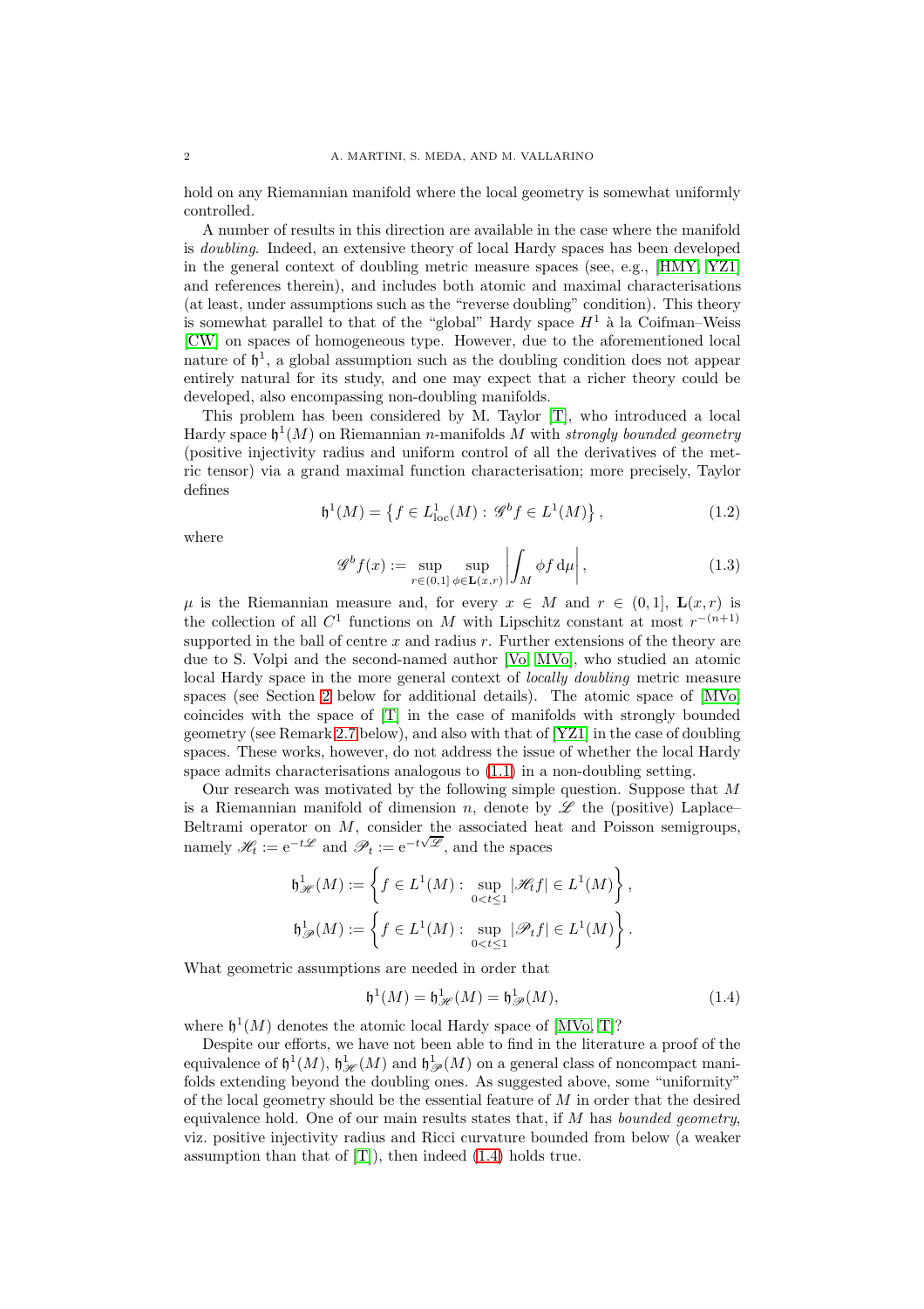hold on any Riemannian manifold where the local geometry is somewhat uniformly controlled.

A number of results in this direction are available in the case where the manifold is *doubling*. Indeed, an extensive theory of local Hardy spaces has been developed in the general context of doubling metric measure spaces (see, e.g., [HMY, YZ1] and references therein), and includes both atomic and maximal characterisations (at least, under assumptions such as the "reverse doubling" condition). This theory is somewhat parallel to that of the "global" Hardy space $H^1$ à la Coifman–Weiss [CW] on spaces of homogeneous type. However, due to the aforementioned local nature of $\mathfrak{h}^1$, a global assumption such as the doubling condition does not appear entirely natural for its study, and one may expect that a richer theory could be developed, also encompassing non-doubling manifolds.

This problem has been considered by M. Taylor [T], who introduced a local Hardy space $\mathfrak{h}^1(M)$ on Riemannian $n$-manifolds $M$ with *strongly bounded geometry* (positive injectivity radius and uniform control of all the derivatives of the metric tensor) via a grand maximal function characterisation; more precisely, Taylor defines

$$\mathfrak{h}^1(M) = \left\{ f \in L^1_{\mathrm{loc}}(M) : \mathscr{G}^b f \in L^1(M) \right\}, \tag{1.2}$$

where

$$\mathscr{G}^b f(x) := \sup_{r\in(0,1]} \sup_{\phi\in\mathbf{L}(x,r)} \left| \int_M \phi f \,\mathrm{d}\mu \right|, \tag{1.3}$$

$\mu$ is the Riemannian measure and, for every $x \in M$ and $r \in (0,1]$, $\mathbf{L}(x,r)$ is the collection of all $C^1$ functions on $M$ with Lipschitz constant at most $r^{-(n+1)}$ supported in the ball of centre $x$ and radius $r$. Further extensions of the theory are due to S. Volpi and the second-named author [Vo, MVo], who studied an atomic local Hardy space in the more general context of *locally doubling* metric measure spaces (see Section 2 below for additional details). The atomic space of [MVo] coincides with the space of [T] in the case of manifolds with strongly bounded geometry (see Remark 2.7 below), and also with that of [YZ1] in the case of doubling spaces. These works, however, do not address the issue of whether the local Hardy space admits characterisations analogous to (1.1) in a non-doubling setting.

Our research was motivated by the following simple question. Suppose that $M$ is a Riemannian manifold of dimension $n$, denote by $\mathscr{L}$ the (positive) Laplace–Beltrami operator on $M$, consider the associated heat and Poisson semigroups, namely $\mathscr{H}_t := \mathrm{e}^{-t\mathscr{L}}$ and $\mathscr{P}_t := \mathrm{e}^{-t\sqrt{\mathscr{L}}}$, and the spaces

$$\mathfrak{h}^1_{\mathscr{H}}(M) := \left\{ f \in L^1(M) : \sup_{0<t\le 1} |\mathscr{H}_t f| \in L^1(M) \right\},$$

$$\mathfrak{h}^1_{\mathscr{P}}(M) := \left\{ f \in L^1(M) : \sup_{0<t\le 1} |\mathscr{P}_t f| \in L^1(M) \right\}.$$

What geometric assumptions are needed in order that

$$\mathfrak{h}^1(M) = \mathfrak{h}^1_{\mathscr{H}}(M) = \mathfrak{h}^1_{\mathscr{P}}(M), \tag{1.4}$$

where $\mathfrak{h}^1(M)$ denotes the atomic local Hardy space of [MVo, T]?

Despite our efforts, we have not been able to find in the literature a proof of the equivalence of $\mathfrak{h}^1(M)$, $\mathfrak{h}^1_{\mathscr{H}}(M)$ and $\mathfrak{h}^1_{\mathscr{P}}(M)$ on a general class of noncompact manifolds extending beyond the doubling ones. As suggested above, some "uniformity" of the local geometry should be the essential feature of $M$ in order that the desired equivalence hold. One of our main results states that, if $M$ has *bounded geometry*, viz. positive injectivity radius and Ricci curvature bounded from below (a weaker assumption than that of [T]), then indeed (1.4) holds true.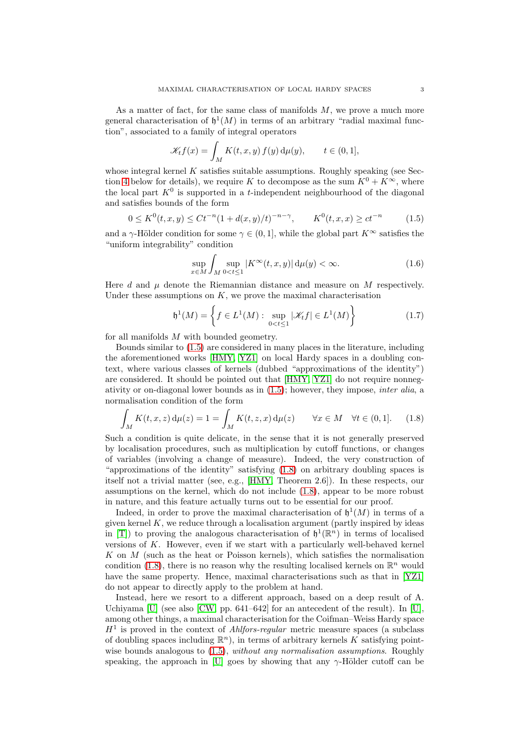As a matter of fact, for the same class of manifolds $M$, we prove a much more general characterisation of $\mathfrak{h}^1(M)$ in terms of an arbitrary "radial maximal function", associated to a family of integral operators

$$\mathscr{K}_t f(x) = \int_M K(t,x,y)\, f(y)\, \mathrm{d}\mu(y), \qquad t \in (0,1],$$

whose integral kernel $K$ satisfies suitable assumptions. Roughly speaking (see Section 4 below for details), we require $K$ to decompose as the sum $K^0 + K^\infty$, where the local part $K^0$ is supported in a $t$-independent neighbourhood of the diagonal and satisfies bounds of the form

$$0 \le K^0(t,x,y) \le C t^{-n} (1 + d(x,y)/t)^{-n-\gamma}, \qquad K^0(t,x,x) \ge c t^{-n} \tag{1.5}$$

and a $\gamma$-Hölder condition for some $\gamma \in (0,1]$, while the global part $K^\infty$ satisfies the "uniform integrability" condition

$$\sup_{x \in M} \int_M \sup_{0 < t \le 1} |K^\infty(t,x,y)| \, \mathrm{d}\mu(y) < \infty. \tag{1.6}$$

Here $d$ and $\mu$ denote the Riemannian distance and measure on $M$ respectively. Under these assumptions on $K$, we prove the maximal characterisation

$$\mathfrak{h}^1(M) = \left\{ f \in L^1(M) : \sup_{0<t\le 1} |\mathscr{K}_t f| \in L^1(M) \right\} \tag{1.7}$$

for all manifolds $M$ with bounded geometry.

Bounds similar to (1.5) are considered in many places in the literature, including the aforementioned works [HMY, YZ1] on local Hardy spaces in a doubling context, where various classes of kernels (dubbed "approximations of the identity") are considered. It should be pointed out that [HMY, YZ1] do not require nonnegativity or on-diagonal lower bounds as in (1.5); however, they impose, *inter alia*, a normalisation condition of the form

$$\int_M K(t,x,z)\, \mathrm{d}\mu(z) = 1 = \int_M K(t,z,x)\, \mathrm{d}\mu(z) \qquad \forall x \in M \quad \forall t \in (0,1]. \tag{1.8}$$

Such a condition is quite delicate, in the sense that it is not generally preserved by localisation procedures, such as multiplication by cutoff functions, or changes of variables (involving a change of measure). Indeed, the very construction of "approximations of the identity" satisfying (1.8) on arbitrary doubling spaces is itself not a trivial matter (see, e.g., [HMY, Theorem 2.6]). In these respects, our assumptions on the kernel, which do not include (1.8), appear to be more robust in nature, and this feature actually turns out to be essential for our proof.

Indeed, in order to prove the maximal characterisation of $\mathfrak{h}^1(M)$ in terms of a given kernel $K$, we reduce through a localisation argument (partly inspired by ideas in [T]) to proving the analogous characterisation of $\mathfrak{h}^1(\mathbb{R}^n)$ in terms of localised versions of $K$. However, even if we start with a particularly well-behaved kernel $K$ on $M$ (such as the heat or Poisson kernels), which satisfies the normalisation condition (1.8), there is no reason why the resulting localised kernels on $\mathbb{R}^n$ would have the same property. Hence, maximal characterisations such as that in [YZ1] do not appear to directly apply to the problem at hand.

Instead, here we resort to a different approach, based on a deep result of A. Uchiyama [U] (see also [CW, pp. 641–642] for an antecedent of the result). In [U], among other things, a maximal characterisation for the Coifman–Weiss Hardy space $H^1$ is proved in the context of *Ahlfors-regular* metric measure spaces (a subclass of doubling spaces including $\mathbb{R}^n$), in terms of arbitrary kernels $K$ satisfying pointwise bounds analogous to (1.5), *without any normalisation assumptions*. Roughly speaking, the approach in [U] goes by showing that any $\gamma$-Hölder cutoff can be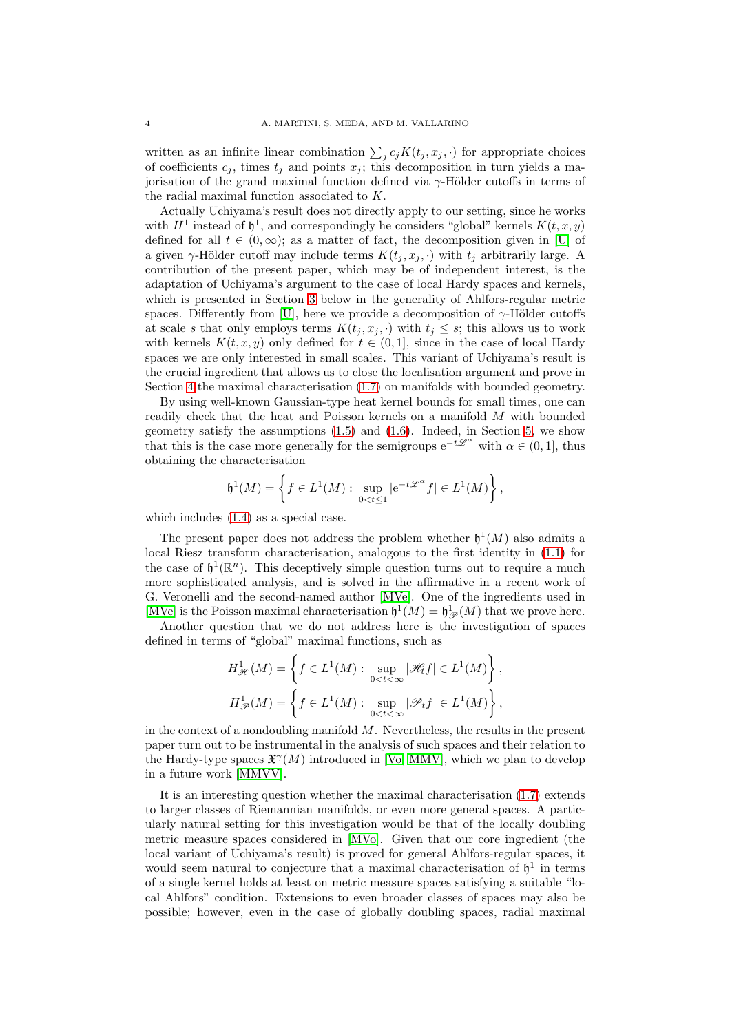written as an infinite linear combination $\sum_j c_j K(t_j, x_j, \cdot)$ for appropriate choices of coefficients $c_j$, times $t_j$ and points $x_j$; this decomposition in turn yields a majorisation of the grand maximal function defined via $\gamma$-Hölder cutoffs in terms of the radial maximal function associated to $K$.

Actually Uchiyama's result does not directly apply to our setting, since he works with $H^1$ instead of $\mathfrak{h}^1$, and correspondingly he considers "global" kernels $K(t, x, y)$ defined for all $t \in (0, \infty)$; as a matter of fact, the decomposition given in [U] of a given $\gamma$-Hölder cutoff may include terms $K(t_j, x_j, \cdot)$ with $t_j$ arbitrarily large. A contribution of the present paper, which may be of independent interest, is the adaptation of Uchiyama's argument to the case of local Hardy spaces and kernels, which is presented in Section 3 below in the generality of Ahlfors-regular metric spaces. Differently from [U], here we provide a decomposition of $\gamma$-Hölder cutoffs at scale $s$ that only employs terms $K(t_j, x_j, \cdot)$ with $t_j \leq s$; this allows us to work with kernels $K(t, x, y)$ only defined for $t \in (0, 1]$, since in the case of local Hardy spaces we are only interested in small scales. This variant of Uchiyama's result is the crucial ingredient that allows us to close the localisation argument and prove in Section 4 the maximal characterisation (1.7) on manifolds with bounded geometry.

By using well-known Gaussian-type heat kernel bounds for small times, one can readily check that the heat and Poisson kernels on a manifold $M$ with bounded geometry satisfy the assumptions (1.5) and (1.6). Indeed, in Section 5, we show that this is the case more generally for the semigroups $\mathrm{e}^{-t\mathscr{L}^\alpha}$ with $\alpha \in (0, 1]$, thus obtaining the characterisation

$$\mathfrak{h}^1(M) = \left\{ f \in L^1(M) : \sup_{0<t\leq 1} |\mathrm{e}^{-t\mathscr{L}^\alpha} f| \in L^1(M) \right\},$$

which includes (1.4) as a special case.

The present paper does not address the problem whether $\mathfrak{h}^1(M)$ also admits a local Riesz transform characterisation, analogous to the first identity in (1.1) for the case of $\mathfrak{h}^1(\mathbb{R}^n)$. This deceptively simple question turns out to require a much more sophisticated analysis, and is solved in the affirmative in a recent work of G. Veronelli and the second-named author [MVe]. One of the ingredients used in [MVe] is the Poisson maximal characterisation $\mathfrak{h}^1(M) = \mathfrak{h}^1_{\mathscr{P}}(M)$ that we prove here.

Another question that we do not address here is the investigation of spaces defined in terms of "global" maximal functions, such as

$$H^1_{\mathscr{H}}(M) = \left\{ f \in L^1(M) : \sup_{0<t<\infty} |\mathscr{H}_t f| \in L^1(M) \right\},$$

$$H^1_{\mathscr{P}}(M) = \left\{ f \in L^1(M) : \sup_{0<t<\infty} |\mathscr{P}_t f| \in L^1(M) \right\},$$

in the context of a nondoubling manifold $M$. Nevertheless, the results in the present paper turn out to be instrumental in the analysis of such spaces and their relation to the Hardy-type spaces $\mathfrak{X}^\gamma(M)$ introduced in [Vo, MMV], which we plan to develop in a future work [MMVV].

It is an interesting question whether the maximal characterisation (1.7) extends to larger classes of Riemannian manifolds, or even more general spaces. A particularly natural setting for this investigation would be that of the locally doubling metric measure spaces considered in [MVo]. Given that our core ingredient (the local variant of Uchiyama's result) is proved for general Ahlfors-regular spaces, it would seem natural to conjecture that a maximal characterisation of $\mathfrak{h}^1$ in terms of a single kernel holds at least on metric measure spaces satisfying a suitable "local Ahlfors" condition. Extensions to even broader classes of spaces may also be possible; however, even in the case of globally doubling spaces, radial maximal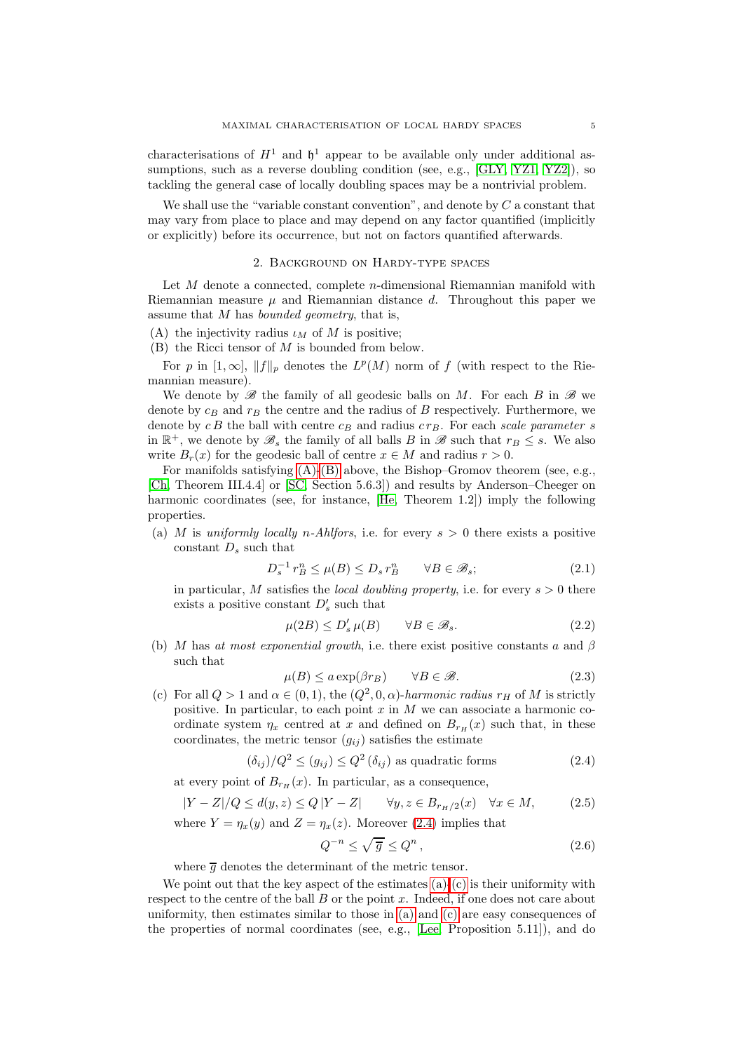characterisations of $H^1$ and $\mathfrak{h}^1$ appear to be available only under additional assumptions, such as a reverse doubling condition (see, e.g., [GLY, YZ1, YZ2]), so tackling the general case of locally doubling spaces may be a nontrivial problem.

We shall use the "variable constant convention", and denote by $C$ a constant that may vary from place to place and may depend on any factor quantified (implicitly or explicitly) before its occurrence, but not on factors quantified afterwards.

## 2. Background on Hardy-type spaces

Let $M$ denote a connected, complete $n$-dimensional Riemannian manifold with Riemannian measure $\mu$ and Riemannian distance $d$. Throughout this paper we assume that $M$ has *bounded geometry*, that is,

(A) the injectivity radius $\iota_M$ of $M$ is positive;
(B) the Ricci tensor of $M$ is bounded from below.

For $p$ in $[1,\infty]$, $\|f\|_p$ denotes the $L^p(M)$ norm of $f$ (with respect to the Riemannian measure).

We denote by $\mathscr{B}$ the family of all geodesic balls on $M$. For each $B$ in $\mathscr{B}$ we denote by $c_B$ and $r_B$ the centre and the radius of $B$ respectively. Furthermore, we denote by $c\,B$ the ball with centre $c_B$ and radius $c\,r_B$. For each *scale parameter* $s$ in $\mathbb{R}^+$, we denote by $\mathscr{B}_s$ the family of all balls $B$ in $\mathscr{B}$ such that $r_B \leq s$. We also write $B_r(x)$ for the geodesic ball of centre $x \in M$ and radius $r > 0$.

For manifolds satisfying (A)–(B) above, the Bishop–Gromov theorem (see, e.g., [Ch, Theorem III.4.4] or [SC, Section 5.6.3]) and results by Anderson–Cheeger on harmonic coordinates (see, for instance, [He, Theorem 1.2]) imply the following properties.

(a) $M$ is *uniformly locally $n$-Ahlfors*, i.e. for every $s > 0$ there exists a positive constant $D_s$ such that

$$D_s^{-1}\, r_B^n \leq \mu(B) \leq D_s\, r_B^n \qquad \forall B \in \mathscr{B}_s; \tag{2.1}$$

in particular, $M$ satisfies the *local doubling property*, i.e. for every $s > 0$ there exists a positive constant $D'_s$ such that

$$\mu(2B) \leq D'_s\, \mu(B) \qquad \forall B \in \mathscr{B}_s. \tag{2.2}$$

(b) $M$ has *at most exponential growth*, i.e. there exist positive constants $a$ and $\beta$ such that

$$\mu(B) \leq a \exp(\beta r_B) \qquad \forall B \in \mathscr{B}. \tag{2.3}$$

(c) For all $Q > 1$ and $\alpha \in (0,1)$, the $(Q^2, 0, \alpha)$-*harmonic radius* $r_H$ of $M$ is strictly positive. In particular, to each point $x$ in $M$ we can associate a harmonic coordinate system $\eta_x$ centred at $x$ and defined on $B_{r_H}(x)$ such that, in these coordinates, the metric tensor $(g_{ij})$ satisfies the estimate

$$(\delta_{ij})/Q^2 \leq (g_{ij}) \leq Q^2\, (\delta_{ij}) \text{ as quadratic forms} \tag{2.4}$$

at every point of $B_{r_H}(x)$. In particular, as a consequence,

$$|Y - Z|/Q \leq d(y,z) \leq Q\, |Y - Z| \qquad \forall y, z \in B_{r_H/2}(x) \quad \forall x \in M, \tag{2.5}$$

where $Y = \eta_x(y)$ and $Z = \eta_x(z)$. Moreover (2.4) implies that

$$Q^{-n} \leq \sqrt{\overline{g}} \leq Q^n\,, \tag{2.6}$$

where $\overline{g}$ denotes the determinant of the metric tensor.

We point out that the key aspect of the estimates (a)–(c) is their uniformity with respect to the centre of the ball $B$ or the point $x$. Indeed, if one does not care about uniformity, then estimates similar to those in (a) and (c) are easy consequences of the properties of normal coordinates (see, e.g., [Lee, Proposition 5.11]), and do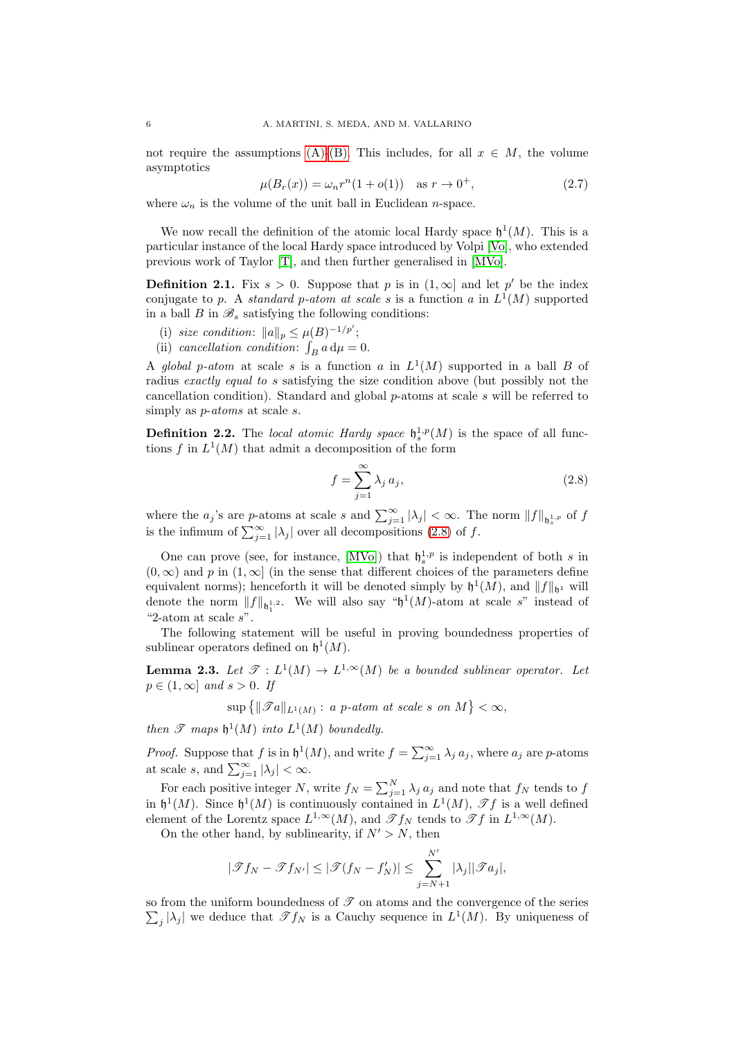not require the assumptions (A)–(B). This includes, for all $x \in M$, the volume asymptotics

$$\mu(B_r(x)) = \omega_n r^n (1 + o(1)) \quad \text{as } r \to 0^+, \tag{2.7}$$

where $\omega_n$ is the volume of the unit ball in Euclidean $n$-space.

We now recall the definition of the atomic local Hardy space $\mathfrak{h}^1(M)$. This is a particular instance of the local Hardy space introduced by Volpi [Vo], who extended previous work of Taylor [T], and then further generalised in [MVo].

**Definition 2.1.** Fix $s > 0$. Suppose that $p$ is in $(1, \infty]$ and let $p'$ be the index conjugate to $p$. A *standard $p$-atom at scale $s$* is a function $a$ in $L^1(M)$ supported in a ball $B$ in $\mathscr{B}_s$ satisfying the following conditions:

(i) *size condition*: $\|a\|_p \leq \mu(B)^{-1/p'}$;
(ii) *cancellation condition*: $\int_B a \, \mathrm{d}\mu = 0$.

A *global $p$-atom* at scale $s$ is a function $a$ in $L^1(M)$ supported in a ball $B$ of radius *exactly equal to* $s$ satisfying the size condition above (but possibly not the cancellation condition). Standard and global $p$-atoms at scale $s$ will be referred to simply as *$p$-atoms* at scale $s$.

**Definition 2.2.** The *local atomic Hardy space* $\mathfrak{h}^{1,p}_s(M)$ is the space of all functions $f$ in $L^1(M)$ that admit a decomposition of the form

$$f = \sum_{j=1}^{\infty} \lambda_j \, a_j, \tag{2.8}$$

where the $a_j$'s are $p$-atoms at scale $s$ and $\sum_{j=1}^{\infty} |\lambda_j| < \infty$. The norm $\|f\|_{\mathfrak{h}^{1,p}_s}$ of $f$ is the infimum of $\sum_{j=1}^{\infty} |\lambda_j|$ over all decompositions (2.8) of $f$.

One can prove (see, for instance, [MVo]) that $\mathfrak{h}^{1,p}_s$ is independent of both $s$ in $(0, \infty)$ and $p$ in $(1, \infty]$ (in the sense that different choices of the parameters define equivalent norms); henceforth it will be denoted simply by $\mathfrak{h}^1(M)$, and $\|f\|_{\mathfrak{h}^1}$ will denote the norm $\|f\|_{\mathfrak{h}^{1,2}_1}$. We will also say "$\mathfrak{h}^1(M)$-atom at scale $s$" instead of "2-atom at scale $s$".

The following statement will be useful in proving boundedness properties of sublinear operators defined on $\mathfrak{h}^1(M)$.

**Lemma 2.3.** *Let $\mathscr{T} : L^1(M) \to L^{1,\infty}(M)$ be a bounded sublinear operator. Let $p \in (1, \infty]$ and $s > 0$. If*

$$\sup \left\{ \|\mathscr{T} a\|_{L^1(M)} : \, a \text{ $p$-atom at scale $s$ on } M \right\} < \infty,$$

*then $\mathscr{T}$ maps $\mathfrak{h}^1(M)$ into $L^1(M)$ boundedly.*

*Proof.* Suppose that $f$ is in $\mathfrak{h}^1(M)$, and write $f = \sum_{j=1}^{\infty} \lambda_j \, a_j$, where $a_j$ are $p$-atoms at scale $s$, and $\sum_{j=1}^{\infty} |\lambda_j| < \infty$.

For each positive integer $N$, write $f_N = \sum_{j=1}^{N} \lambda_j \, a_j$ and note that $f_N$ tends to $f$ in $\mathfrak{h}^1(M)$. Since $\mathfrak{h}^1(M)$ is continuously contained in $L^1(M)$, $\mathscr{T} f$ is a well defined element of the Lorentz space $L^{1,\infty}(M)$, and $\mathscr{T} f_N$ tends to $\mathscr{T} f$ in $L^{1,\infty}(M)$.

On the other hand, by sublinearity, if $N' > N$, then

$$|\mathscr{T} f_N - \mathscr{T} f_{N'}| \leq |\mathscr{T}(f_N - f'_N)| \leq \sum_{j=N+1}^{N'} |\lambda_j| |\mathscr{T} a_j|,$$

so from the uniform boundedness of $\mathscr{T}$ on atoms and the convergence of the series $\sum_j |\lambda_j|$ we deduce that $\mathscr{T} f_N$ is a Cauchy sequence in $L^1(M)$. By uniqueness of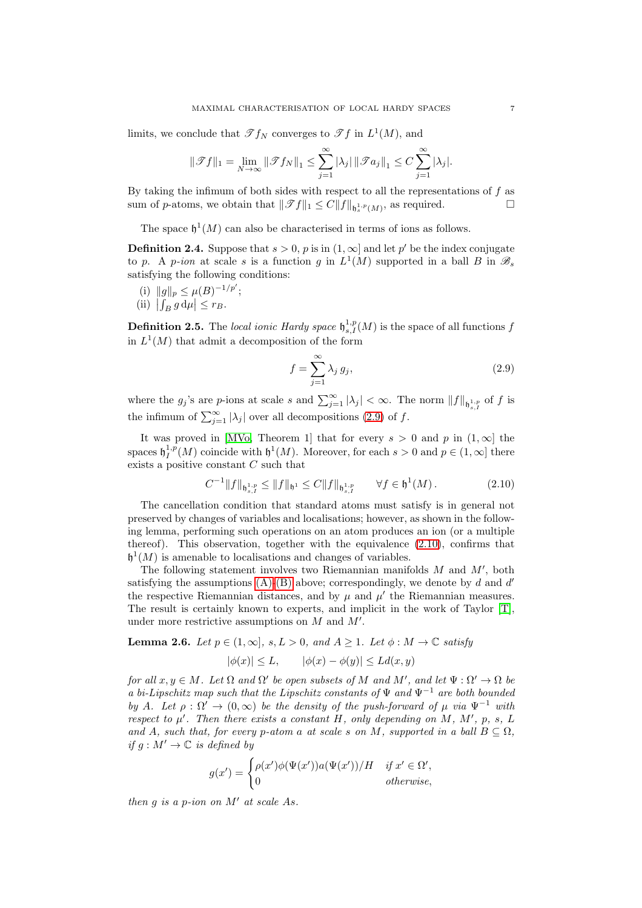limits, we conclude that $\mathscr{T} f_N$ converges to $\mathscr{T} f$ in $L^1(M)$, and

$$\|\mathscr{T} f\|_1 = \lim_{N\to\infty} \|\mathscr{T} f_N\|_1 \leq \sum_{j=1}^{\infty} |\lambda_j| \, \|\mathscr{T} a_j\|_1 \leq C \sum_{j=1}^{\infty} |\lambda_j|.$$

By taking the infimum of both sides with respect to all the representations of $f$ as sum of $p$-atoms, we obtain that $\|\mathscr{T} f\|_1 \leq C \|f\|_{\mathfrak{h}^{1,p}_s(M)}$, as required. $\square$

The space $\mathfrak{h}^1(M)$ can also be characterised in terms of ions as follows.

**Definition 2.4.** Suppose that $s > 0$, $p$ is in $(1, \infty]$ and let $p'$ be the index conjugate to $p$. A *$p$-ion* at scale $s$ is a function $g$ in $L^1(M)$ supported in a ball $B$ in $\mathscr{B}_s$ satisfying the following conditions:

(i) $\|g\|_p \leq \mu(B)^{-1/p'}$;

(ii) $\left|\int_B g \, \mathrm{d}\mu\right| \leq r_B$.

**Definition 2.5.** The *local ionic Hardy space* $\mathfrak{h}^{1,p}_{s,I}(M)$ is the space of all functions $f$ in $L^1(M)$ that admit a decomposition of the form

$$f = \sum_{j=1}^{\infty} \lambda_j \, g_j, \tag{2.9}$$

where the $g_j$'s are $p$-ions at scale $s$ and $\sum_{j=1}^{\infty} |\lambda_j| < \infty$. The norm $\|f\|_{\mathfrak{h}^{1,p}_{s,I}}$ of $f$ is the infimum of $\sum_{j=1}^{\infty} |\lambda_j|$ over all decompositions (2.9) of $f$.

It was proved in [MVo, Theorem 1] that for every $s > 0$ and $p$ in $(1, \infty]$ the spaces $\mathfrak{h}^{1,p}_I(M)$ coincide with $\mathfrak{h}^1(M)$. Moreover, for each $s > 0$ and $p \in (1, \infty]$ there exists a positive constant $C$ such that

$$C^{-1} \|f\|_{\mathfrak{h}^{1,p}_{s,I}} \leq \|f\|_{\mathfrak{h}^1} \leq C \|f\|_{\mathfrak{h}^{1,p}_{s,I}} \qquad \forall f \in \mathfrak{h}^1(M). \tag{2.10}$$

The cancellation condition that standard atoms must satisfy is in general not preserved by changes of variables and localisations; however, as shown in the following lemma, performing such operations on an atom produces an ion (or a multiple thereof). This observation, together with the equivalence (2.10), confirms that $\mathfrak{h}^1(M)$ is amenable to localisations and changes of variables.

The following statement involves two Riemannian manifolds $M$ and $M'$, both satisfying the assumptions (A)–(B) above; correspondingly, we denote by $d$ and $d'$ the respective Riemannian distances, and by $\mu$ and $\mu'$ the Riemannian measures. The result is certainly known to experts, and implicit in the work of Taylor [T], under more restrictive assumptions on $M$ and $M'$.

**Lemma 2.6.** *Let $p \in (1, \infty]$, $s, L > 0$, and $A \geq 1$. Let $\phi : M \to \mathbb{C}$ satisfy*

$$|\phi(x)| \leq L, \qquad |\phi(x) - \phi(y)| \leq L d(x, y)$$

*for all $x, y \in M$. Let $\Omega$ and $\Omega'$ be open subsets of $M$ and $M'$, and let $\Psi : \Omega' \to \Omega$ be a bi-Lipschitz map such that the Lipschitz constants of $\Psi$ and $\Psi^{-1}$ are both bounded by $A$. Let $\rho : \Omega' \to (0, \infty)$ be the density of the push-forward of $\mu$ via $\Psi^{-1}$ with respect to $\mu'$. Then there exists a constant $H$, only depending on $M$, $M'$, $p$, $s$, $L$ and $A$, such that, for every $p$-atom $a$ at scale $s$ on $M$, supported in a ball $B \subseteq \Omega$, if $g : M' \to \mathbb{C}$ is defined by*

$$g(x') = \begin{cases} \rho(x')\phi(\Psi(x'))a(\Psi(x'))/H & \text{if } x' \in \Omega', \\ 0 & \text{otherwise,} \end{cases}$$

*then $g$ is a $p$-ion on $M'$ at scale $As$.*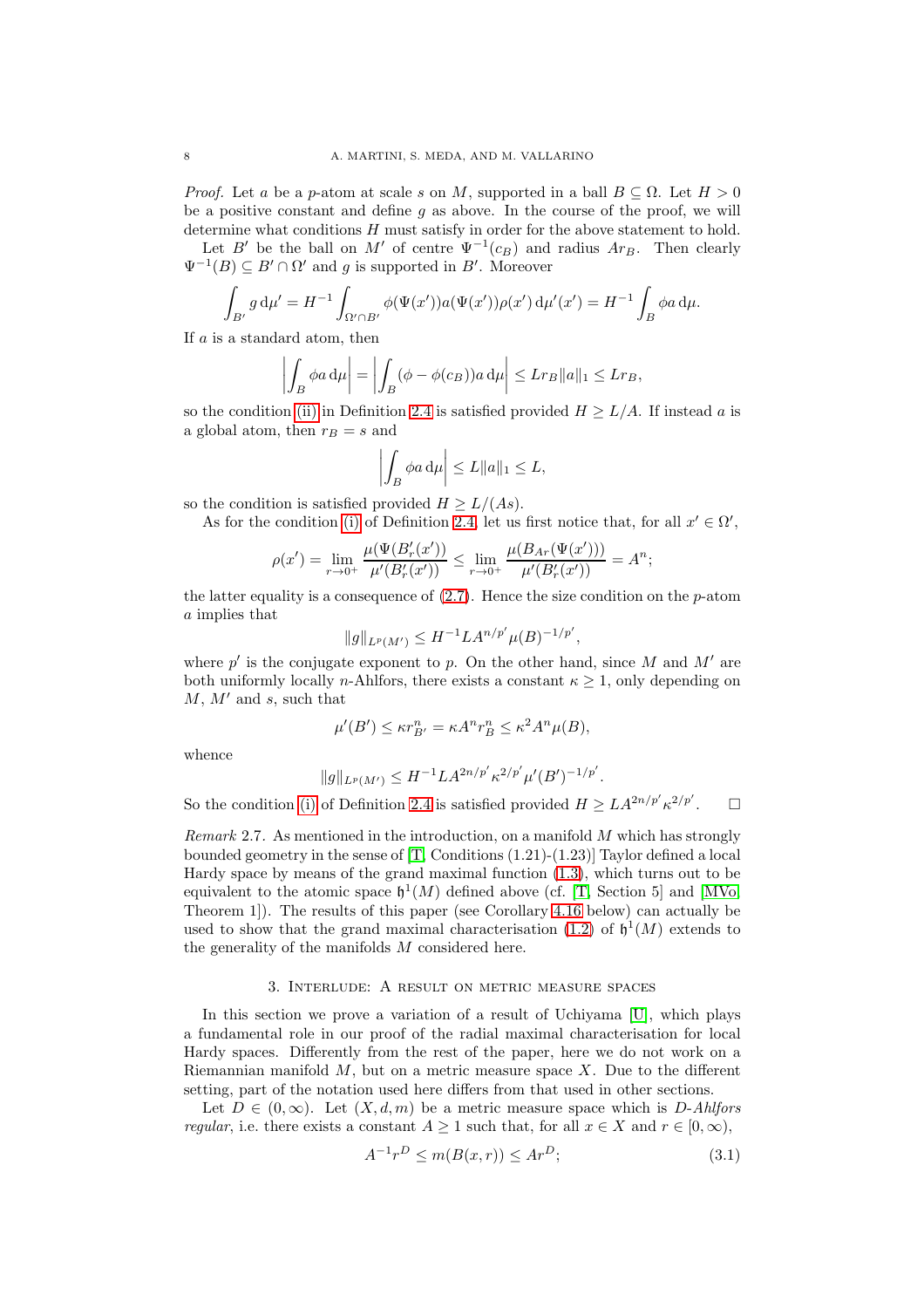*Proof.* Let $a$ be a $p$-atom at scale $s$ on $M$, supported in a ball $B \subseteq \Omega$. Let $H > 0$ be a positive constant and define $g$ as above. In the course of the proof, we will determine what conditions $H$ must satisfy in order for the above statement to hold.

Let $B'$ be the ball on $M'$ of centre $\Psi^{-1}(c_B)$ and radius $Ar_B$. Then clearly $\Psi^{-1}(B) \subseteq B' \cap \Omega'$ and $g$ is supported in $B'$. Moreover

$$\int_{B'} g \,\mathrm{d}\mu' = H^{-1} \int_{\Omega' \cap B'} \phi(\Psi(x')) a(\Psi(x')) \rho(x') \,\mathrm{d}\mu'(x') = H^{-1} \int_B \phi a \,\mathrm{d}\mu.$$

If $a$ is a standard atom, then

$$\left| \int_B \phi a \,\mathrm{d}\mu \right| = \left| \int_B (\phi - \phi(c_B)) a \,\mathrm{d}\mu \right| \leq L r_B \|a\|_1 \leq L r_B,$$

so the condition (ii) in Definition 2.4 is satisfied provided $H \geq L/A$. If instead $a$ is a global atom, then $r_B = s$ and

$$\left| \int_B \phi a \,\mathrm{d}\mu \right| \leq L \|a\|_1 \leq L,$$

so the condition is satisfied provided $H \geq L/(As)$.

As for the condition (i) of Definition 2.4, let us first notice that, for all $x' \in \Omega'$,

$$\rho(x') = \lim_{r \to 0^+} \frac{\mu(\Psi(B'_r(x'))}{\mu'(B'_r(x'))} \leq \lim_{r \to 0^+} \frac{\mu(B_{Ar}(\Psi(x')))}{\mu'(B'_r(x'))} = A^n;$$

the latter equality is a consequence of (2.7). Hence the size condition on the $p$-atom $a$ implies that

$$\|g\|_{L^p(M')} \leq H^{-1} L A^{n/p'} \mu(B)^{-1/p'},$$

where $p'$ is the conjugate exponent to $p$. On the other hand, since $M$ and $M'$ are both uniformly locally $n$-Ahlfors, there exists a constant $\kappa \geq 1$, only depending on $M$, $M'$ and $s$, such that

$$\mu'(B') \leq \kappa r_{B'}^n = \kappa A^n r_B^n \leq \kappa^2 A^n \mu(B),$$

whence

$$\|g\|_{L^p(M')} \leq H^{-1} L A^{2n/p'} \kappa^{2/p'} \mu'(B')^{-1/p'}.$$

So the condition (i) of Definition 2.4 is satisfied provided $H \geq L A^{2n/p'} \kappa^{2/p'}$. $\square$

*Remark* 2.7. As mentioned in the introduction, on a manifold $M$ which has strongly bounded geometry in the sense of [T, Conditions (1.21)-(1.23)] Taylor defined a local Hardy space by means of the grand maximal function (1.3), which turns out to be equivalent to the atomic space $\mathfrak{h}^1(M)$ defined above (cf. [T, Section 5] and [MVo, Theorem 1]). The results of this paper (see Corollary 4.16 below) can actually be used to show that the grand maximal characterisation (1.2) of $\mathfrak{h}^1(M)$ extends to the generality of the manifolds $M$ considered here.

## 3. Interlude: A result on metric measure spaces

In this section we prove a variation of a result of Uchiyama [U], which plays a fundamental role in our proof of the radial maximal characterisation for local Hardy spaces. Differently from the rest of the paper, here we do not work on a Riemannian manifold $M$, but on a metric measure space $X$. Due to the different setting, part of the notation used here differs from that used in other sections.

Let $D \in (0, \infty)$. Let $(X, d, m)$ be a metric measure space which is $D$-*Ahlfors regular*, i.e. there exists a constant $A \geq 1$ such that, for all $x \in X$ and $r \in [0, \infty)$,

$$A^{-1} r^D \leq m(B(x, r)) \leq A r^D; \tag{3.1}$$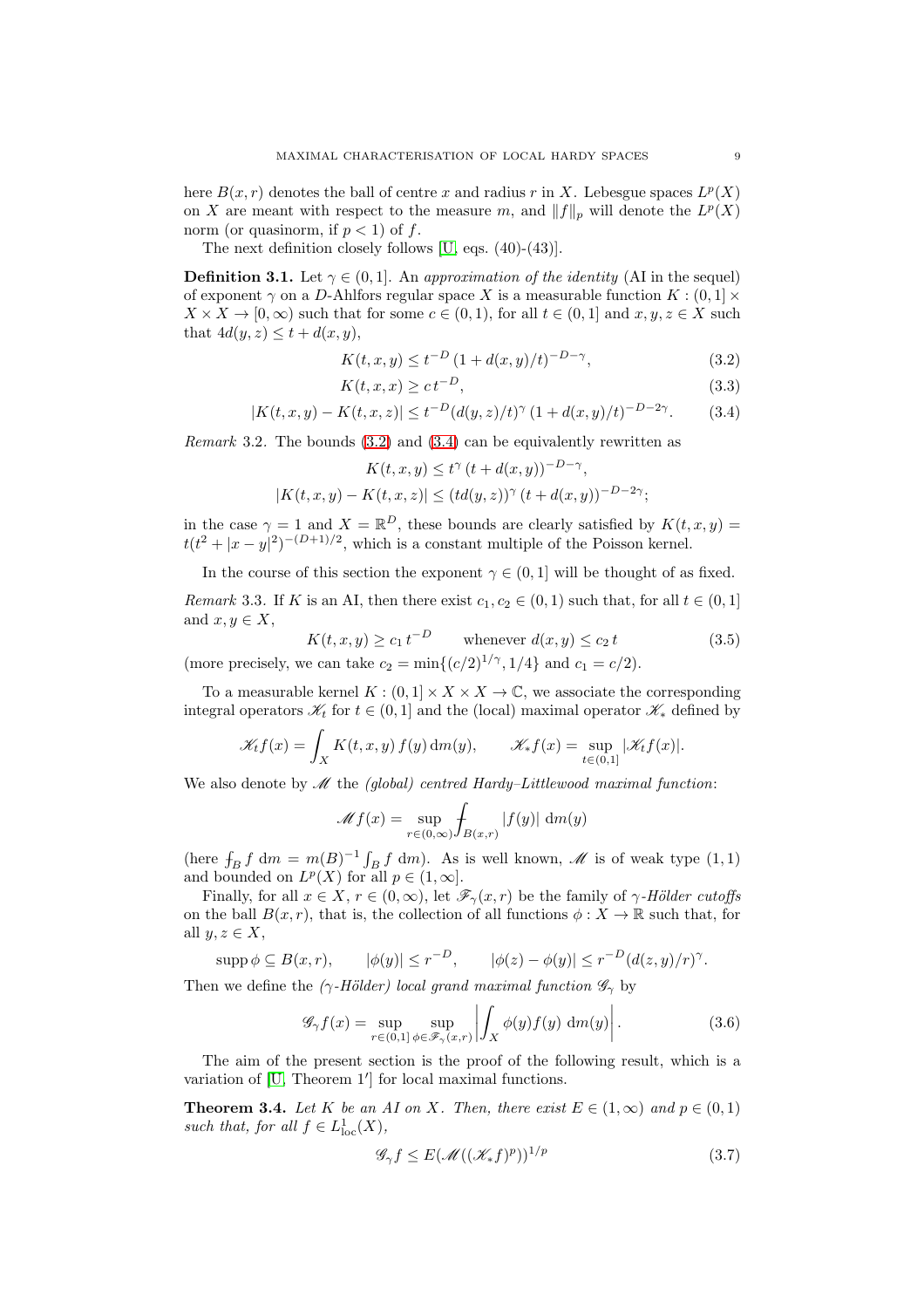here $B(x,r)$ denotes the ball of centre $x$ and radius $r$ in $X$. Lebesgue spaces $L^p(X)$ on $X$ are meant with respect to the measure $m$, and $\|f\|_p$ will denote the $L^p(X)$ norm (or quasinorm, if $p<1$) of $f$.

The next definition closely follows [U, eqs. (40)-(43)].

**Definition 3.1.** Let $\gamma \in (0,1]$. An *approximation of the identity* (AI in the sequel) of exponent $\gamma$ on a $D$-Ahlfors regular space $X$ is a measurable function $K : (0,1] \times X \times X \to [0,\infty)$ such that for some $c \in (0,1)$, for all $t \in (0,1]$ and $x,y,z \in X$ such that $4d(y,z) \le t + d(x,y)$,

$$K(t,x,y) \le t^{-D}\,(1 + d(x,y)/t)^{-D-\gamma}, \tag{3.2}$$

$$K(t,x,x) \ge c\,t^{-D}, \tag{3.3}$$

$$|K(t,x,y) - K(t,x,z)| \le t^{-D}(d(y,z)/t)^{\gamma}\,(1 + d(x,y)/t)^{-D-2\gamma}. \tag{3.4}$$

*Remark* 3.2. The bounds (3.2) and (3.4) can be equivalently rewritten as

$$K(t,x,y) \le t^{\gamma}\,(t + d(x,y))^{-D-\gamma},$$

$$|K(t,x,y) - K(t,x,z)| \le (td(y,z))^{\gamma}\,(t + d(x,y))^{-D-2\gamma};$$

in the case $\gamma = 1$ and $X = \mathbb{R}^D$, these bounds are clearly satisfied by $K(t,x,y) = t(t^2 + |x-y|^2)^{-(D+1)/2}$, which is a constant multiple of the Poisson kernel.

In the course of this section the exponent $\gamma \in (0,1]$ will be thought of as fixed.

*Remark* 3.3. If $K$ is an AI, then there exist $c_1, c_2 \in (0,1)$ such that, for all $t \in (0,1]$ and $x,y \in X$,

$$K(t,x,y) \ge c_1\,t^{-D} \qquad \text{whenever } d(x,y) \le c_2\,t \tag{3.5}$$

(more precisely, we can take $c_2 = \min\{(c/2)^{1/\gamma}, 1/4\}$ and $c_1 = c/2$).

To a measurable kernel $K : (0,1] \times X \times X \to \mathbb{C}$, we associate the corresponding integral operators $\mathscr{K}_t$ for $t \in (0,1]$ and the (local) maximal operator $\mathscr{K}_*$ defined by

$$\mathscr{K}_t f(x) = \int_X K(t,x,y)\,f(y)\,\mathrm{d}m(y), \qquad \mathscr{K}_* f(x) = \sup_{t\in(0,1]} |\mathscr{K}_t f(x)|.$$

We also denote by $\mathscr{M}$ the *(global) centred Hardy–Littlewood maximal function*:

$$\mathscr{M} f(x) = \sup_{r\in(0,\infty)} \fint_{B(x,r)} |f(y)|\,\mathrm{d}m(y)$$

(here $\fint_B f\,\mathrm{d}m = m(B)^{-1}\int_B f\,\mathrm{d}m$). As is well known, $\mathscr{M}$ is of weak type $(1,1)$ and bounded on $L^p(X)$ for all $p \in (1,\infty]$.

Finally, for all $x \in X$, $r \in (0,\infty)$, let $\mathscr{F}_\gamma(x,r)$ be the family of *$\gamma$-Hölder cutoffs* on the ball $B(x,r)$, that is, the collection of all functions $\phi : X \to \mathbb{R}$ such that, for all $y,z \in X$,

$$\operatorname{supp}\phi \subseteq B(x,r), \qquad |\phi(y)| \le r^{-D}, \qquad |\phi(z) - \phi(y)| \le r^{-D}(d(z,y)/r)^{\gamma}.$$

Then we define the *($\gamma$-Hölder) local grand maximal function* $\mathscr{G}_\gamma$ by

$$\mathscr{G}_\gamma f(x) = \sup_{r\in(0,1]}\ \sup_{\phi\in\mathscr{F}_\gamma(x,r)} \left| \int_X \phi(y) f(y)\,\mathrm{d}m(y) \right|. \tag{3.6}$$

The aim of the present section is the proof of the following result, which is a variation of [U, Theorem 1′] for local maximal functions.

**Theorem 3.4.** *Let $K$ be an AI on $X$. Then, there exist $E \in (1,\infty)$ and $p \in (0,1)$ such that, for all $f \in L^1_{\mathrm{loc}}(X)$,*

$$\mathscr{G}_\gamma f \le E(\mathscr{M}((\mathscr{K}_* f)^p))^{1/p} \tag{3.7}$$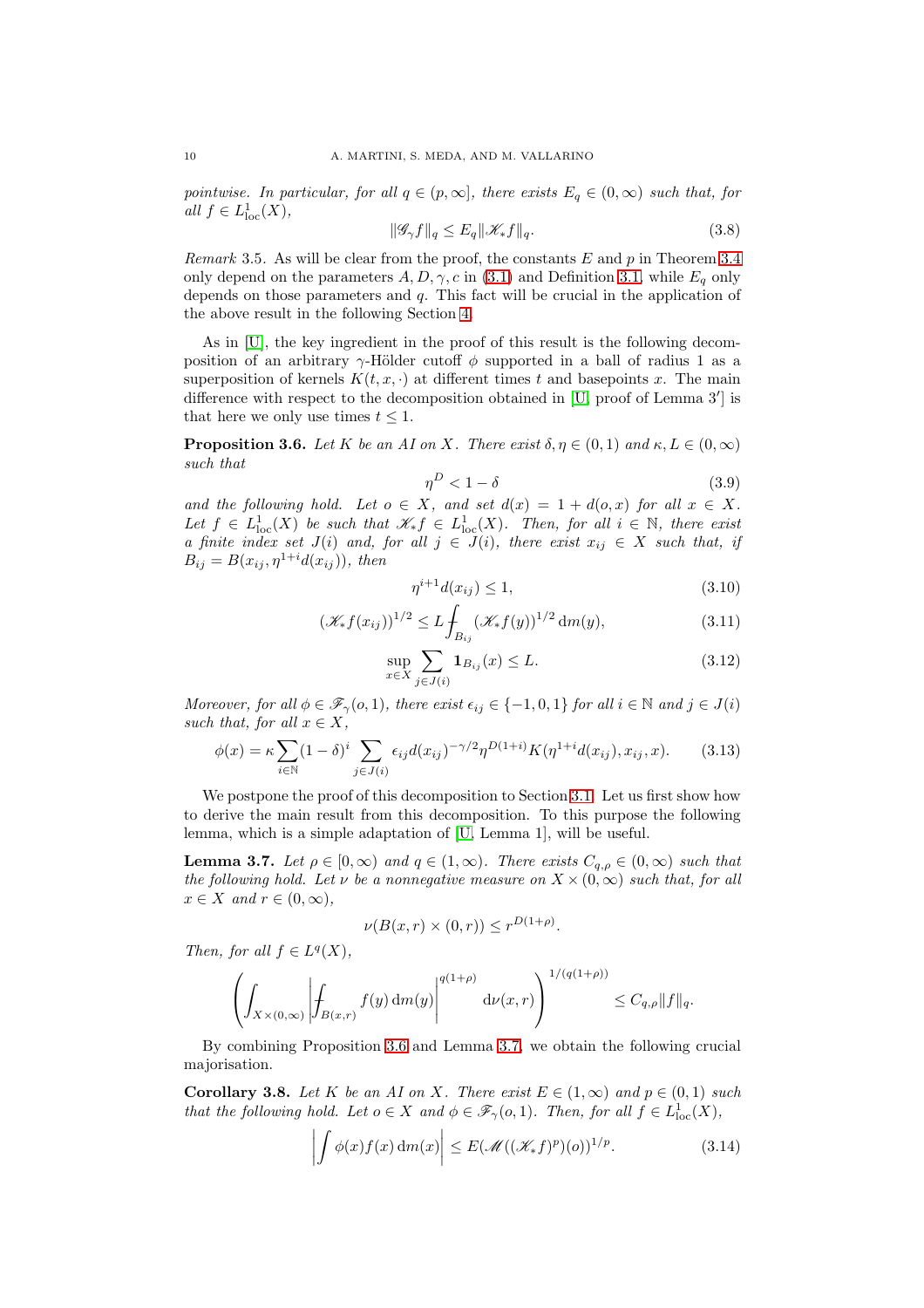*pointwise. In particular, for all $q \in (p, \infty]$, there exists $E_q \in (0, \infty)$ such that, for all $f \in L^1_{\mathrm{loc}}(X)$,*

$$\|\mathscr{G}_\gamma f\|_q \leq E_q \|\mathscr{K}_* f\|_q. \tag{3.8}$$

*Remark* 3.5. As will be clear from the proof, the constants $E$ and $p$ in Theorem 3.4 only depend on the parameters $A, D, \gamma, c$ in (3.1) and Definition 3.1, while $E_q$ only depends on those parameters and $q$. This fact will be crucial in the application of the above result in the following Section 4.

As in [U], the key ingredient in the proof of this result is the following decomposition of an arbitrary $\gamma$-Hölder cutoff $\phi$ supported in a ball of radius 1 as a superposition of kernels $K(t, x, \cdot)$ at different times $t$ and basepoints $x$. The main difference with respect to the decomposition obtained in [U, proof of Lemma 3′] is that here we only use times $t \leq 1$.

**Proposition 3.6.** *Let $K$ be an AI on $X$. There exist $\delta, \eta \in (0, 1)$ and $\kappa, L \in (0, \infty)$ such that*

$$\eta^D < 1 - \delta \tag{3.9}$$

*and the following hold. Let $o \in X$, and set $d(x) = 1 + d(o, x)$ for all $x \in X$. Let $f \in L^1_{\mathrm{loc}}(X)$ be such that $\mathscr{K}_* f \in L^1_{\mathrm{loc}}(X)$. Then, for all $i \in \mathbb{N}$, there exist a finite index set $J(i)$ and, for all $j \in J(i)$, there exist $x_{ij} \in X$ such that, if $B_{ij} = B(x_{ij}, \eta^{1+i} d(x_{ij}))$, then*

$$\eta^{i+1} d(x_{ij}) \leq 1, \tag{3.10}$$

$$(\mathscr{K}_* f(x_{ij}))^{1/2} \leq L \fint_{B_{ij}} (\mathscr{K}_* f(y))^{1/2} \, \mathrm{d}m(y), \tag{3.11}$$

$$\sup_{x \in X} \sum_{j \in J(i)} \mathbf{1}_{B_{ij}}(x) \leq L. \tag{3.12}$$

*Moreover, for all $\phi \in \mathscr{F}_\gamma(o, 1)$, there exist $\epsilon_{ij} \in \{-1, 0, 1\}$ for all $i \in \mathbb{N}$ and $j \in J(i)$ such that, for all $x \in X$,*

$$\phi(x) = \kappa \sum_{i \in \mathbb{N}} (1 - \delta)^i \sum_{j \in J(i)} \epsilon_{ij} d(x_{ij})^{-\gamma/2} \eta^{D(1+i)} K(\eta^{1+i} d(x_{ij}), x_{ij}, x). \tag{3.13}$$

We postpone the proof of this decomposition to Section 3.1. Let us first show how to derive the main result from this decomposition. To this purpose the following lemma, which is a simple adaptation of [U, Lemma 1], will be useful.

**Lemma 3.7.** *Let $\rho \in [0, \infty)$ and $q \in (1, \infty)$. There exists $C_{q,\rho} \in (0, \infty)$ such that the following hold. Let $\nu$ be a nonnegative measure on $X \times (0, \infty)$ such that, for all $x \in X$ and $r \in (0, \infty)$,*

$$\nu(B(x, r) \times (0, r)) \leq r^{D(1+\rho)}.$$

*Then, for all $f \in L^q(X)$,*

$$\left( \int_{X \times (0,\infty)} \left| \fint_{B(x,r)} f(y) \, \mathrm{d}m(y) \right|^{q(1+\rho)} \mathrm{d}\nu(x, r) \right)^{1/(q(1+\rho))} \leq C_{q,\rho} \|f\|_q.$$

By combining Proposition 3.6 and Lemma 3.7, we obtain the following crucial majorisation.

**Corollary 3.8.** *Let $K$ be an AI on $X$. There exist $E \in (1, \infty)$ and $p \in (0, 1)$ such that the following hold. Let $o \in X$ and $\phi \in \mathscr{F}_\gamma(o, 1)$. Then, for all $f \in L^1_{\mathrm{loc}}(X)$,*

$$\left| \int \phi(x) f(x) \, \mathrm{d}m(x) \right| \leq E (\mathscr{M}((\mathscr{K}_* f)^p)(o))^{1/p}. \tag{3.14}$$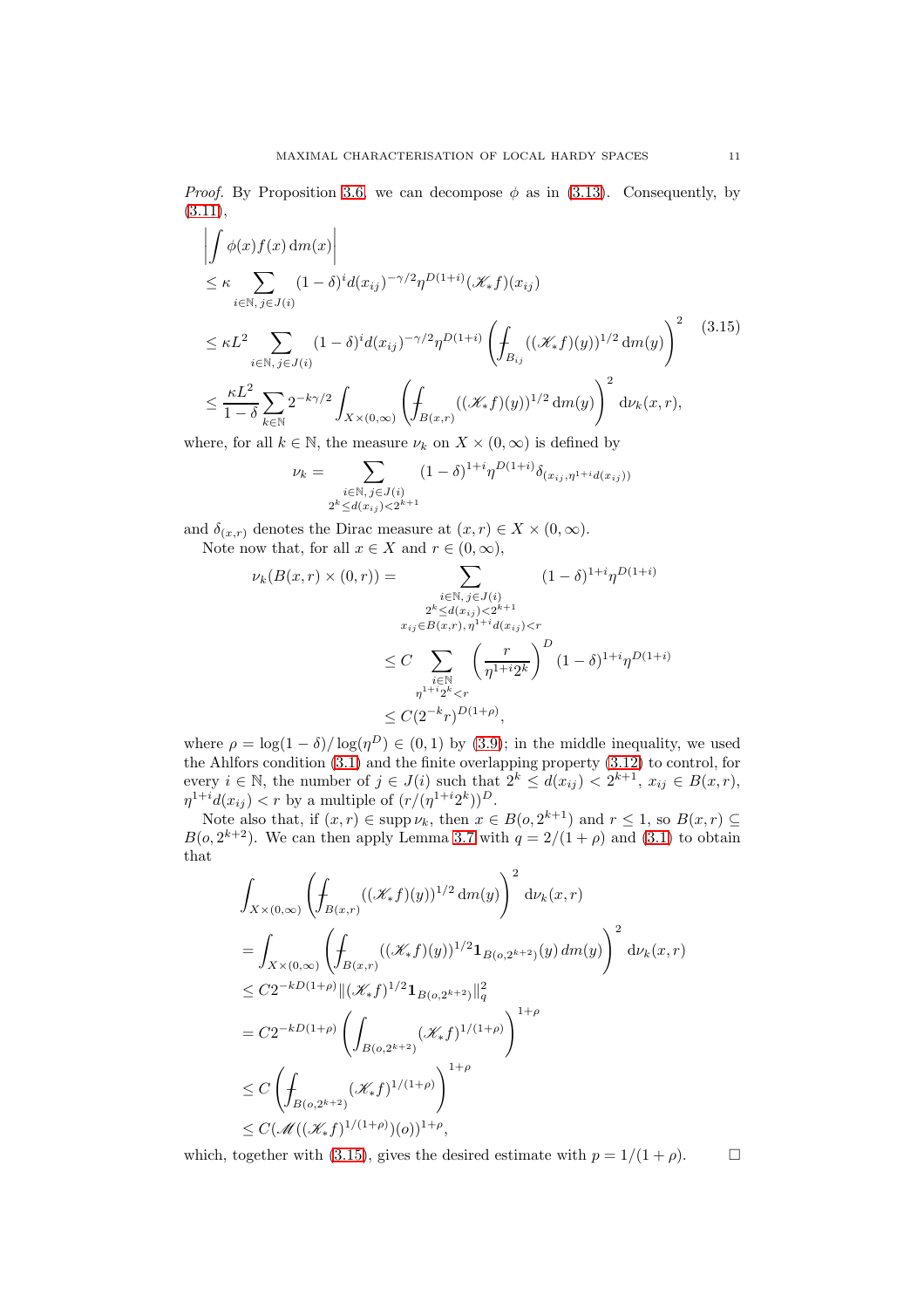*Proof.* By Proposition 3.6, we can decompose $\phi$ as in (3.13). Consequently, by (3.11),

$$
\begin{aligned}
&\left|\int \phi(x) f(x)\,\mathrm{d}m(x)\right| \\
&\le \kappa \sum_{i\in\mathbb{N},\, j\in J(i)} (1-\delta)^i d(x_{ij})^{-\gamma/2} \eta^{D(1+i)} (\mathscr{K}_* f)(x_{ij}) \\
&\le \kappa L^2 \sum_{i\in\mathbb{N},\, j\in J(i)} (1-\delta)^i d(x_{ij})^{-\gamma/2} \eta^{D(1+i)} \left( \fint_{B_{ij}} ((\mathscr{K}_* f)(y))^{1/2}\,\mathrm{d}m(y) \right)^2 \\
&\le \frac{\kappa L^2}{1-\delta} \sum_{k\in\mathbb{N}} 2^{-k\gamma/2} \int_{X\times(0,\infty)} \left( \fint_{B(x,r)} ((\mathscr{K}_* f)(y))^{1/2}\,\mathrm{d}m(y) \right)^2 \mathrm{d}\nu_k(x,r),
\end{aligned}
\tag{3.15}
$$

where, for all $k \in \mathbb{N}$, the measure $\nu_k$ on $X \times (0,\infty)$ is defined by

$$
\nu_k = \sum_{\substack{i\in\mathbb{N},\, j\in J(i) \\ 2^k \le d(x_{ij}) < 2^{k+1}}} (1-\delta)^{1+i} \eta^{D(1+i)} \delta_{(x_{ij}, \eta^{1+i} d(x_{ij}))}
$$

and $\delta_{(x,r)}$ denotes the Dirac measure at $(x,r) \in X \times (0,\infty)$.

Note now that, for all $x \in X$ and $r \in (0,\infty)$,

$$
\begin{aligned}
\nu_k(B(x,r)\times(0,r)) &= \sum_{\substack{i\in\mathbb{N},\, j\in J(i) \\ 2^k \le d(x_{ij}) < 2^{k+1} \\ x_{ij}\in B(x,r),\, \eta^{1+i} d(x_{ij}) < r}} (1-\delta)^{1+i} \eta^{D(1+i)} \\
&\le C \sum_{\substack{i\in\mathbb{N} \\ \eta^{1+i} 2^k < r}} \left( \frac{r}{\eta^{1+i} 2^k} \right)^D (1-\delta)^{1+i} \eta^{D(1+i)} \\
&\le C (2^{-k} r)^{D(1+\rho)},
\end{aligned}
$$

where $\rho = \log(1-\delta)/\log(\eta^D) \in (0,1)$ by (3.9); in the middle inequality, we used the Ahlfors condition (3.1) and the finite overlapping property (3.12) to control, for every $i \in \mathbb{N}$, the number of $j \in J(i)$ such that $2^k \le d(x_{ij}) < 2^{k+1}$, $x_{ij} \in B(x,r)$, $\eta^{1+i} d(x_{ij}) < r$ by a multiple of $(r/(\eta^{1+i} 2^k))^D$.

Note also that, if $(x,r) \in \operatorname{supp} \nu_k$, then $x \in B(o, 2^{k+1})$ and $r \le 1$, so $B(x,r) \subseteq B(o, 2^{k+2})$. We can then apply Lemma 3.7 with $q = 2/(1+\rho)$ and (3.1) to obtain that

$$
\begin{aligned}
&\int_{X\times(0,\infty)} \left( \fint_{B(x,r)} ((\mathscr{K}_* f)(y))^{1/2}\,\mathrm{d}m(y) \right)^2 \mathrm{d}\nu_k(x,r) \\
&= \int_{X\times(0,\infty)} \left( \fint_{B(x,r)} ((\mathscr{K}_* f)(y))^{1/2} \mathbf{1}_{B(o,2^{k+2})}(y)\, dm(y) \right)^2 \mathrm{d}\nu_k(x,r) \\
&\le C 2^{-kD(1+\rho)} \| (\mathscr{K}_* f)^{1/2} \mathbf{1}_{B(o,2^{k+2})} \|_q^2 \\
&= C 2^{-kD(1+\rho)} \left( \int_{B(o,2^{k+2})} (\mathscr{K}_* f)^{1/(1+\rho)} \right)^{1+\rho} \\
&\le C \left( \fint_{B(o,2^{k+2})} (\mathscr{K}_* f)^{1/(1+\rho)} \right)^{1+\rho} \\
&\le C (\mathscr{M}((\mathscr{K}_* f)^{1/(1+\rho)})(o))^{1+\rho},
\end{aligned}
$$

which, together with (3.15), gives the desired estimate with $p = 1/(1+\rho)$. $\square$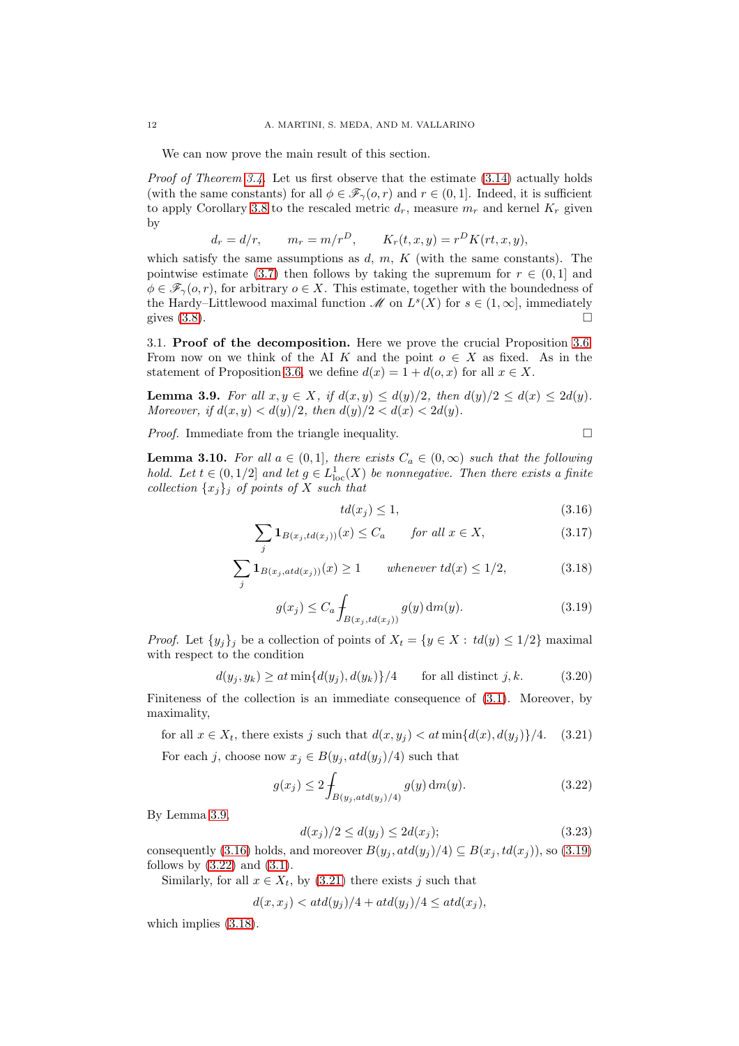We can now prove the main result of this section.

*Proof of Theorem 3.4.* Let us first observe that the estimate (3.14) actually holds (with the same constants) for all $\phi \in \mathscr{F}_\gamma(o,r)$ and $r \in (0,1]$. Indeed, it is sufficient to apply Corollary 3.8 to the rescaled metric $d_r$, measure $m_r$ and kernel $K_r$ given by

$$d_r = d/r, \qquad m_r = m/r^D, \qquad K_r(t,x,y) = r^D K(rt,x,y),$$

which satisfy the same assumptions as $d$, $m$, $K$ (with the same constants). The pointwise estimate (3.7) then follows by taking the supremum for $r \in (0,1]$ and $\phi \in \mathscr{F}_\gamma(o,r)$, for arbitrary $o \in X$. This estimate, together with the boundedness of the Hardy–Littlewood maximal function $\mathscr{M}$ on $L^s(X)$ for $s \in (1,\infty]$, immediately gives (3.8). $\square$

3.1. **Proof of the decomposition.** Here we prove the crucial Proposition 3.6. From now on we think of the AI $K$ and the point $o \in X$ as fixed. As in the statement of Proposition 3.6, we define $d(x) = 1 + d(o,x)$ for all $x \in X$.

**Lemma 3.9.** *For all $x, y \in X$, if $d(x,y) \leq d(y)/2$, then $d(y)/2 \leq d(x) \leq 2d(y)$. Moreover, if $d(x,y) < d(y)/2$, then $d(y)/2 < d(x) < 2d(y)$.*

*Proof.* Immediate from the triangle inequality. $\square$

**Lemma 3.10.** *For all $a \in (0,1]$, there exists $C_a \in (0,\infty)$ such that the following hold. Let $t \in (0,1/2]$ and let $g \in L^1_{\mathrm{loc}}(X)$ be nonnegative. Then there exists a finite collection $\{x_j\}_j$ of points of $X$ such that*

$$td(x_j) \leq 1, \tag{3.16}$$

$$\sum_j \mathbf{1}_{B(x_j,td(x_j))}(x) \leq C_a \qquad \text{for all } x \in X, \tag{3.17}$$

$$\sum_j \mathbf{1}_{B(x_j,atd(x_j))}(x) \geq 1 \qquad \text{whenever } td(x) \leq 1/2, \tag{3.18}$$

$$g(x_j) \leq C_a \fint_{B(x_j,td(x_j))} g(y)\,\mathrm{d}m(y). \tag{3.19}$$

*Proof.* Let $\{y_j\}_j$ be a collection of points of $X_t = \{y \in X : td(y) \leq 1/2\}$ maximal with respect to the condition

$$d(y_j,y_k) \geq at\min\{d(y_j),d(y_k)\}/4 \qquad \text{for all distinct } j,k. \tag{3.20}$$

Finiteness of the collection is an immediate consequence of (3.1). Moreover, by maximality,

$$\text{for all } x \in X_t, \text{ there exists } j \text{ such that } d(x,y_j) < at\min\{d(x),d(y_j)\}/4. \tag{3.21}$$

For each $j$, choose now $x_j \in B(y_j, atd(y_j)/4)$ such that

$$g(x_j) \leq 2\fint_{B(y_j,atd(y_j)/4)} g(y)\,\mathrm{d}m(y). \tag{3.22}$$

By Lemma 3.9,

$$d(x_j)/2 \leq d(y_j) \leq 2d(x_j); \tag{3.23}$$

consequently (3.16) holds, and moreover $B(y_j, atd(y_j)/4) \subseteq B(x_j, td(x_j))$, so (3.19) follows by (3.22) and (3.1).

Similarly, for all $x \in X_t$, by (3.21) there exists $j$ such that

$$d(x,x_j) < atd(y_j)/4 + atd(y_j)/4 \leq atd(x_j),$$

which implies (3.18).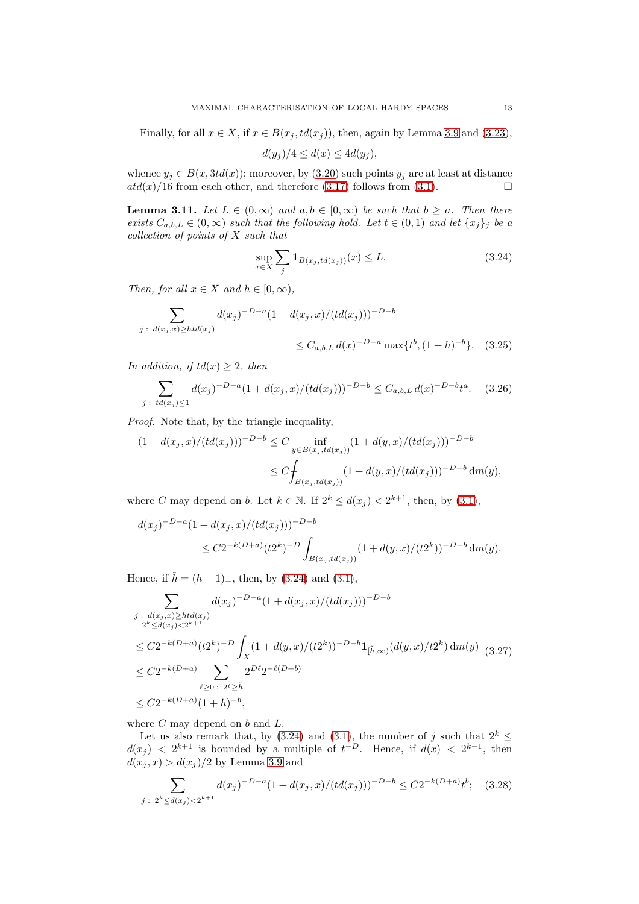Finally, for all $x \in X$, if $x \in B(x_j, td(x_j))$, then, again by Lemma 3.9 and (3.23),

$$d(y_j)/4 \leq d(x) \leq 4d(y_j),$$

whence $y_j \in B(x, 3td(x))$; moreover, by (3.20) such points $y_j$ are at least at distance $atd(x)/16$ from each other, and therefore (3.17) follows from (3.1). □

**Lemma 3.11.** *Let $L \in (0, \infty)$ and $a, b \in [0, \infty)$ be such that $b \geq a$. Then there exists $C_{a,b,L} \in (0, \infty)$ such that the following hold. Let $t \in (0, 1)$ and let $\{x_j\}_j$ be a collection of points of $X$ such that*

$$\sup_{x \in X} \sum_j \mathbf{1}_{B(x_j, td(x_j))}(x) \leq L. \tag{3.24}$$

*Then, for all $x \in X$ and $h \in [0, \infty)$,*

$$\sum_{j \,:\, d(x_j, x) \geq htd(x_j)} d(x_j)^{-D-a}(1 + d(x_j, x)/(td(x_j)))^{-D-b} \\ \leq C_{a,b,L}\, d(x)^{-D-a} \max\{t^b, (1+h)^{-b}\}. \tag{3.25}$$

*In addition, if $td(x) \geq 2$, then*

$$\sum_{j \,:\, td(x_j) \leq 1} d(x_j)^{-D-a}(1 + d(x_j, x)/(td(x_j)))^{-D-b} \leq C_{a,b,L}\, d(x)^{-D-b} t^a. \tag{3.26}$$

*Proof.* Note that, by the triangle inequality,

$$\begin{aligned}(1 + d(x_j, x)/(td(x_j)))^{-D-b} &\leq C \inf_{y \in B(x_j, td(x_j))} (1 + d(y, x)/(td(x_j)))^{-D-b} \\ &\leq C \fint_{B(x_j, td(x_j))} (1 + d(y, x)/(td(x_j)))^{-D-b} \,\mathrm{d}m(y),\end{aligned}$$

where $C$ may depend on $b$. Let $k \in \mathbb{N}$. If $2^k \leq d(x_j) < 2^{k+1}$, then, by (3.1),

$$\begin{aligned}&d(x_j)^{-D-a}(1 + d(x_j, x)/(td(x_j)))^{-D-b} \\ &\qquad \leq C 2^{-k(D+a)}(t2^k)^{-D} \int_{B(x_j, td(x_j))} (1 + d(y, x)/(t2^k))^{-D-b} \,\mathrm{d}m(y).\end{aligned}$$

Hence, if $\tilde{h} = (h-1)_+$, then, by (3.24) and (3.1),

$$\begin{aligned}&\sum_{\substack{j \,:\, d(x_j, x) \geq htd(x_j) \\ 2^k \leq d(x_j) < 2^{k+1}}} d(x_j)^{-D-a}(1 + d(x_j, x)/(td(x_j)))^{-D-b} \\ &\leq C 2^{-k(D+a)}(t2^k)^{-D} \int_X (1 + d(y, x)/(t2^k))^{-D-b} \mathbf{1}_{[\tilde{h}, \infty)}(d(y, x)/t2^k) \,\mathrm{d}m(y) \\ &\leq C 2^{-k(D+a)} \sum_{\ell \geq 0 \,:\, 2^\ell \geq \tilde{h}} 2^{D\ell} 2^{-\ell(D+b)} \\ &\leq C 2^{-k(D+a)}(1+h)^{-b},\end{aligned} \tag{3.27}$$

where $C$ may depend on $b$ and $L$.

Let us also remark that, by (3.24) and (3.1), the number of $j$ such that $2^k \leq d(x_j) < 2^{k+1}$ is bounded by a multiple of $t^{-D}$. Hence, if $d(x) < 2^{k-1}$, then $d(x_j, x) > d(x_j)/2$ by Lemma 3.9 and

$$\sum_{j \,:\, 2^k \leq d(x_j) < 2^{k+1}} d(x_j)^{-D-a}(1 + d(x_j, x)/(td(x_j)))^{-D-b} \leq C 2^{-k(D+a)} t^b; \tag{3.28}$$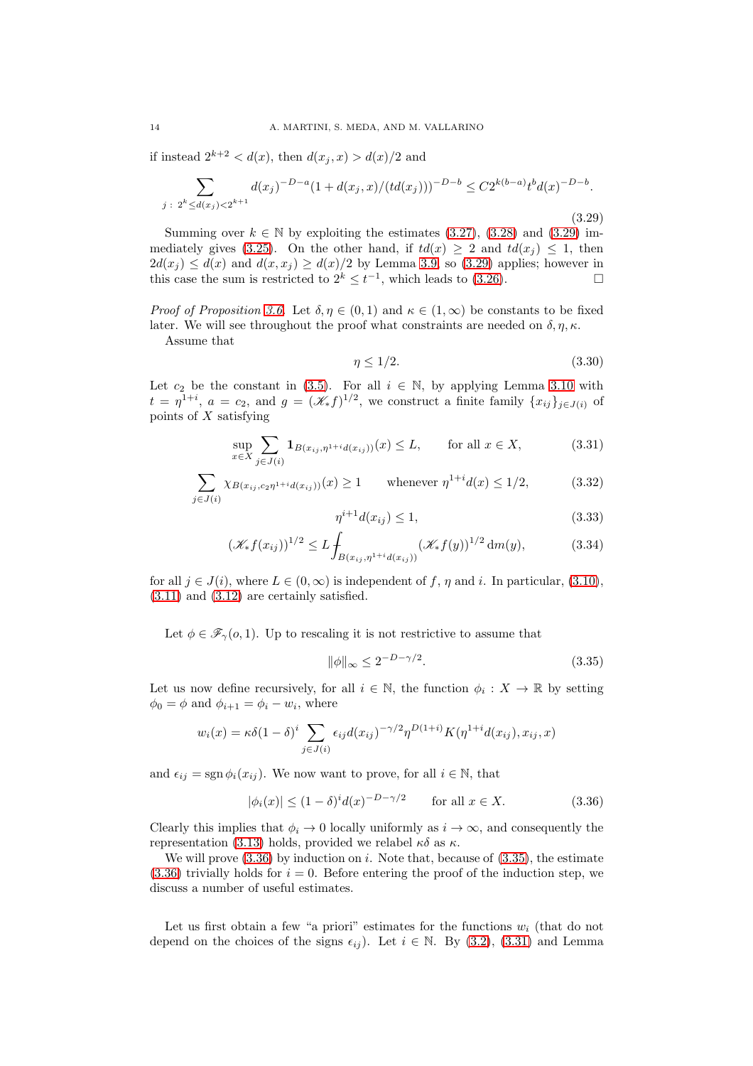if instead $2^{k+2} < d(x)$, then $d(x_j, x) > d(x)/2$ and

$$\sum_{j\,:\, 2^k \le d(x_j) < 2^{k+1}} d(x_j)^{-D-a}(1 + d(x_j, x)/(td(x_j)))^{-D-b} \le C2^{k(b-a)}t^b d(x)^{-D-b}. \tag{3.29}$$

Summing over $k \in \mathbb{N}$ by exploiting the estimates (3.27), (3.28) and (3.29) immediately gives (3.25). On the other hand, if $td(x) \ge 2$ and $td(x_j) \le 1$, then $2d(x_j) \le d(x)$ and $d(x, x_j) \ge d(x)/2$ by Lemma 3.9, so (3.29) applies; however in this case the sum is restricted to $2^k \le t^{-1}$, which leads to (3.26). □

*Proof of Proposition 3.6.* Let $\delta, \eta \in (0, 1)$ and $\kappa \in (1, \infty)$ be constants to be fixed later. We will see throughout the proof what constraints are needed on $\delta, \eta, \kappa$.

Assume that

$$\eta \le 1/2. \tag{3.30}$$

Let $c_2$ be the constant in (3.5). For all $i \in \mathbb{N}$, by applying Lemma 3.10 with $t = \eta^{1+i}$, $a = c_2$, and $g = (\mathscr{K}_* f)^{1/2}$, we construct a finite family $\{x_{ij}\}_{j\in J(i)}$ of points of $X$ satisfying

$$\sup_{x\in X} \sum_{j\in J(i)} \mathbf{1}_{B(x_{ij},\eta^{1+i}d(x_{ij}))}(x) \le L, \qquad \text{for all } x \in X, \tag{3.31}$$

$$\sum_{j\in J(i)} \chi_{B(x_{ij},c_2\eta^{1+i}d(x_{ij}))}(x) \ge 1 \qquad \text{whenever } \eta^{1+i}d(x) \le 1/2, \tag{3.32}$$

$$\eta^{i+1}d(x_{ij}) \le 1, \tag{3.33}$$

$$(\mathscr{K}_* f(x_{ij}))^{1/2} \le L \fint_{B(x_{ij},\eta^{1+i}d(x_{ij}))} (\mathscr{K}_* f(y))^{1/2} \,\mathrm{d}m(y), \tag{3.34}$$

for all $j \in J(i)$, where $L \in (0, \infty)$ is independent of $f$, $\eta$ and $i$. In particular, (3.10), (3.11) and (3.12) are certainly satisfied.

Let $\phi \in \mathscr{F}_\gamma(o, 1)$. Up to rescaling it is not restrictive to assume that

$$\|\phi\|_\infty \le 2^{-D-\gamma/2}. \tag{3.35}$$

Let us now define recursively, for all $i \in \mathbb{N}$, the function $\phi_i : X \to \mathbb{R}$ by setting $\phi_0 = \phi$ and $\phi_{i+1} = \phi_i - w_i$, where

$$w_i(x) = \kappa\delta(1-\delta)^i \sum_{j\in J(i)} \epsilon_{ij} d(x_{ij})^{-\gamma/2} \eta^{D(1+i)} K(\eta^{1+i}d(x_{ij}), x_{ij}, x)$$

and $\epsilon_{ij} = \operatorname{sgn}\phi_i(x_{ij})$. We now want to prove, for all $i \in \mathbb{N}$, that

$$|\phi_i(x)| \le (1-\delta)^i d(x)^{-D-\gamma/2} \qquad \text{for all } x \in X. \tag{3.36}$$

Clearly this implies that $\phi_i \to 0$ locally uniformly as $i \to \infty$, and consequently the representation (3.13) holds, provided we relabel $\kappa\delta$ as $\kappa$.

We will prove (3.36) by induction on $i$. Note that, because of (3.35), the estimate (3.36) trivially holds for $i = 0$. Before entering the proof of the induction step, we discuss a number of useful estimates.

Let us first obtain a few "a priori" estimates for the functions $w_i$ (that do not depend on the choices of the signs $\epsilon_{ij}$). Let $i \in \mathbb{N}$. By (3.2), (3.31) and Lemma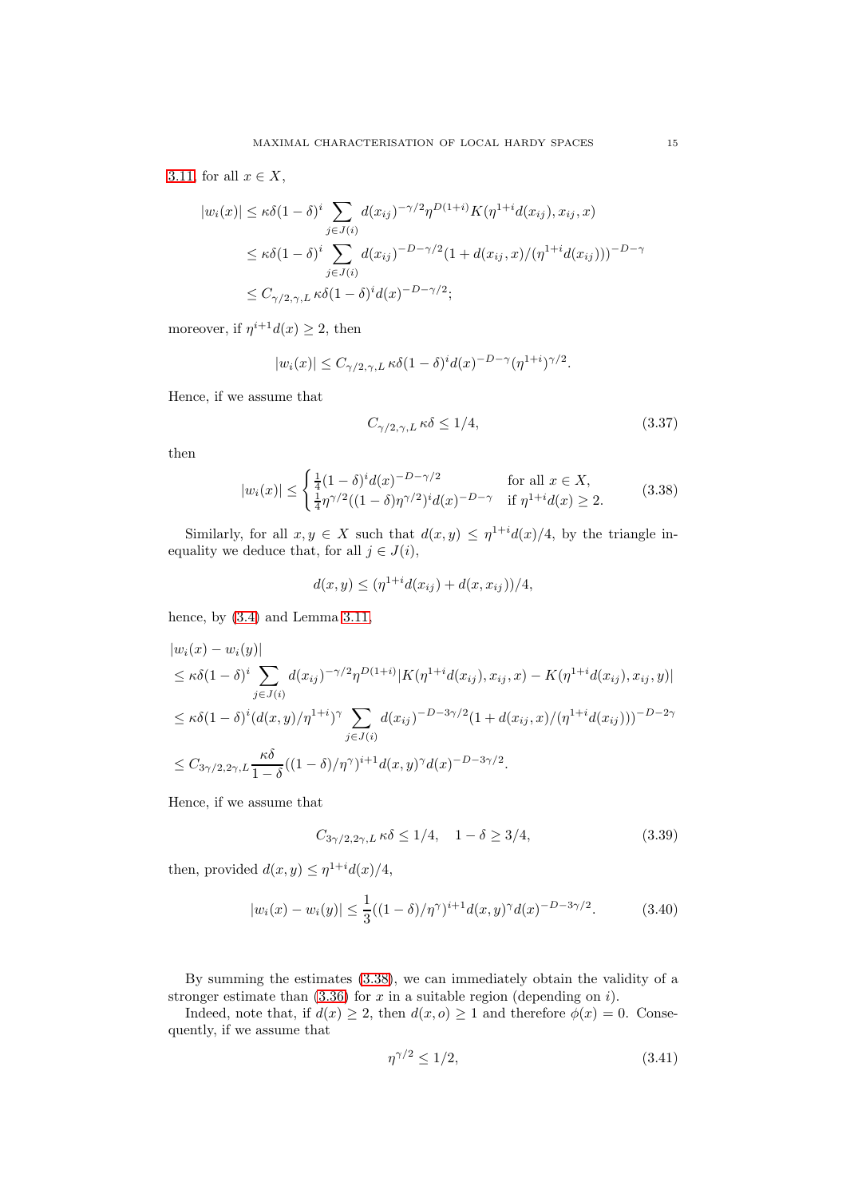3.11, for all $x \in X$,

$$
\begin{aligned}
|w_i(x)| &\le \kappa\delta(1-\delta)^i \sum_{j \in J(i)} d(x_{ij})^{-\gamma/2} \eta^{D(1+i)} K(\eta^{1+i} d(x_{ij}), x_{ij}, x) \\
&\le \kappa\delta(1-\delta)^i \sum_{j \in J(i)} d(x_{ij})^{-D-\gamma/2} (1 + d(x_{ij}, x)/(\eta^{1+i} d(x_{ij})))^{-D-\gamma} \\
&\le C_{\gamma/2,\gamma,L}\, \kappa\delta(1-\delta)^i d(x)^{-D-\gamma/2};
\end{aligned}
$$

moreover, if $\eta^{i+1} d(x) \ge 2$, then

$$
|w_i(x)| \le C_{\gamma/2,\gamma,L}\, \kappa\delta(1-\delta)^i d(x)^{-D-\gamma} (\eta^{1+i})^{\gamma/2}.
$$

Hence, if we assume that

$$
C_{\gamma/2,\gamma,L}\, \kappa\delta \le 1/4, \tag{3.37}
$$

then

$$
|w_i(x)| \le \begin{cases} \frac{1}{4}(1-\delta)^i d(x)^{-D-\gamma/2} & \text{for all } x \in X, \\ \frac{1}{4}\eta^{\gamma/2}((1-\delta)\eta^{\gamma/2})^i d(x)^{-D-\gamma} & \text{if } \eta^{1+i} d(x) \ge 2. \end{cases} \tag{3.38}
$$

Similarly, for all $x, y \in X$ such that $d(x,y) \le \eta^{1+i} d(x)/4$, by the triangle inequality we deduce that, for all $j \in J(i)$,

$$
d(x,y) \le (\eta^{1+i} d(x_{ij}) + d(x, x_{ij}))/4,
$$

hence, by (3.4) and Lemma 3.11,

$$
\begin{aligned}
&|w_i(x) - w_i(y)| \\
&\le \kappa\delta(1-\delta)^i \sum_{j \in J(i)} d(x_{ij})^{-\gamma/2} \eta^{D(1+i)} |K(\eta^{1+i} d(x_{ij}), x_{ij}, x) - K(\eta^{1+i} d(x_{ij}), x_{ij}, y)| \\
&\le \kappa\delta(1-\delta)^i (d(x,y)/\eta^{1+i})^\gamma \sum_{j \in J(i)} d(x_{ij})^{-D-3\gamma/2} (1 + d(x_{ij}, x)/(\eta^{1+i} d(x_{ij})))^{-D-2\gamma} \\
&\le C_{3\gamma/2,2\gamma,L} \frac{\kappa\delta}{1-\delta} ((1-\delta)/\eta^\gamma)^{i+1} d(x,y)^\gamma d(x)^{-D-3\gamma/2}.
\end{aligned}
$$

Hence, if we assume that

$$
C_{3\gamma/2,2\gamma,L}\, \kappa\delta \le 1/4, \quad 1-\delta \ge 3/4, \tag{3.39}
$$

then, provided $d(x,y) \le \eta^{1+i} d(x)/4$,

$$
|w_i(x) - w_i(y)| \le \frac{1}{3}((1-\delta)/\eta^\gamma)^{i+1} d(x,y)^\gamma d(x)^{-D-3\gamma/2}. \tag{3.40}
$$

By summing the estimates (3.38), we can immediately obtain the validity of a stronger estimate than (3.36) for $x$ in a suitable region (depending on $i$).

Indeed, note that, if $d(x) \ge 2$, then $d(x,o) \ge 1$ and therefore $\phi(x) = 0$. Consequently, if we assume that

$$
\eta^{\gamma/2} \le 1/2, \tag{3.41}
$$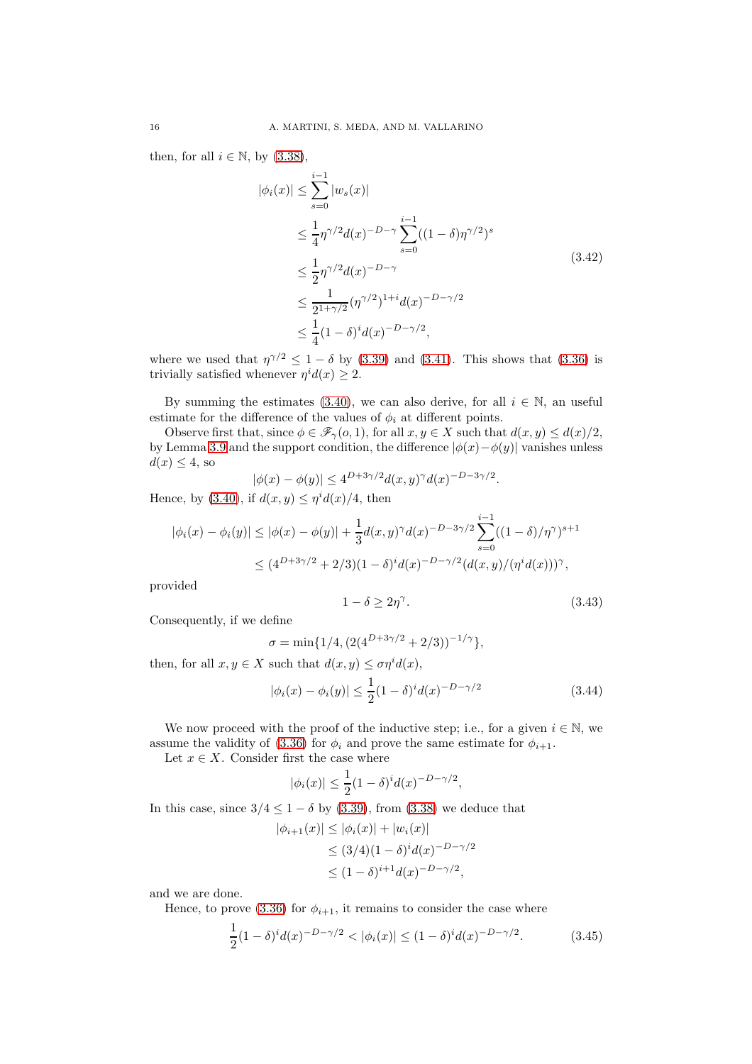then, for all $i \in \mathbb{N}$, by (3.38),

$$
\begin{aligned}
|\phi_i(x)| &\leq \sum_{s=0}^{i-1} |w_s(x)| \\
&\leq \frac{1}{4}\eta^{\gamma/2} d(x)^{-D-\gamma} \sum_{s=0}^{i-1} ((1-\delta)\eta^{\gamma/2})^s \\
&\leq \frac{1}{2}\eta^{\gamma/2} d(x)^{-D-\gamma} \\
&\leq \frac{1}{2^{1+\gamma/2}} (\eta^{\gamma/2})^{1+i} d(x)^{-D-\gamma/2} \\
&\leq \frac{1}{4}(1-\delta)^i d(x)^{-D-\gamma/2},
\end{aligned}
\tag{3.42}
$$

where we used that $\eta^{\gamma/2} \leq 1-\delta$ by (3.39) and (3.41). This shows that (3.36) is trivially satisfied whenever $\eta^i d(x) \geq 2$.

By summing the estimates (3.40), we can also derive, for all $i \in \mathbb{N}$, an useful estimate for the difference of the values of $\phi_i$ at different points.

Observe first that, since $\phi \in \mathscr{F}_\gamma(o,1)$, for all $x, y \in X$ such that $d(x,y) \leq d(x)/2$, by Lemma 3.9 and the support condition, the difference $|\phi(x) - \phi(y)|$ vanishes unless $d(x) \leq 4$, so

$$
|\phi(x) - \phi(y)| \leq 4^{D+3\gamma/2} d(x,y)^\gamma d(x)^{-D-3\gamma/2}.
$$

Hence, by (3.40), if $d(x,y) \leq \eta^i d(x)/4$, then

$$
\begin{aligned}
|\phi_i(x) - \phi_i(y)| &\leq |\phi(x) - \phi(y)| + \frac{1}{3} d(x,y)^\gamma d(x)^{-D-3\gamma/2} \sum_{s=0}^{i-1} ((1-\delta)/\eta^\gamma)^{s+1} \\
&\leq (4^{D+3\gamma/2} + 2/3)(1-\delta)^i d(x)^{-D-\gamma/2} (d(x,y)/(\eta^i d(x)))^\gamma,
\end{aligned}
$$

provided

$$
1 - \delta \geq 2\eta^\gamma. \tag{3.43}
$$

Consequently, if we define

$$
\sigma = \min\{1/4, (2(4^{D+3\gamma/2} + 2/3))^{-1/\gamma}\},
$$

then, for all $x, y \in X$ such that $d(x,y) \leq \sigma \eta^i d(x)$,

$$
|\phi_i(x) - \phi_i(y)| \leq \frac{1}{2}(1-\delta)^i d(x)^{-D-\gamma/2} \tag{3.44}
$$

We now proceed with the proof of the inductive step; i.e., for a given $i \in \mathbb{N}$, we assume the validity of (3.36) for $\phi_i$ and prove the same estimate for $\phi_{i+1}$.

Let $x \in X$. Consider first the case where

$$
|\phi_i(x)| \leq \frac{1}{2}(1-\delta)^i d(x)^{-D-\gamma/2},
$$

In this case, since $3/4 \leq 1 - \delta$ by (3.39), from (3.38) we deduce that

$$
\begin{aligned}
|\phi_{i+1}(x)| &\leq |\phi_i(x)| + |w_i(x)| \\
&\leq (3/4)(1-\delta)^i d(x)^{-D-\gamma/2} \\
&\leq (1-\delta)^{i+1} d(x)^{-D-\gamma/2},
\end{aligned}
$$

and we are done.

Hence, to prove (3.36) for $\phi_{i+1}$, it remains to consider the case where

$$
\frac{1}{2}(1-\delta)^i d(x)^{-D-\gamma/2} < |\phi_i(x)| \leq (1-\delta)^i d(x)^{-D-\gamma/2}. \tag{3.45}
$$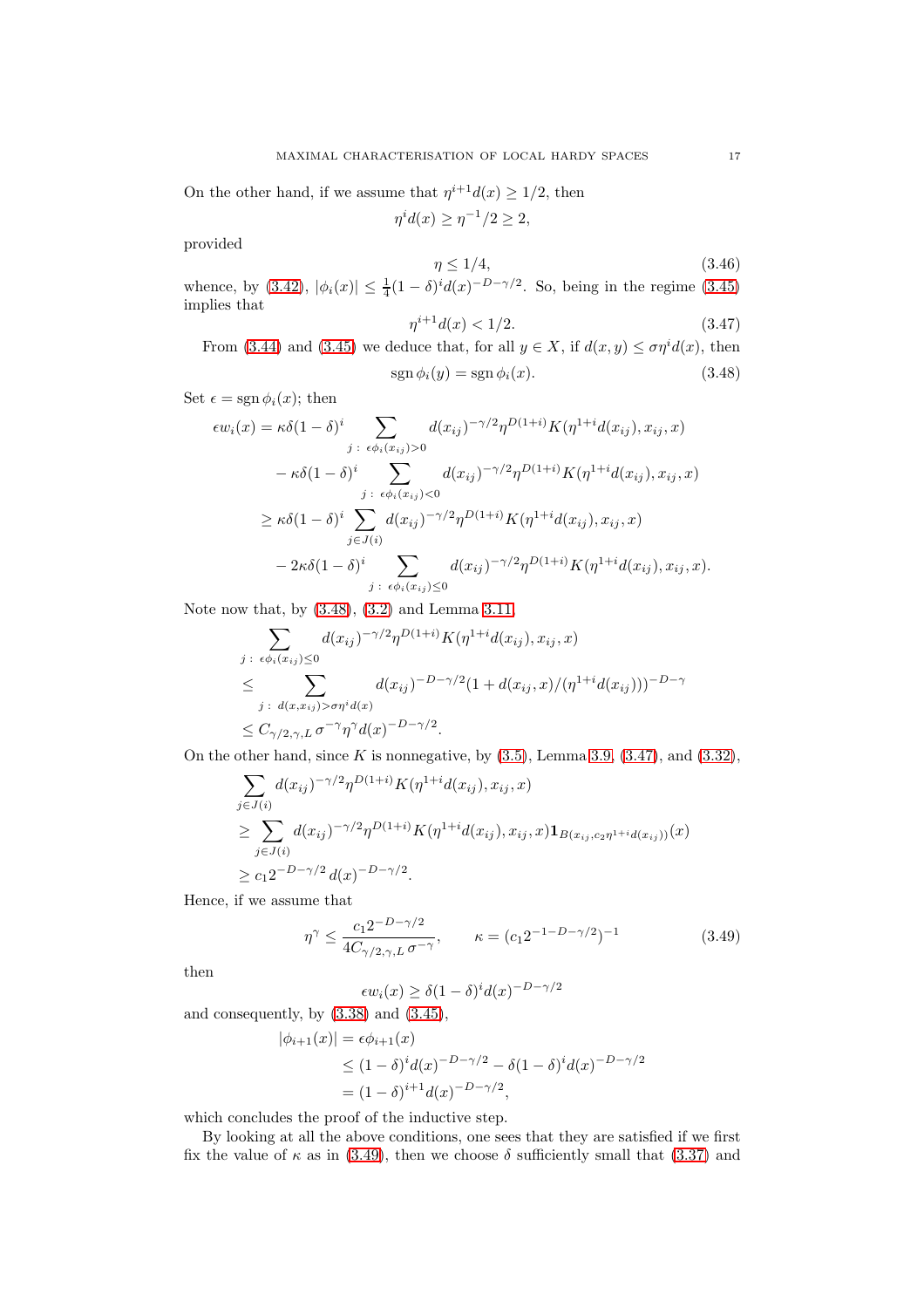On the other hand, if we assume that $\eta^{i+1} d(x) \geq 1/2$, then

$$\eta^i d(x) \geq \eta^{-1}/2 \geq 2,$$

provided

$$\eta \leq 1/4, \tag{3.46}$$

whence, by (3.42), $|\phi_i(x)| \leq \frac{1}{4}(1-\delta)^i d(x)^{-D-\gamma/2}$. So, being in the regime (3.45) implies that

$$\eta^{i+1} d(x) < 1/2. \tag{3.47}$$

From (3.44) and (3.45) we deduce that, for all $y \in X$, if $d(x,y) \leq \sigma \eta^i d(x)$, then

$$\operatorname{sgn} \phi_i(y) = \operatorname{sgn} \phi_i(x). \tag{3.48}$$

Set $\epsilon = \operatorname{sgn} \phi_i(x)$; then

$$\begin{aligned}
\epsilon w_i(x) &= \kappa\delta(1-\delta)^i \sum_{j \,:\, \epsilon\phi_i(x_{ij})>0} d(x_{ij})^{-\gamma/2} \eta^{D(1+i)} K(\eta^{1+i} d(x_{ij}), x_{ij}, x) \\
&\quad - \kappa\delta(1-\delta)^i \sum_{j \,:\, \epsilon\phi_i(x_{ij})<0} d(x_{ij})^{-\gamma/2} \eta^{D(1+i)} K(\eta^{1+i} d(x_{ij}), x_{ij}, x) \\
&\geq \kappa\delta(1-\delta)^i \sum_{j \in J(i)} d(x_{ij})^{-\gamma/2} \eta^{D(1+i)} K(\eta^{1+i} d(x_{ij}), x_{ij}, x) \\
&\quad - 2\kappa\delta(1-\delta)^i \sum_{j \,:\, \epsilon\phi_i(x_{ij})\leq 0} d(x_{ij})^{-\gamma/2} \eta^{D(1+i)} K(\eta^{1+i} d(x_{ij}), x_{ij}, x).
\end{aligned}$$

Note now that, by (3.48), (3.2) and Lemma 3.11,

$$\begin{aligned}
&\sum_{j \,:\, \epsilon\phi_i(x_{ij})\leq 0} d(x_{ij})^{-\gamma/2} \eta^{D(1+i)} K(\eta^{1+i} d(x_{ij}), x_{ij}, x) \\
&\leq \sum_{j \,:\, d(x,x_{ij})>\sigma\eta^i d(x)} d(x_{ij})^{-D-\gamma/2} (1 + d(x_{ij},x)/(\eta^{1+i} d(x_{ij})))^{-D-\gamma} \\
&\leq C_{\gamma/2,\gamma,L}\, \sigma^{-\gamma} \eta^\gamma d(x)^{-D-\gamma/2}.
\end{aligned}$$

On the other hand, since $K$ is nonnegative, by (3.5), Lemma 3.9, (3.47), and (3.32),

$$\begin{aligned}
&\sum_{j \in J(i)} d(x_{ij})^{-\gamma/2} \eta^{D(1+i)} K(\eta^{1+i} d(x_{ij}), x_{ij}, x) \\
&\geq \sum_{j \in J(i)} d(x_{ij})^{-\gamma/2} \eta^{D(1+i)} K(\eta^{1+i} d(x_{ij}), x_{ij}, x) \mathbf{1}_{B(x_{ij}, c_2 \eta^{1+i} d(x_{ij}))}(x) \\
&\geq c_1 2^{-D-\gamma/2}\, d(x)^{-D-\gamma/2}.
\end{aligned}$$

Hence, if we assume that

$$\eta^\gamma \leq \frac{c_1 2^{-D-\gamma/2}}{4 C_{\gamma/2,\gamma,L}\, \sigma^{-\gamma}}, \qquad \kappa = (c_1 2^{-1-D-\gamma/2})^{-1} \tag{3.49}$$

then

$$\epsilon w_i(x) \geq \delta(1-\delta)^i d(x)^{-D-\gamma/2}$$

and consequently, by (3.38) and (3.45),

$$\begin{aligned}
|\phi_{i+1}(x)| &= \epsilon\phi_{i+1}(x) \\
&\leq (1-\delta)^i d(x)^{-D-\gamma/2} - \delta(1-\delta)^i d(x)^{-D-\gamma/2} \\
&= (1-\delta)^{i+1} d(x)^{-D-\gamma/2},
\end{aligned}$$

which concludes the proof of the inductive step.

By looking at all the above conditions, one sees that they are satisfied if we first fix the value of $\kappa$ as in (3.49), then we choose $\delta$ sufficiently small that (3.37) and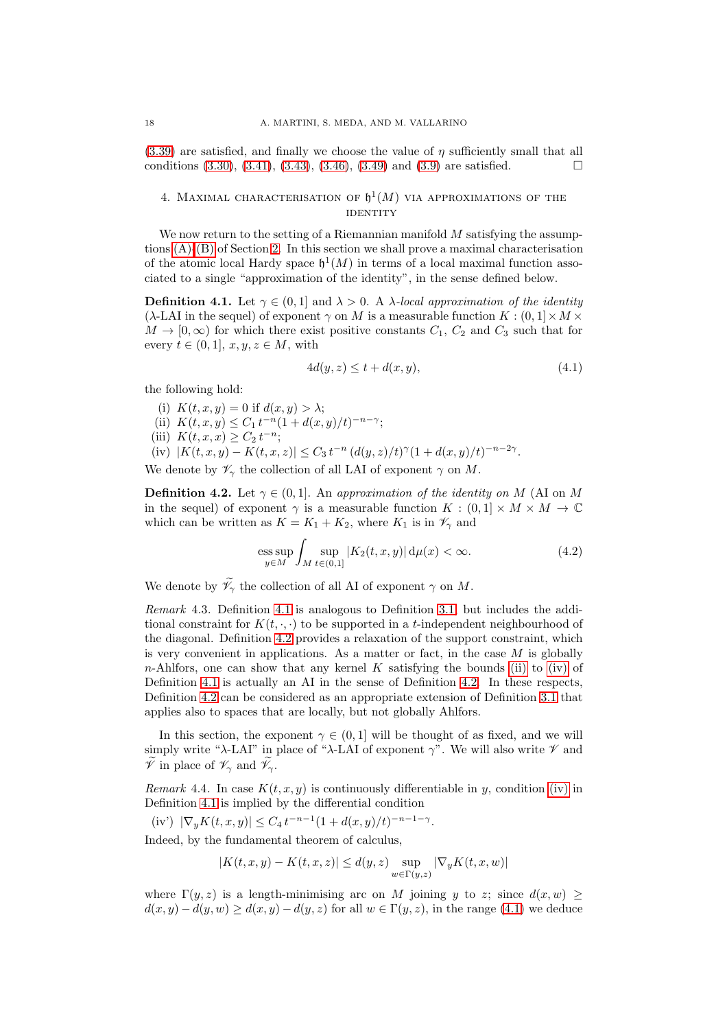(3.39) are satisfied, and finally we choose the value of $\eta$ sufficiently small that all conditions (3.30), (3.41), (3.43), (3.46), (3.49) and (3.9) are satisfied. $\square$

## 4. Maximal characterisation of $\mathfrak{h}^1(M)$ via approximations of the identity

We now return to the setting of a Riemannian manifold $M$ satisfying the assumptions (A)–(B) of Section 2. In this section we shall prove a maximal characterisation of the atomic local Hardy space $\mathfrak{h}^1(M)$ in terms of a local maximal function associated to a single "approximation of the identity", in the sense defined below.

**Definition 4.1.** Let $\gamma \in (0,1]$ and $\lambda > 0$. A *$\lambda$-local approximation of the identity* ($\lambda$-LAI in the sequel) of exponent $\gamma$ on $M$ is a measurable function $K : (0,1] \times M \times M \to [0,\infty)$ for which there exist positive constants $C_1$, $C_2$ and $C_3$ such that for every $t \in (0,1]$, $x, y, z \in M$, with

$$4d(y,z) \leq t + d(x,y), \tag{4.1}$$

the following hold:

(i) $K(t,x,y) = 0$ if $d(x,y) > \lambda$;
(ii) $K(t,x,y) \leq C_1\, t^{-n}(1 + d(x,y)/t)^{-n-\gamma}$;
(iii) $K(t,x,x) \geq C_2\, t^{-n}$;
(iv) $|K(t,x,y) - K(t,x,z)| \leq C_3\, t^{-n}\,(d(y,z)/t)^{\gamma}(1 + d(x,y)/t)^{-n-2\gamma}$.

We denote by $\mathscr{V}_\gamma$ the collection of all LAI of exponent $\gamma$ on $M$.

**Definition 4.2.** Let $\gamma \in (0,1]$. An *approximation of the identity on* $M$ (AI on $M$ in the sequel) of exponent $\gamma$ is a measurable function $K : (0,1] \times M \times M \to \mathbb{C}$ which can be written as $K = K_1 + K_2$, where $K_1$ is in $\mathscr{V}_\gamma$ and

$$\operatorname*{ess\,sup}_{y\in M} \int_M \sup_{t\in(0,1]} |K_2(t,x,y)|\, \mathrm{d}\mu(x) < \infty. \tag{4.2}$$

We denote by $\widetilde{\mathscr{V}}_\gamma$ the collection of all AI of exponent $\gamma$ on $M$.

*Remark* 4.3. Definition 4.1 is analogous to Definition 3.1, but includes the additional constraint for $K(t,\cdot,\cdot)$ to be supported in a $t$-independent neighbourhood of the diagonal. Definition 4.2 provides a relaxation of the support constraint, which is very convenient in applications. As a matter or fact, in the case $M$ is globally $n$-Ahlfors, one can show that any kernel $K$ satisfying the bounds (ii) to (iv) of Definition 4.1 is actually an AI in the sense of Definition 4.2. In these respects, Definition 4.2 can be considered as an appropriate extension of Definition 3.1 that applies also to spaces that are locally, but not globally Ahlfors.

In this section, the exponent $\gamma \in (0,1]$ will be thought of as fixed, and we will simply write "$\lambda$-LAI" in place of "$\lambda$-LAI of exponent $\gamma$". We will also write $\mathscr{V}$ and $\widetilde{\mathscr{V}}$ in place of $\mathscr{V}_\gamma$ and $\widetilde{\mathscr{V}}_\gamma$.

*Remark* 4.4. In case $K(t,x,y)$ is continuously differentiable in $y$, condition (iv) in Definition 4.1 is implied by the differential condition

(iv') $|\nabla_y K(t,x,y)| \leq C_4\, t^{-n-1}(1 + d(x,y)/t)^{-n-1-\gamma}$.

Indeed, by the fundamental theorem of calculus,

$$|K(t,x,y) - K(t,x,z)| \leq d(y,z) \sup_{w\in\Gamma(y,z)} |\nabla_y K(t,x,w)|$$

where $\Gamma(y,z)$ is a length-minimising arc on $M$ joining $y$ to $z$; since $d(x,w) \geq d(x,y) - d(y,w) \geq d(x,y) - d(y,z)$ for all $w \in \Gamma(y,z)$, in the range (4.1) we deduce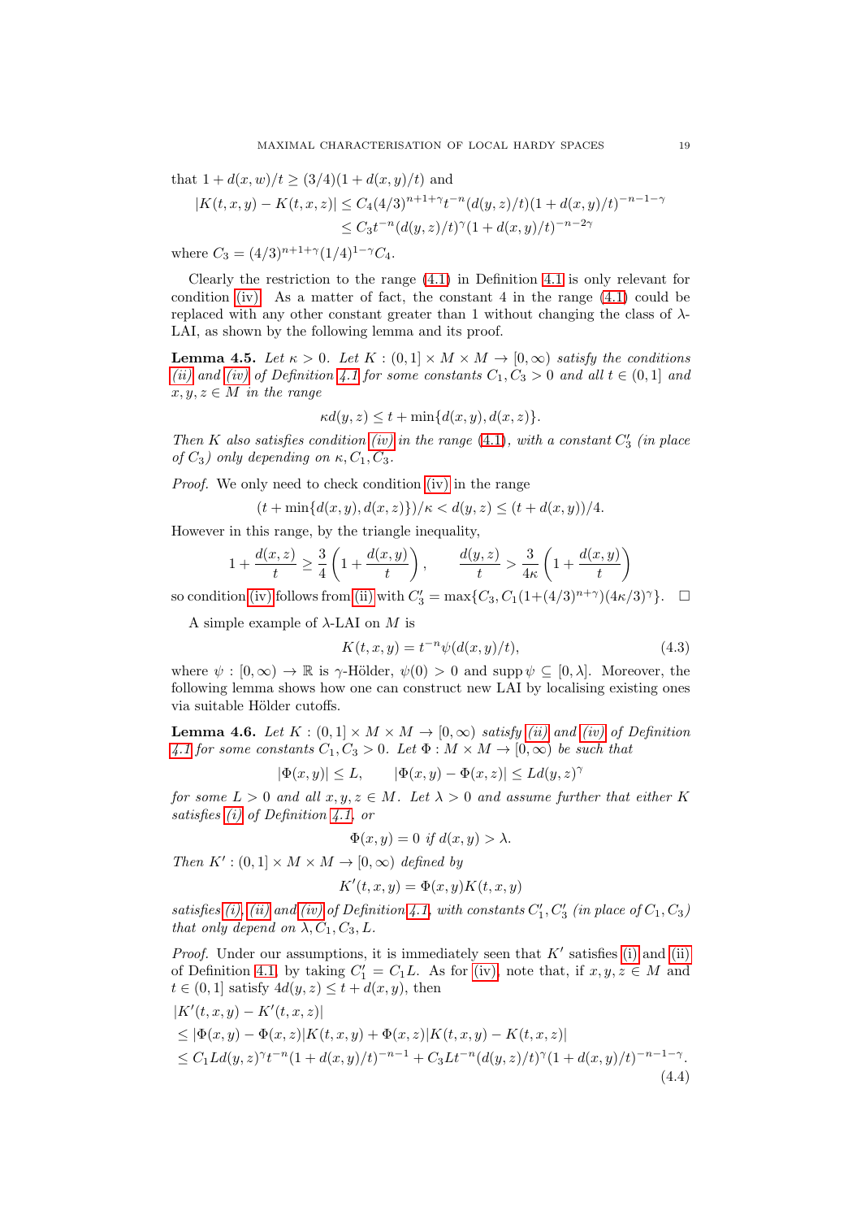that $1 + d(x,w)/t \geq (3/4)(1 + d(x,y)/t)$ and

$$
\begin{aligned}
|K(t,x,y) - K(t,x,z)| &\leq C_4 (4/3)^{n+1+\gamma} t^{-n} (d(y,z)/t)(1 + d(x,y)/t)^{-n-1-\gamma} \\
&\leq C_3 t^{-n} (d(y,z)/t)^{\gamma} (1 + d(x,y)/t)^{-n-2\gamma}
\end{aligned}
$$

where $C_3 = (4/3)^{n+1+\gamma}(1/4)^{1-\gamma} C_4$.

Clearly the restriction to the range (4.1) in Definition 4.1 is only relevant for condition (iv). As a matter of fact, the constant 4 in the range (4.1) could be replaced with any other constant greater than 1 without changing the class of $\lambda$-LAI, as shown by the following lemma and its proof.

**Lemma 4.5.** *Let $\kappa > 0$. Let $K : (0,1] \times M \times M \to [0,\infty)$ satisfy the conditions (ii) and (iv) of Definition 4.1 for some constants $C_1, C_3 > 0$ and all $t \in (0,1]$ and $x, y, z \in M$ in the range*

$$
\kappa d(y,z) \leq t + \min\{d(x,y), d(x,z)\}.
$$

*Then $K$ also satisfies condition (iv) in the range (4.1), with a constant $C_3'$ (in place of $C_3$) only depending on $\kappa, C_1, C_3$.*

*Proof.* We only need to check condition (iv) in the range

$$
(t + \min\{d(x,y), d(x,z)\})/\kappa < d(y,z) \leq (t + d(x,y))/4.
$$

However in this range, by the triangle inequality,

$$
1 + \frac{d(x,z)}{t} \geq \frac{3}{4}\left(1 + \frac{d(x,y)}{t}\right), \qquad \frac{d(y,z)}{t} > \frac{3}{4\kappa}\left(1 + \frac{d(x,y)}{t}\right)
$$

so condition (iv) follows from (ii) with $C_3' = \max\{C_3, C_1(1+(4/3)^{n+\gamma})(4\kappa/3)^{\gamma}\}$. $\square$

A simple example of $\lambda$-LAI on $M$ is

$$
K(t,x,y) = t^{-n}\psi(d(x,y)/t), \tag{4.3}
$$

where $\psi : [0,\infty) \to \mathbb{R}$ is $\gamma$-Hölder, $\psi(0) > 0$ and $\operatorname{supp}\psi \subseteq [0,\lambda]$. Moreover, the following lemma shows how one can construct new LAI by localising existing ones via suitable Hölder cutoffs.

**Lemma 4.6.** *Let $K : (0,1] \times M \times M \to [0,\infty)$ satisfy (ii) and (iv) of Definition 4.1 for some constants $C_1, C_3 > 0$. Let $\Phi : M \times M \to [0,\infty)$ be such that*

$$
|\Phi(x,y)| \leq L, \qquad |\Phi(x,y) - \Phi(x,z)| \leq L d(y,z)^{\gamma}
$$

*for some $L > 0$ and all $x, y, z \in M$. Let $\lambda > 0$ and assume further that either $K$ satisfies (i) of Definition 4.1, or*

$$
\Phi(x,y) = 0 \text{ if } d(x,y) > \lambda.
$$

*Then $K' : (0,1] \times M \times M \to [0,\infty)$ defined by*

$$
K'(t,x,y) = \Phi(x,y) K(t,x,y)
$$

*satisfies (i), (ii) and (iv) of Definition 4.1, with constants $C_1', C_3'$ (in place of $C_1, C_3$) that only depend on $\lambda, C_1, C_3, L$.*

*Proof.* Under our assumptions, it is immediately seen that $K'$ satisfies (i) and (ii) of Definition 4.1, by taking $C_1' = C_1 L$. As for (iv), note that, if $x, y, z \in M$ and $t \in (0,1]$ satisfy $4d(y,z) \leq t + d(x,y)$, then

$$
\begin{aligned}
&|K'(t,x,y) - K'(t,x,z)| \\
&\leq |\Phi(x,y) - \Phi(x,z)| K(t,x,y) + \Phi(x,z)|K(t,x,y) - K(t,x,z)| \\
&\leq C_1 L d(y,z)^{\gamma} t^{-n}(1 + d(x,y)/t)^{-n-1} + C_3 L t^{-n}(d(y,z)/t)^{\gamma}(1 + d(x,y)/t)^{-n-1-\gamma}.
\end{aligned} \tag{4.4}
$$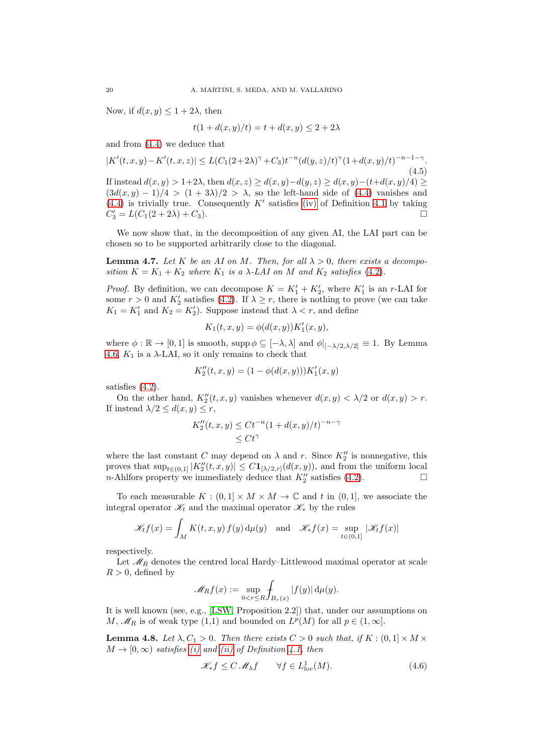Now, if $d(x, y) \leq 1 + 2\lambda$, then

$$t(1 + d(x, y)/t) = t + d(x, y) \leq 2 + 2\lambda$$

and from (4.4) we deduce that

$$|K'(t, x, y) - K'(t, x, z)| \leq L(C_1(2+2\lambda)^\gamma + C_3) t^{-n} (d(y, z)/t)^\gamma (1 + d(x, y)/t)^{-n-1-\gamma}. \tag{4.5}$$

If instead $d(x, y) > 1+2\lambda$, then $d(x, z) \geq d(x, y) - d(y, z) \geq d(x, y) - (t + d(x, y)/4) \geq (3d(x, y) - 1)/4 > (1 + 3\lambda)/2 > \lambda$, so the left-hand side of (4.4) vanishes and (4.4) is trivially true. Consequently $K'$ satisfies (iv) of Definition 4.1 by taking $C_3' = L(C_1(2 + 2\lambda) + C_3)$. □

We now show that, in the decomposition of any given AI, the LAI part can be chosen so to be supported arbitrarily close to the diagonal.

**Lemma 4.7.** *Let $K$ be an AI on $M$. Then, for all $\lambda > 0$, there exists a decomposition $K = K_1 + K_2$ where $K_1$ is a $\lambda$-LAI on $M$ and $K_2$ satisfies (4.2).*

*Proof.* By definition, we can decompose $K = K_1' + K_2'$, where $K_1'$ is an $r$-LAI for some $r > 0$ and $K_2'$ satisfies (4.2). If $\lambda \geq r$, there is nothing to prove (we can take $K_1 = K_1'$ and $K_2 = K_2'$). Suppose instead that $\lambda < r$, and define

$$K_1(t, x, y) = \phi(d(x, y)) K_1'(x, y),$$

where $\phi : \mathbb{R} \to [0, 1]$ is smooth, $\operatorname{supp} \phi \subseteq [-\lambda, \lambda]$ and $\phi|_{[-\lambda/2,\lambda/2]} \equiv 1$. By Lemma 4.6, $K_1$ is a $\lambda$-LAI, so it only remains to check that

$$K_2''(t, x, y) = (1 - \phi(d(x, y))) K_1'(x, y)$$

satisfies (4.2).

On the other hand, $K_2''(t, x, y)$ vanishes whenever $d(x, y) < \lambda/2$ or $d(x, y) > r$. If instead $\lambda/2 \leq d(x, y) \leq r$,

$$\begin{aligned} K_2''(t, x, y) &\leq C t^{-n} (1 + d(x, y)/t)^{-n-\gamma} \\ &\leq C t^\gamma \end{aligned}$$

where the last constant $C$ may depend on $\lambda$ and $r$. Since $K_2''$ is nonnegative, this proves that $\sup_{t\in(0,1]} |K_2''(t, x, y)| \leq C \mathbf{1}_{[\lambda/2,r]}(d(x, y))$, and from the uniform local $n$-Ahlfors property we immediately deduce that $K_2''$ satisfies (4.2). □

To each measurable $K : (0, 1] \times M \times M \to \mathbb{C}$ and $t$ in $(0, 1]$, we associate the integral operator $\mathscr{K}_t$ and the maximal operator $\mathscr{K}_*$ by the rules

$$\mathscr{K}_t f(x) = \int_M K(t, x, y)\, f(y)\, \mathrm{d}\mu(y) \quad \text{and} \quad \mathscr{K}_* f(x) = \sup_{t\in(0,1]} |\mathscr{K}_t f(x)|$$

respectively.

Let $\mathscr{M}_R$ denotes the centred local Hardy–Littlewood maximal operator at scale $R > 0$, defined by

$$\mathscr{M}_R f(x) := \sup_{0<r\leq R} \fint_{B_r(x)} |f(y)|\, \mathrm{d}\mu(y).$$

It is well known (see, e.g., [LSW, Proposition 2.2]) that, under our assumptions on $M$, $\mathscr{M}_R$ is of weak type (1,1) and bounded on $L^p(M)$ for all $p \in (1, \infty]$.

**Lemma 4.8.** *Let $\lambda, C_1 > 0$. Then there exists $C > 0$ such that, if $K : (0, 1] \times M \times M \to [0, \infty)$ satisfies (i) and (ii) of Definition 4.1, then*

$$\mathscr{K}_* f \leq C\, \mathscr{M}_\lambda f \qquad \forall f \in L^1_{\mathrm{loc}}(M). \tag{4.6}$$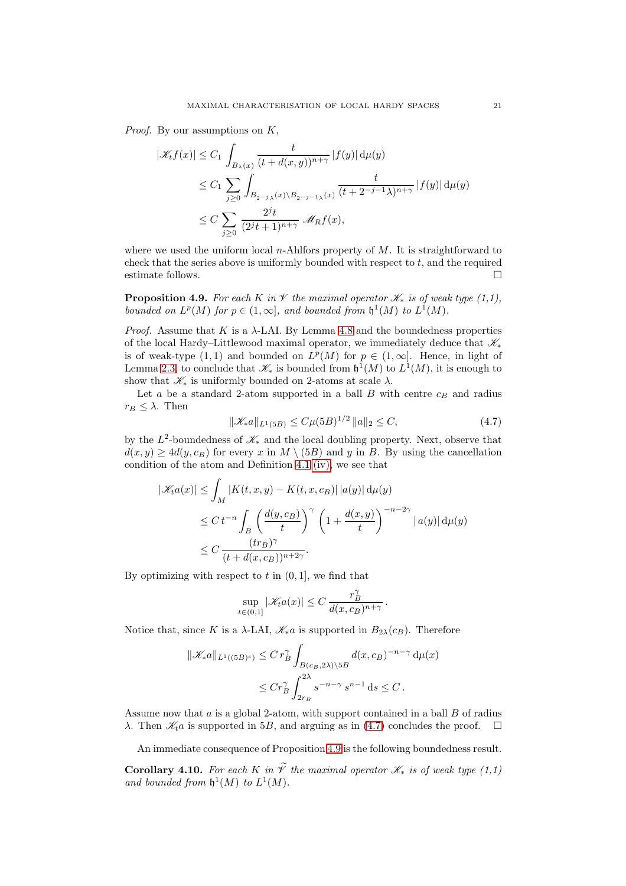*Proof.* By our assumptions on $K$,

$$
\begin{aligned}
|\mathscr{K}_t f(x)| &\le C_1 \int_{B_\lambda(x)} \frac{t}{(t+d(x,y))^{n+\gamma}} \, |f(y)| \, \mathrm{d}\mu(y) \\
&\le C_1 \sum_{j\ge 0} \int_{B_{2^{-j}\lambda}(x)\setminus B_{2^{-j-1}\lambda}(x)} \frac{t}{(t+2^{-j-1}\lambda)^{n+\gamma}} \, |f(y)| \, \mathrm{d}\mu(y) \\
&\le C \sum_{j\ge 0} \frac{2^j t}{(2^j t+1)^{n+\gamma}} \, \mathscr{M}_R f(x),
\end{aligned}
$$

where we used the uniform local $n$-Ahlfors property of $M$. It is straightforward to check that the series above is uniformly bounded with respect to $t$, and the required estimate follows. $\square$

**Proposition 4.9.** *For each $K$ in $\mathscr{V}$ the maximal operator $\mathscr{K}_*$ is of weak type (1,1), bounded on $L^p(M)$ for $p \in (1,\infty]$, and bounded from $\mathfrak{h}^1(M)$ to $L^1(M)$.*

*Proof.* Assume that $K$ is a $\lambda$-LAI. By Lemma 4.8 and the boundedness properties of the local Hardy–Littlewood maximal operator, we immediately deduce that $\mathscr{K}_*$ is of weak-type $(1,1)$ and bounded on $L^p(M)$ for $p \in (1,\infty]$. Hence, in light of Lemma 2.3, to conclude that $\mathscr{K}_*$ is bounded from $\mathfrak{h}^1(M)$ to $L^1(M)$, it is enough to show that $\mathscr{K}_*$ is uniformly bounded on 2-atoms at scale $\lambda$.

Let $a$ be a standard 2-atom supported in a ball $B$ with centre $c_B$ and radius $r_B \le \lambda$. Then

$$
\|\mathscr{K}_* a\|_{L^1(5B)} \le C\mu(5B)^{1/2} \, \|a\|_2 \le C, \tag{4.7}
$$

by the $L^2$-boundedness of $\mathscr{K}_*$ and the local doubling property. Next, observe that $d(x,y) \ge 4d(y,c_B)$ for every $x$ in $M \setminus (5B)$ and $y$ in $B$. By using the cancellation condition of the atom and Definition 4.1 (iv), we see that

$$
\begin{aligned}
|\mathscr{K}_t a(x)| &\le \int_M |K(t,x,y) - K(t,x,c_B)| \, |a(y)| \, \mathrm{d}\mu(y) \\
&\le C \, t^{-n} \int_B \left(\frac{d(y,c_B)}{t}\right)^{\gamma} \left(1 + \frac{d(x,y)}{t}\right)^{-n-2\gamma} |a(y)| \, \mathrm{d}\mu(y) \\
&\le C \, \frac{(t r_B)^{\gamma}}{(t + d(x,c_B))^{n+2\gamma}}.
\end{aligned}
$$

By optimizing with respect to $t$ in $(0,1]$, we find that

$$
\sup_{t\in(0,1]} |\mathscr{K}_t a(x)| \le C \, \frac{r_B^{\gamma}}{d(x,c_B)^{n+\gamma}}.
$$

Notice that, since $K$ is a $\lambda$-LAI, $\mathscr{K}_* a$ is supported in $B_{2\lambda}(c_B)$. Therefore

$$
\begin{aligned}
\|\mathscr{K}_* a\|_{L^1((5B)^c)} &\le C \, r_B^{\gamma} \int_{B(c_B,2\lambda)\setminus 5B} d(x,c_B)^{-n-\gamma} \, \mathrm{d}\mu(x) \\
&\le C r_B^{\gamma} \int_{2r_B}^{2\lambda} s^{-n-\gamma} \, s^{n-1} \, \mathrm{d}s \le C \, .
\end{aligned}
$$

Assume now that $a$ is a global 2-atom, with support contained in a ball $B$ of radius $\lambda$. Then $\mathscr{K}_t a$ is supported in $5B$, and arguing as in (4.7) concludes the proof. $\square$

An immediate consequence of Proposition 4.9 is the following boundedness result.

**Corollary 4.10.** *For each $K$ in $\widetilde{\mathscr{V}}$ the maximal operator $\mathscr{K}_*$ is of weak type (1,1) and bounded from $\mathfrak{h}^1(M)$ to $L^1(M)$.*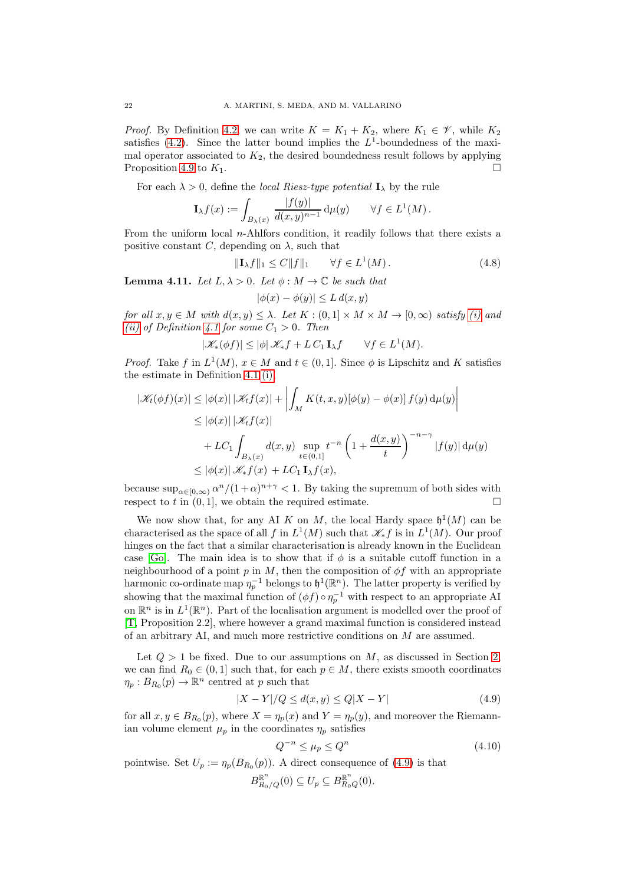*Proof.* By Definition 4.2, we can write $K = K_1 + K_2$, where $K_1 \in \mathscr{V}$, while $K_2$ satisfies (4.2). Since the latter bound implies the $L^1$-boundedness of the maximal operator associated to $K_2$, the desired boundedness result follows by applying Proposition 4.9 to $K_1$. $\square$

For each $\lambda > 0$, define the *local Riesz-type potential* $\mathbf{I}_\lambda$ by the rule

$$\mathbf{I}_\lambda f(x) := \int_{B_\lambda(x)} \frac{|f(y)|}{d(x,y)^{n-1}} \, \mathrm{d}\mu(y) \qquad \forall f \in L^1(M).$$

From the uniform local $n$-Ahlfors condition, it readily follows that there exists a positive constant $C$, depending on $\lambda$, such that

$$\|\mathbf{I}_\lambda f\|_1 \leq C \|f\|_1 \qquad \forall f \in L^1(M). \tag{4.8}$$

**Lemma 4.11.** *Let $L, \lambda > 0$. Let $\phi : M \to \mathbb{C}$ be such that*

$$|\phi(x) - \phi(y)| \leq L \, d(x,y)$$

*for all $x, y \in M$ with $d(x,y) \leq \lambda$. Let $K : (0,1] \times M \times M \to [0,\infty)$ satisfy (i) and (ii) of Definition 4.1 for some $C_1 > 0$. Then*

$$|\mathscr{K}_*(\phi f)| \leq |\phi| \, \mathscr{K}_* f + L \, C_1 \, \mathbf{I}_\lambda f \qquad \forall f \in L^1(M).$$

*Proof.* Take $f$ in $L^1(M)$, $x \in M$ and $t \in (0,1]$. Since $\phi$ is Lipschitz and $K$ satisfies the estimate in Definition 4.1 (i),

$$\begin{aligned}
|\mathscr{K}_t(\phi f)(x)| &\leq |\phi(x)| \, |\mathscr{K}_t f(x)| + \left| \int_M K(t,x,y) [\phi(y) - \phi(x)] \, f(y) \, \mathrm{d}\mu(y) \right| \\
&\leq |\phi(x)| \, |\mathscr{K}_t f(x)| \\
&\quad + L C_1 \int_{B_\lambda(x)} d(x,y) \sup_{t \in (0,1]} t^{-n} \left( 1 + \frac{d(x,y)}{t} \right)^{-n-\gamma} |f(y)| \, \mathrm{d}\mu(y) \\
&\leq |\phi(x)| \, \mathscr{K}_* f(x) + L C_1 \, \mathbf{I}_\lambda f(x),
\end{aligned}$$

because $\sup_{\alpha \in [0,\infty)} \alpha^n / (1+\alpha)^{n+\gamma} < 1$. By taking the supremum of both sides with respect to $t$ in $(0,1]$, we obtain the required estimate. $\square$

We now show that, for any AI $K$ on $M$, the local Hardy space $\mathfrak{h}^1(M)$ can be characterised as the space of all $f$ in $L^1(M)$ such that $\mathscr{K}_* f$ is in $L^1(M)$. Our proof hinges on the fact that a similar characterisation is already known in the Euclidean case [Go]. The main idea is to show that if $\phi$ is a suitable cutoff function in a neighbourhood of a point $p$ in $M$, then the composition of $\phi f$ with an appropriate harmonic co-ordinate map $\eta_p^{-1}$ belongs to $\mathfrak{h}^1(\mathbb{R}^n)$. The latter property is verified by showing that the maximal function of $(\phi f) \circ \eta_p^{-1}$ with respect to an appropriate AI on $\mathbb{R}^n$ is in $L^1(\mathbb{R}^n)$. Part of the localisation argument is modelled over the proof of [T, Proposition 2.2], where however a grand maximal function is considered instead of an arbitrary AI, and much more restrictive conditions on $M$ are assumed.

Let $Q > 1$ be fixed. Due to our assumptions on $M$, as discussed in Section 2, we can find $R_0 \in (0,1]$ such that, for each $p \in M$, there exists smooth coordinates $\eta_p : B_{R_0}(p) \to \mathbb{R}^n$ centred at $p$ such that

$$|X - Y|/Q \leq d(x,y) \leq Q |X - Y| \tag{4.9}$$

for all $x, y \in B_{R_0}(p)$, where $X = \eta_p(x)$ and $Y = \eta_p(y)$, and moreover the Riemannian volume element $\mu_p$ in the coordinates $\eta_p$ satisfies

$$Q^{-n} \leq \mu_p \leq Q^n \tag{4.10}$$

pointwise. Set $U_p := \eta_p(B_{R_0}(p))$. A direct consequence of (4.9) is that

$$B^{\mathbb{R}^n}_{R_0/Q}(0) \subseteq U_p \subseteq B^{\mathbb{R}^n}_{R_0 Q}(0).$$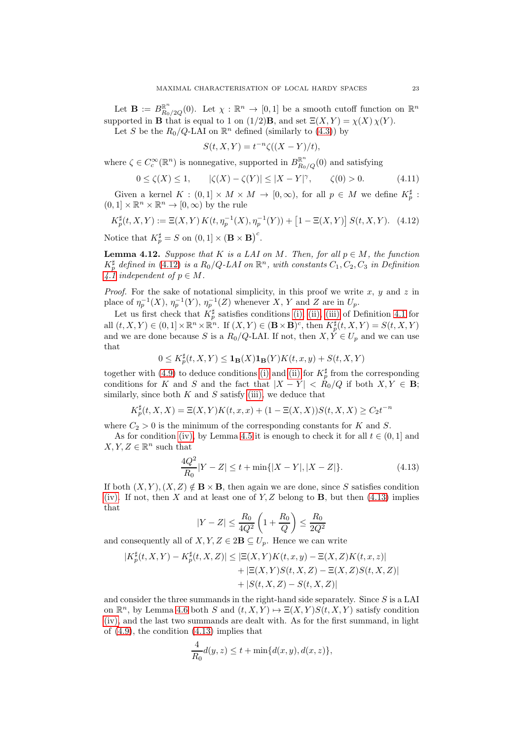Let $\mathbf{B} := B^{\mathbb{R}^n}_{R_0/2Q}(0)$. Let $\chi : \mathbb{R}^n \to [0,1]$ be a smooth cutoff function on $\mathbb{R}^n$ supported in $\mathbf{B}$ that is equal to 1 on $(1/2)\mathbf{B}$, and set $\Xi(X,Y) = \chi(X)\,\chi(Y)$.

Let $S$ be the $R_0/Q$-LAI on $\mathbb{R}^n$ defined (similarly to (4.3)) by

$$S(t,X,Y) = t^{-n}\zeta((X-Y)/t),$$

where $\zeta \in C^\infty_c(\mathbb{R}^n)$ is nonnegative, supported in $B^{\mathbb{R}^n}_{R_0/Q}(0)$ and satisfying

$$0 \le \zeta(X) \le 1, \qquad |\zeta(X) - \zeta(Y)| \le |X-Y|^\gamma, \qquad \zeta(0) > 0. \tag{4.11}$$

Given a kernel $K : (0,1] \times M \times M \to [0,\infty)$, for all $p \in M$ we define $K^\sharp_p : (0,1] \times \mathbb{R}^n \times \mathbb{R}^n \to [0,\infty)$ by the rule

$$K^\sharp_p(t,X,Y) := \Xi(X,Y)\,K(t,\eta_p^{-1}(X),\eta_p^{-1}(Y)) + \left[1 - \Xi(X,Y)\right] S(t,X,Y). \tag{4.12}$$

Notice that $K^\sharp_p = S$ on $(0,1] \times (\mathbf{B}\times\mathbf{B})^c$.

**Lemma 4.12.** *Suppose that $K$ is a LAI on $M$. Then, for all $p \in M$, the function $K^\sharp_p$ defined in (4.12) is a $R_0/Q$-LAI on $\mathbb{R}^n$, with constants $C_1, C_2, C_3$ in Definition 4.1 independent of $p \in M$.*

*Proof.* For the sake of notational simplicity, in this proof we write $x$, $y$ and $z$ in place of $\eta_p^{-1}(X)$, $\eta_p^{-1}(Y)$, $\eta_p^{-1}(Z)$ whenever $X$, $Y$ and $Z$ are in $U_p$.

Let us first check that $K^\sharp_p$ satisfies conditions (i), (ii), (iii) of Definition 4.1 for all $(t,X,Y) \in (0,1]\times\mathbb{R}^n\times\mathbb{R}^n$. If $(X,Y) \in (\mathbf{B}\times\mathbf{B})^c$, then $K^\sharp_p(t,X,Y) = S(t,X,Y)$ and we are done because $S$ is a $R_0/Q$-LAI. If not, then $X, Y \in U_p$ and we can use that

$$0 \le K^\sharp_p(t,X,Y) \le \mathbf{1}_{\mathbf{B}}(X)\mathbf{1}_{\mathbf{B}}(Y)K(t,x,y) + S(t,X,Y)$$

together with (4.9) to deduce conditions (i) and (ii) for $K^\sharp_p$ from the corresponding conditions for $K$ and $S$ and the fact that $|X-Y| < R_0/Q$ if both $X, Y \in \mathbf{B}$; similarly, since both $K$ and $S$ satisfy (iii), we deduce that

$$K^\sharp_p(t,X,X) = \Xi(X,Y)K(t,x,x) + (1-\Xi(X,X))S(t,X,X) \ge C_2 t^{-n}$$

where $C_2 > 0$ is the minimum of the corresponding constants for $K$ and $S$.

As for condition (iv), by Lemma 4.5 it is enough to check it for all $t \in (0,1]$ and $X, Y, Z \in \mathbb{R}^n$ such that

$$\frac{4Q^2}{R_0}|Y-Z| \le t + \min\{|X-Y|, |X-Z|\}. \tag{4.13}$$

If both $(X,Y), (X,Z) \notin \mathbf{B}\times\mathbf{B}$, then again we are done, since $S$ satisfies condition (iv). If not, then $X$ and at least one of $Y, Z$ belong to $\mathbf{B}$, but then (4.13) implies that

$$|Y-Z| \le \frac{R_0}{4Q^2}\left(1 + \frac{R_0}{Q}\right) \le \frac{R_0}{2Q^2}$$

and consequently all of $X, Y, Z \in 2\mathbf{B} \subseteq U_p$. Hence we can write

$$\begin{aligned}
|K^\sharp_p(t,X,Y) - K^\sharp_p(t,X,Z)| \le{}& |\Xi(X,Y)K(t,x,y) - \Xi(X,Z)K(t,x,z)| \\
&+ |\Xi(X,Y)S(t,X,Z) - \Xi(X,Z)S(t,X,Z)| \\
&+ |S(t,X,Z) - S(t,X,Z)|
\end{aligned}$$

and consider the three summands in the right-hand side separately. Since $S$ is a LAI on $\mathbb{R}^n$, by Lemma 4.6 both $S$ and $(t,X,Y) \mapsto \Xi(X,Y)S(t,X,Y)$ satisfy condition (iv), and the last two summands are dealt with. As for the first summand, in light of (4.9), the condition (4.13) implies that

$$\frac{4}{R_0}d(y,z) \le t + \min\{d(x,y), d(x,z)\},$$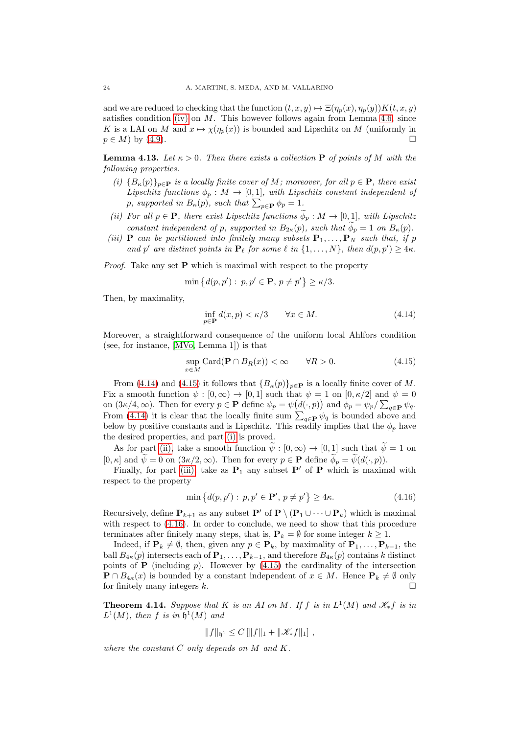and we are reduced to checking that the function $(t, x, y) \mapsto \Xi(\eta_p(x), \eta_p(y))K(t, x, y)$ satisfies condition (iv) on $M$. This however follows again from Lemma 4.6, since $K$ is a LAI on $M$ and $x \mapsto \chi(\eta_p(x))$ is bounded and Lipschitz on $M$ (uniformly in $p \in M$) by (4.9). $\square$

**Lemma 4.13.** *Let $\kappa > 0$. Then there exists a collection $\mathbf{P}$ of points of $M$ with the following properties.*

*(i) $\{B_\kappa(p)\}_{p\in\mathbf{P}}$ is a locally finite cover of $M$; moreover, for all $p \in \mathbf{P}$, there exist Lipschitz functions $\phi_p : M \to [0, 1]$, with Lipschitz constant independent of $p$, supported in $B_\kappa(p)$, such that $\sum_{p\in\mathbf{P}} \phi_p = 1$.*

*(ii) For all $p \in \mathbf{P}$, there exist Lipschitz functions $\widetilde{\phi}_p : M \to [0, 1]$, with Lipschitz constant independent of $p$, supported in $B_{2\kappa}(p)$, such that $\widetilde{\phi}_p = 1$ on $B_\kappa(p)$.*

*(iii) $\mathbf{P}$ can be partitioned into finitely many subsets $\mathbf{P}_1, \ldots, \mathbf{P}_N$ such that, if $p$ and $p'$ are distinct points in $\mathbf{P}_\ell$ for some $\ell$ in $\{1, \ldots, N\}$, then $d(p, p') \geq 4\kappa$.*

*Proof.* Take any set $\mathbf{P}$ which is maximal with respect to the property

$$\min\{d(p, p') : p, p' \in \mathbf{P}, p \neq p'\} \geq \kappa/3.$$

Then, by maximality,

$$\inf_{p\in\mathbf{P}} d(x, p) < \kappa/3 \qquad \forall x \in M. \tag{4.14}$$

Moreover, a straightforward consequence of the uniform local Ahlfors condition (see, for instance, [MVo, Lemma 1]) is that

$$\sup_{x\in M} \operatorname{Card}(\mathbf{P} \cap B_R(x)) < \infty \qquad \forall R > 0. \tag{4.15}$$

From (4.14) and (4.15) it follows that $\{B_\kappa(p)\}_{p\in\mathbf{P}}$ is a locally finite cover of $M$. Fix a smooth function $\psi : [0, \infty) \to [0, 1]$ such that $\psi = 1$ on $[0, \kappa/2]$ and $\psi = 0$ on $(3\kappa/4, \infty)$. Then for every $p \in \mathbf{P}$ define $\psi_p = \psi\big(d(\cdot, p)\big)$ and $\phi_p = \psi_p / \sum_{q\in\mathbf{P}} \psi_q$. From (4.14) it is clear that the locally finite sum $\sum_{q\in\mathbf{P}} \psi_q$ is bounded above and below by positive constants and is Lipschitz. This readily implies that the $\phi_p$ have the desired properties, and part (i) is proved.

As for part (ii), take a smooth function $\widetilde{\psi} : [0, \infty) \to [0, 1]$ such that $\widetilde{\psi} = 1$ on $[0, \kappa]$ and $\widetilde{\psi} = 0$ on $(3\kappa/2, \infty)$. Then for every $p \in \mathbf{P}$ define $\widetilde{\phi}_p = \widetilde{\psi}(d(\cdot, p))$.

Finally, for part (iii), take as $\mathbf{P}_1$ any subset $\mathbf{P}'$ of $\mathbf{P}$ which is maximal with respect to the property

$$\min\{d(p, p') : p, p' \in \mathbf{P}', p \neq p'\} \geq 4\kappa. \tag{4.16}$$

Recursively, define $\mathbf{P}_{k+1}$ as any subset $\mathbf{P}'$ of $\mathbf{P} \setminus (\mathbf{P}_1 \cup \cdots \cup \mathbf{P}_k)$ which is maximal with respect to (4.16). In order to conclude, we need to show that this procedure terminates after finitely many steps, that is, $\mathbf{P}_k = \emptyset$ for some integer $k \geq 1$.

Indeed, if $\mathbf{P}_k \neq \emptyset$, then, given any $p \in \mathbf{P}_k$, by maximality of $\mathbf{P}_1, \ldots, \mathbf{P}_{k-1}$, the ball $B_{4\kappa}(p)$ intersects each of $\mathbf{P}_1, \ldots, \mathbf{P}_{k-1}$, and therefore $B_{4\kappa}(p)$ contains $k$ distinct points of $\mathbf{P}$ (including $p$). However by (4.15) the cardinality of the intersection $\mathbf{P} \cap B_{4\kappa}(x)$ is bounded by a constant independent of $x \in M$. Hence $\mathbf{P}_k \neq \emptyset$ only for finitely many integers $k$. $\square$

**Theorem 4.14.** *Suppose that $K$ is an AI on $M$. If $f$ is in $L^1(M)$ and $\mathscr{K}_* f$ is in $L^1(M)$, then $f$ is in $\mathfrak{h}^1(M)$ and*

$$\|f\|_{\mathfrak{h}^1} \leq C\,[\|f\|_1 + \|\mathscr{K}_* f\|_1]\,,$$

*where the constant $C$ only depends on $M$ and $K$.*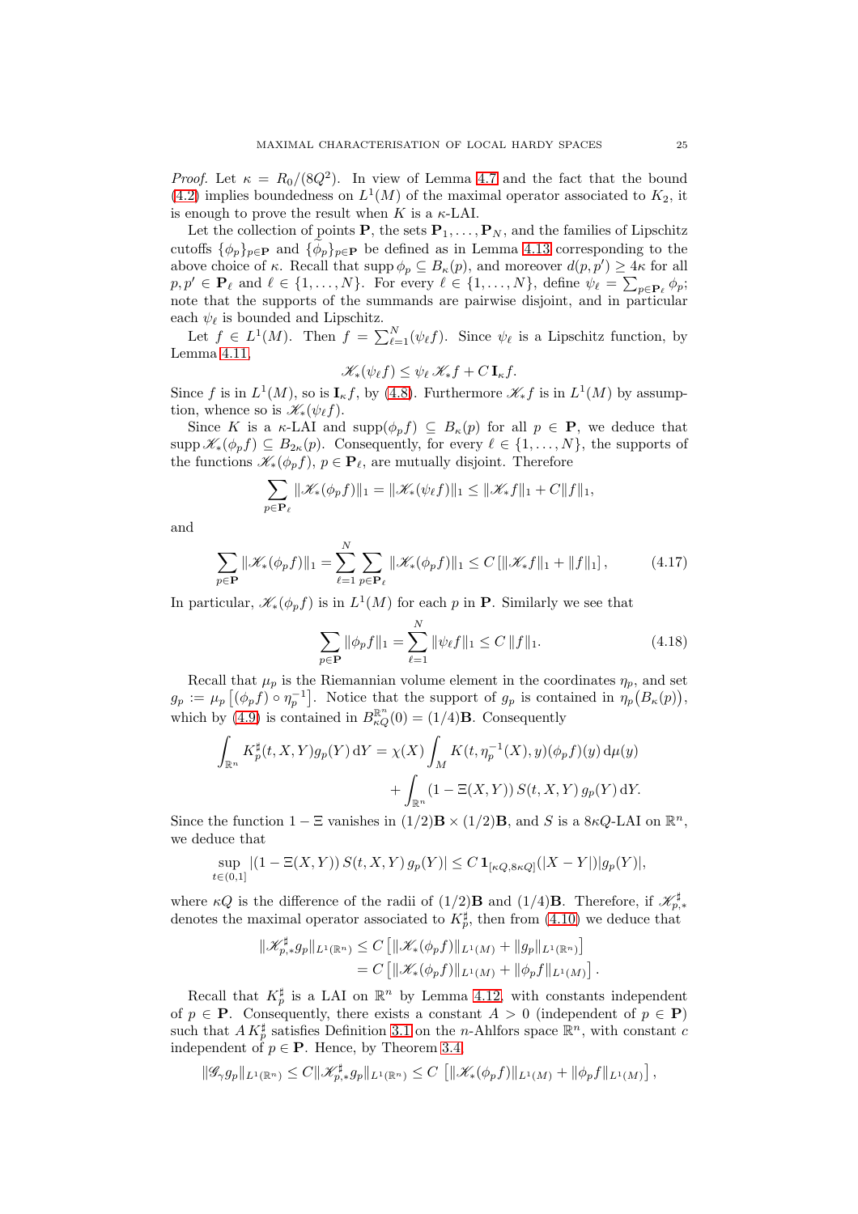*Proof.* Let $\kappa = R_0/(8Q^2)$. In view of Lemma 4.7 and the fact that the bound (4.2) implies boundedness on $L^1(M)$ of the maximal operator associated to $K_2$, it is enough to prove the result when $K$ is a $\kappa$-LAI.

Let the collection of points $\mathbf{P}$, the sets $\mathbf{P}_1, \ldots, \mathbf{P}_N$, and the families of Lipschitz cutoffs $\{\phi_p\}_{p\in\mathbf{P}}$ and $\{\tilde{\phi}_p\}_{p\in\mathbf{P}}$ be defined as in Lemma 4.13 corresponding to the above choice of $\kappa$. Recall that $\operatorname{supp}\phi_p \subseteq B_\kappa(p)$, and moreover $d(p,p') \geq 4\kappa$ for all $p, p' \in \mathbf{P}_\ell$ and $\ell \in \{1, \ldots, N\}$. For every $\ell \in \{1, \ldots, N\}$, define $\psi_\ell = \sum_{p\in\mathbf{P}_\ell} \phi_p$; note that the supports of the summands are pairwise disjoint, and in particular each $\psi_\ell$ is bounded and Lipschitz.

Let $f \in L^1(M)$. Then $f = \sum_{\ell=1}^N (\psi_\ell f)$. Since $\psi_\ell$ is a Lipschitz function, by Lemma 4.11,

$$\mathscr{K}_*(\psi_\ell f) \leq \psi_\ell \, \mathscr{K}_* f + C\, \mathbf{I}_\kappa f.$$

Since $f$ is in $L^1(M)$, so is $\mathbf{I}_\kappa f$, by (4.8). Furthermore $\mathscr{K}_* f$ is in $L^1(M)$ by assumption, whence so is $\mathscr{K}_*(\psi_\ell f)$.

Since $K$ is a $\kappa$-LAI and $\operatorname{supp}(\phi_p f) \subseteq B_\kappa(p)$ for all $p \in \mathbf{P}$, we deduce that $\operatorname{supp}\mathscr{K}_*(\phi_p f) \subseteq B_{2\kappa}(p)$. Consequently, for every $\ell \in \{1, \ldots, N\}$, the supports of the functions $\mathscr{K}_*(\phi_p f)$, $p \in \mathbf{P}_\ell$, are mutually disjoint. Therefore

$$\sum_{p\in\mathbf{P}_\ell} \|\mathscr{K}_*(\phi_p f)\|_1 = \|\mathscr{K}_*(\psi_\ell f)\|_1 \leq \|\mathscr{K}_* f\|_1 + C\|f\|_1,$$

and

$$\sum_{p\in\mathbf{P}} \|\mathscr{K}_*(\phi_p f)\|_1 = \sum_{\ell=1}^N \sum_{p\in\mathbf{P}_\ell} \|\mathscr{K}_*(\phi_p f)\|_1 \leq C\left[\|\mathscr{K}_* f\|_1 + \|f\|_1\right], \tag{4.17}$$

In particular, $\mathscr{K}_*(\phi_p f)$ is in $L^1(M)$ for each $p$ in $\mathbf{P}$. Similarly we see that

$$\sum_{p\in\mathbf{P}} \|\phi_p f\|_1 = \sum_{\ell=1}^N \|\psi_\ell f\|_1 \leq C\,\|f\|_1. \tag{4.18}$$

Recall that $\mu_p$ is the Riemannian volume element in the coordinates $\eta_p$, and set $g_p := \mu_p\left[(\phi_p f)\circ\eta_p^{-1}\right]$. Notice that the support of $g_p$ is contained in $\eta_p\big(B_\kappa(p)\big)$, which by (4.9) is contained in $B^{\mathbb{R}^n}_{\kappa Q}(0) = (1/4)\mathbf{B}$. Consequently

$$\begin{aligned}\int_{\mathbb{R}^n} K_p^\sharp(t,X,Y) g_p(Y)\,\mathrm{d}Y = \chi(X) &\int_M K(t,\eta_p^{-1}(X),y)(\phi_p f)(y)\,\mathrm{d}\mu(y) \\ &+ \int_{\mathbb{R}^n} (1-\Xi(X,Y))\,S(t,X,Y)\,g_p(Y)\,\mathrm{d}Y.\end{aligned}$$

Since the function $1-\Xi$ vanishes in $(1/2)\mathbf{B}\times(1/2)\mathbf{B}$, and $S$ is a $8\kappa Q$-LAI on $\mathbb{R}^n$, we deduce that

$$\sup_{t\in(0,1]} |(1-\Xi(X,Y))\,S(t,X,Y)\,g_p(Y)| \leq C\,\mathbf{1}_{[\kappa Q, 8\kappa Q]}(|X-Y|)|g_p(Y)|,$$

where $\kappa Q$ is the difference of the radii of $(1/2)\mathbf{B}$ and $(1/4)\mathbf{B}$. Therefore, if $\mathscr{K}^\sharp_{p,*}$ denotes the maximal operator associated to $K_p^\sharp$, then from (4.10) we deduce that

$$\begin{aligned}\|\mathscr{K}^\sharp_{p,*} g_p\|_{L^1(\mathbb{R}^n)} &\leq C\left[\|\mathscr{K}_*(\phi_p f)\|_{L^1(M)} + \|g_p\|_{L^1(\mathbb{R}^n)}\right] \\ &= C\left[\|\mathscr{K}_*(\phi_p f)\|_{L^1(M)} + \|\phi_p f\|_{L^1(M)}\right].\end{aligned}$$

Recall that $K_p^\sharp$ is a LAI on $\mathbb{R}^n$ by Lemma 4.12, with constants independent of $p \in \mathbf{P}$. Consequently, there exists a constant $A > 0$ (independent of $p \in \mathbf{P}$) such that $A\,K_p^\sharp$ satisfies Definition 3.1 on the $n$-Ahlfors space $\mathbb{R}^n$, with constant $c$ independent of $p \in \mathbf{P}$. Hence, by Theorem 3.4,

$$\|\mathscr{G}_\gamma g_p\|_{L^1(\mathbb{R}^n)} \leq C\|\mathscr{K}^\sharp_{p,*} g_p\|_{L^1(\mathbb{R}^n)} \leq C\,\left[\|\mathscr{K}_*(\phi_p f)\|_{L^1(M)} + \|\phi_p f\|_{L^1(M)}\right],$$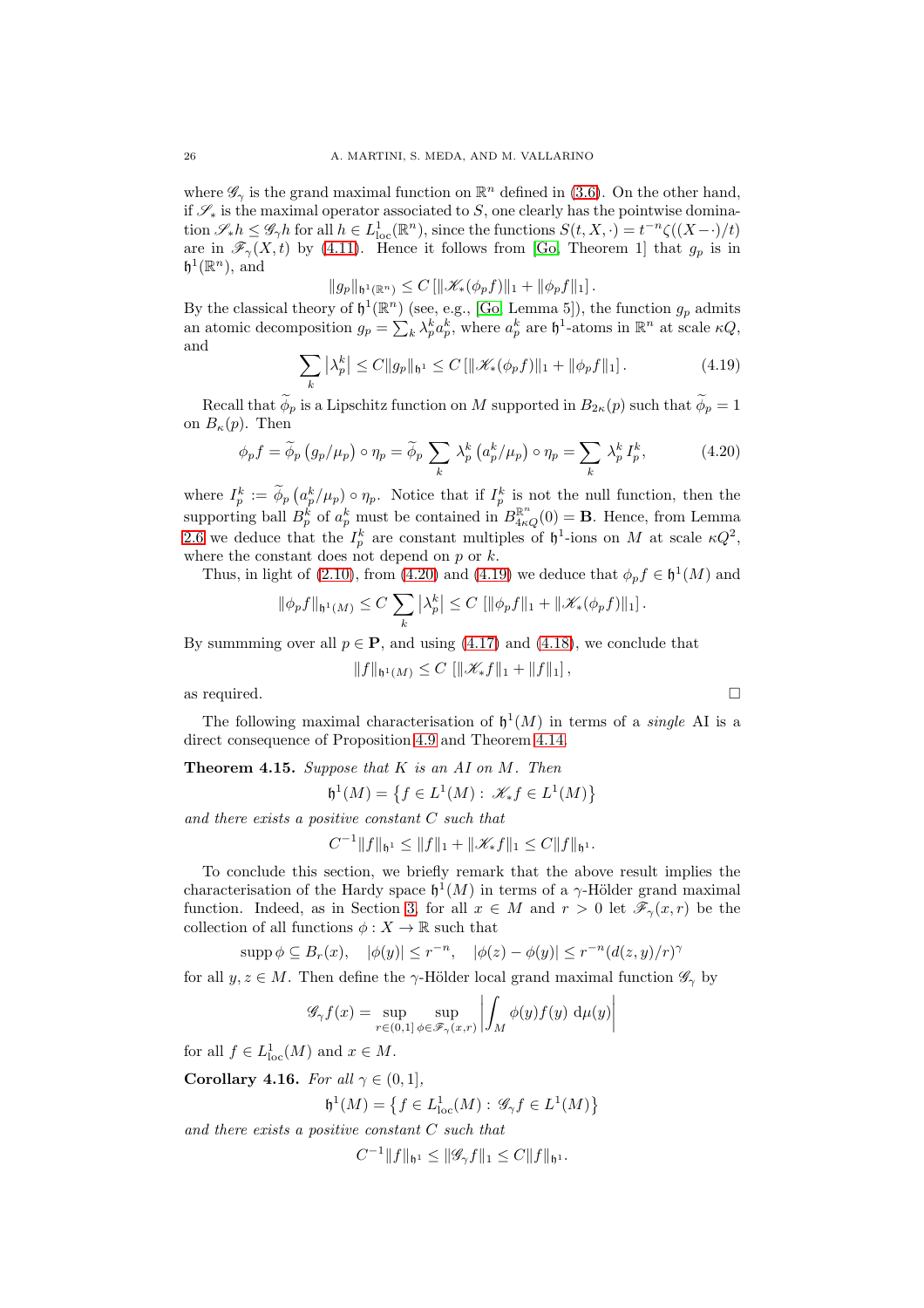where $\mathscr{G}_\gamma$ is the grand maximal function on $\mathbb{R}^n$ defined in (3.6). On the other hand, if $\mathscr{S}_*$ is the maximal operator associated to $S$, one clearly has the pointwise domination $\mathscr{S}_* h \leq \mathscr{G}_\gamma h$ for all $h \in L^1_{\mathrm{loc}}(\mathbb{R}^n)$, since the functions $S(t, X, \cdot) = t^{-n}\zeta((X - \cdot)/t)$ are in $\mathscr{F}_\gamma(X, t)$ by (4.11). Hence it follows from [Go, Theorem 1] that $g_p$ is in $\mathfrak{h}^1(\mathbb{R}^n)$, and

$$\|g_p\|_{\mathfrak{h}^1(\mathbb{R}^n)} \leq C\,[\|\mathscr{K}_*(\phi_p f)\|_1 + \|\phi_p f\|_1]\,.$$

By the classical theory of $\mathfrak{h}^1(\mathbb{R}^n)$ (see, e.g., [Go, Lemma 5]), the function $g_p$ admits an atomic decomposition $g_p = \sum_k \lambda_p^k a_p^k$, where $a_p^k$ are $\mathfrak{h}^1$-atoms in $\mathbb{R}^n$ at scale $\kappa Q$, and

$$\sum_k \left|\lambda_p^k\right| \leq C\|g_p\|_{\mathfrak{h}^1} \leq C\,[\|\mathscr{K}_*(\phi_p f)\|_1 + \|\phi_p f\|_1]\,. \tag{4.19}$$

Recall that $\widetilde{\phi}_p$ is a Lipschitz function on $M$ supported in $B_{2\kappa}(p)$ such that $\widetilde{\phi}_p = 1$ on $B_\kappa(p)$. Then

$$\phi_p f = \widetilde{\phi}_p\,(g_p/\mu_p) \circ \eta_p = \widetilde{\phi}_p \sum_k \lambda_p^k\,(a_p^k/\mu_p) \circ \eta_p = \sum_k \lambda_p^k\, I_p^k, \tag{4.20}$$

where $I_p^k := \widetilde{\phi}_p\,(a_p^k/\mu_p) \circ \eta_p$. Notice that if $I_p^k$ is not the null function, then the supporting ball $B_p^k$ of $a_p^k$ must be contained in $B^{\mathbb{R}^n}_{4\kappa Q}(0) = \mathbf{B}$. Hence, from Lemma 2.6 we deduce that the $I_p^k$ are constant multiples of $\mathfrak{h}^1$-ions on $M$ at scale $\kappa Q^2$, where the constant does not depend on $p$ or $k$.

Thus, in light of (2.10), from (4.20) and (4.19) we deduce that $\phi_p f \in \mathfrak{h}^1(M)$ and

$$\|\phi_p f\|_{\mathfrak{h}^1(M)} \leq C \sum_k \left|\lambda_p^k\right| \leq C\,[\|\phi_p f\|_1 + \|\mathscr{K}_*(\phi_p f)\|_1]\,.$$

By summming over all $p \in \mathbf{P}$, and using (4.17) and (4.18), we conclude that

$$\|f\|_{\mathfrak{h}^1(M)} \leq C\,[\|\mathscr{K}_* f\|_1 + \|f\|_1]\,,$$

as required. □

The following maximal characterisation of $\mathfrak{h}^1(M)$ in terms of a *single* AI is a direct consequence of Proposition 4.9 and Theorem 4.14.

**Theorem 4.15.** *Suppose that $K$ is an AI on $M$. Then*

$$\mathfrak{h}^1(M) = \left\{f \in L^1(M) :\ \mathscr{K}_* f \in L^1(M)\right\}$$

*and there exists a positive constant $C$ such that*

$$C^{-1}\|f\|_{\mathfrak{h}^1} \leq \|f\|_1 + \|\mathscr{K}_* f\|_1 \leq C\|f\|_{\mathfrak{h}^1}.$$

To conclude this section, we briefly remark that the above result implies the characterisation of the Hardy space $\mathfrak{h}^1(M)$ in terms of a $\gamma$-Hölder grand maximal function. Indeed, as in Section 3, for all $x \in M$ and $r > 0$ let $\mathscr{F}_\gamma(x, r)$ be the collection of all functions $\phi : X \to \mathbb{R}$ such that

$$\operatorname{supp}\phi \subseteq B_r(x), \quad |\phi(y)| \leq r^{-n}, \quad |\phi(z) - \phi(y)| \leq r^{-n}(d(z,y)/r)^\gamma$$

for all $y, z \in M$. Then define the $\gamma$-Hölder local grand maximal function $\mathscr{G}_\gamma$ by

$$\mathscr{G}_\gamma f(x) = \sup_{r \in (0,1]} \sup_{\phi \in \mathscr{F}_\gamma(x,r)} \left|\int_M \phi(y) f(y)\, \mathrm{d}\mu(y)\right|$$

for all $f \in L^1_{\mathrm{loc}}(M)$ and $x \in M$.

**Corollary 4.16.** *For all $\gamma \in (0, 1]$,*

$$\mathfrak{h}^1(M) = \left\{f \in L^1_{\mathrm{loc}}(M) :\ \mathscr{G}_\gamma f \in L^1(M)\right\}$$

*and there exists a positive constant $C$ such that*

$$C^{-1}\|f\|_{\mathfrak{h}^1} \leq \|\mathscr{G}_\gamma f\|_1 \leq C\|f\|_{\mathfrak{h}^1}.$$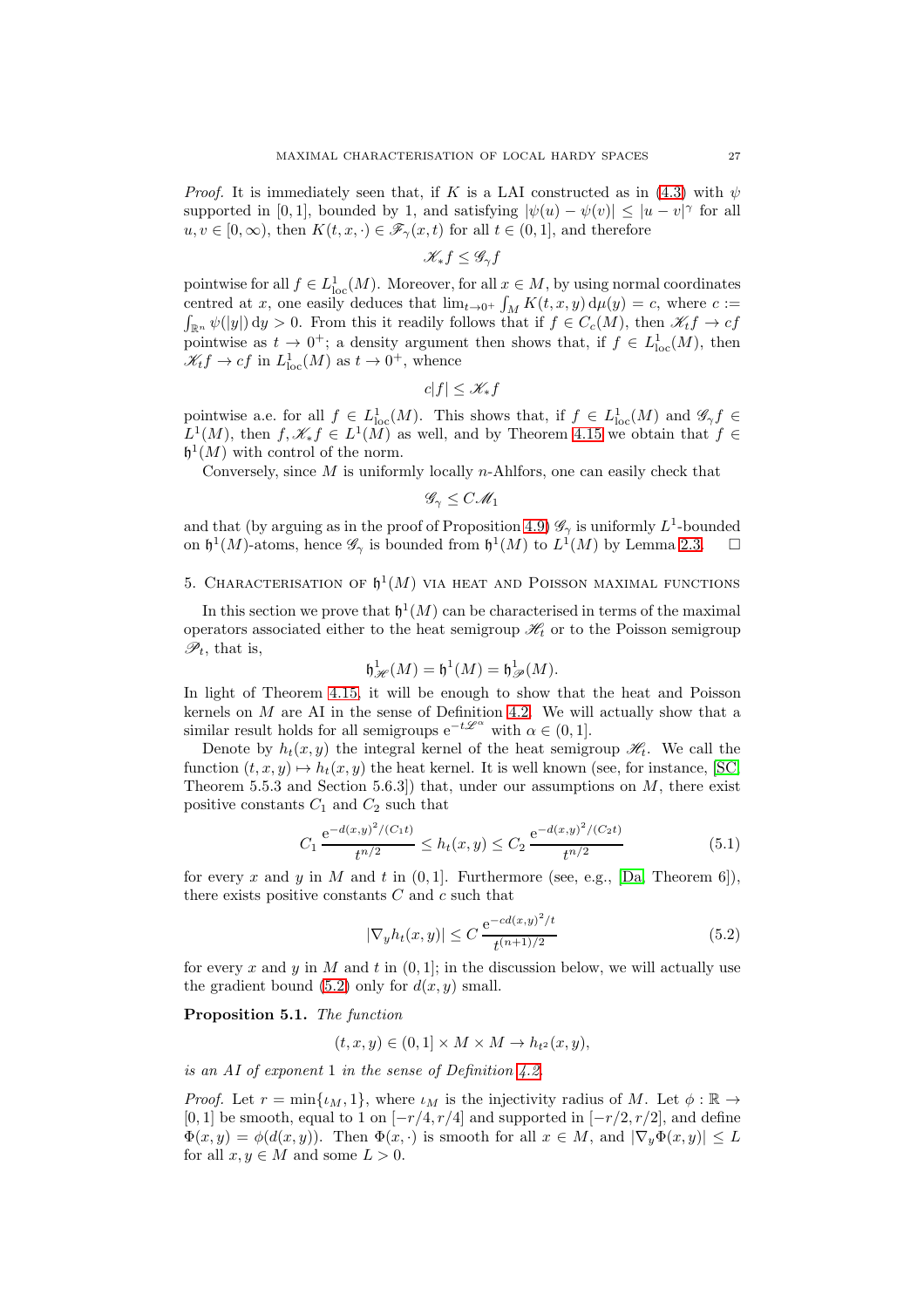*Proof.* It is immediately seen that, if $K$ is a LAI constructed as in (4.3) with $\psi$ supported in $[0,1]$, bounded by 1, and satisfying $|\psi(u)-\psi(v)| \leq |u-v|^\gamma$ for all $u,v \in [0,\infty)$, then $K(t,x,\cdot) \in \mathscr{F}_\gamma(x,t)$ for all $t \in (0,1]$, and therefore

$$\mathscr{K}_* f \leq \mathscr{G}_\gamma f$$

pointwise for all $f \in L^1_{\mathrm{loc}}(M)$. Moreover, for all $x \in M$, by using normal coordinates centred at $x$, one easily deduces that $\lim_{t\to 0^+} \int_M K(t,x,y)\, \mathrm{d}\mu(y) = c$, where $c := \int_{\mathbb{R}^n} \psi(|y|)\, \mathrm{d}y > 0$. From this it readily follows that if $f \in C_c(M)$, then $\mathscr{K}_t f \to cf$ pointwise as $t \to 0^+$; a density argument then shows that, if $f \in L^1_{\mathrm{loc}}(M)$, then $\mathscr{K}_t f \to cf$ in $L^1_{\mathrm{loc}}(M)$ as $t \to 0^+$, whence

$$c|f| \leq \mathscr{K}_* f$$

pointwise a.e. for all $f \in L^1_{\mathrm{loc}}(M)$. This shows that, if $f \in L^1_{\mathrm{loc}}(M)$ and $\mathscr{G}_\gamma f \in L^1(M)$, then $f, \mathscr{K}_* f \in L^1(M)$ as well, and by Theorem 4.15 we obtain that $f \in \mathfrak{h}^1(M)$ with control of the norm.

Conversely, since $M$ is uniformly locally $n$-Ahlfors, one can easily check that

$$\mathscr{G}_\gamma \leq C \mathscr{M}_1$$

and that (by arguing as in the proof of Proposition 4.9) $\mathscr{G}_\gamma$ is uniformly $L^1$-bounded on $\mathfrak{h}^1(M)$-atoms, hence $\mathscr{G}_\gamma$ is bounded from $\mathfrak{h}^1(M)$ to $L^1(M)$ by Lemma 2.3. $\square$

## 5. Characterisation of $\mathfrak{h}^1(M)$ via heat and Poisson maximal functions

In this section we prove that $\mathfrak{h}^1(M)$ can be characterised in terms of the maximal operators associated either to the heat semigroup $\mathscr{H}_t$ or to the Poisson semigroup $\mathscr{P}_t$, that is,

$$\mathfrak{h}^1_{\mathscr{H}}(M) = \mathfrak{h}^1(M) = \mathfrak{h}^1_{\mathscr{P}}(M).$$

In light of Theorem 4.15, it will be enough to show that the heat and Poisson kernels on $M$ are AI in the sense of Definition 4.2. We will actually show that a similar result holds for all semigroups $\mathrm{e}^{-t\mathscr{L}^\alpha}$ with $\alpha \in (0,1]$.

Denote by $h_t(x,y)$ the integral kernel of the heat semigroup $\mathscr{H}_t$. We call the function $(t,x,y) \mapsto h_t(x,y)$ the heat kernel. It is well known (see, for instance, [SC, Theorem 5.5.3 and Section 5.6.3]) that, under our assumptions on $M$, there exist positive constants $C_1$ and $C_2$ such that

$$C_1 \frac{\mathrm{e}^{-d(x,y)^2/(C_1 t)}}{t^{n/2}} \leq h_t(x,y) \leq C_2 \frac{\mathrm{e}^{-d(x,y)^2/(C_2 t)}}{t^{n/2}} \tag{5.1}$$

for every $x$ and $y$ in $M$ and $t$ in $(0,1]$. Furthermore (see, e.g., [Da, Theorem 6]), there exists positive constants $C$ and $c$ such that

$$|\nabla_y h_t(x,y)| \leq C \frac{\mathrm{e}^{-cd(x,y)^2/t}}{t^{(n+1)/2}} \tag{5.2}$$

for every $x$ and $y$ in $M$ and $t$ in $(0,1]$; in the discussion below, we will actually use the gradient bound (5.2) only for $d(x,y)$ small.

**Proposition 5.1.** *The function*

$$(t,x,y) \in (0,1] \times M \times M \to h_{t^2}(x,y),$$

*is an AI of exponent* 1 *in the sense of Definition 4.2.*

*Proof.* Let $r = \min\{\iota_M, 1\}$, where $\iota_M$ is the injectivity radius of $M$. Let $\phi : \mathbb{R} \to [0,1]$ be smooth, equal to 1 on $[-r/4, r/4]$ and supported in $[-r/2, r/2]$, and define $\Phi(x,y) = \phi(d(x,y))$. Then $\Phi(x,\cdot)$ is smooth for all $x \in M$, and $|\nabla_y \Phi(x,y)| \leq L$ for all $x,y \in M$ and some $L > 0$.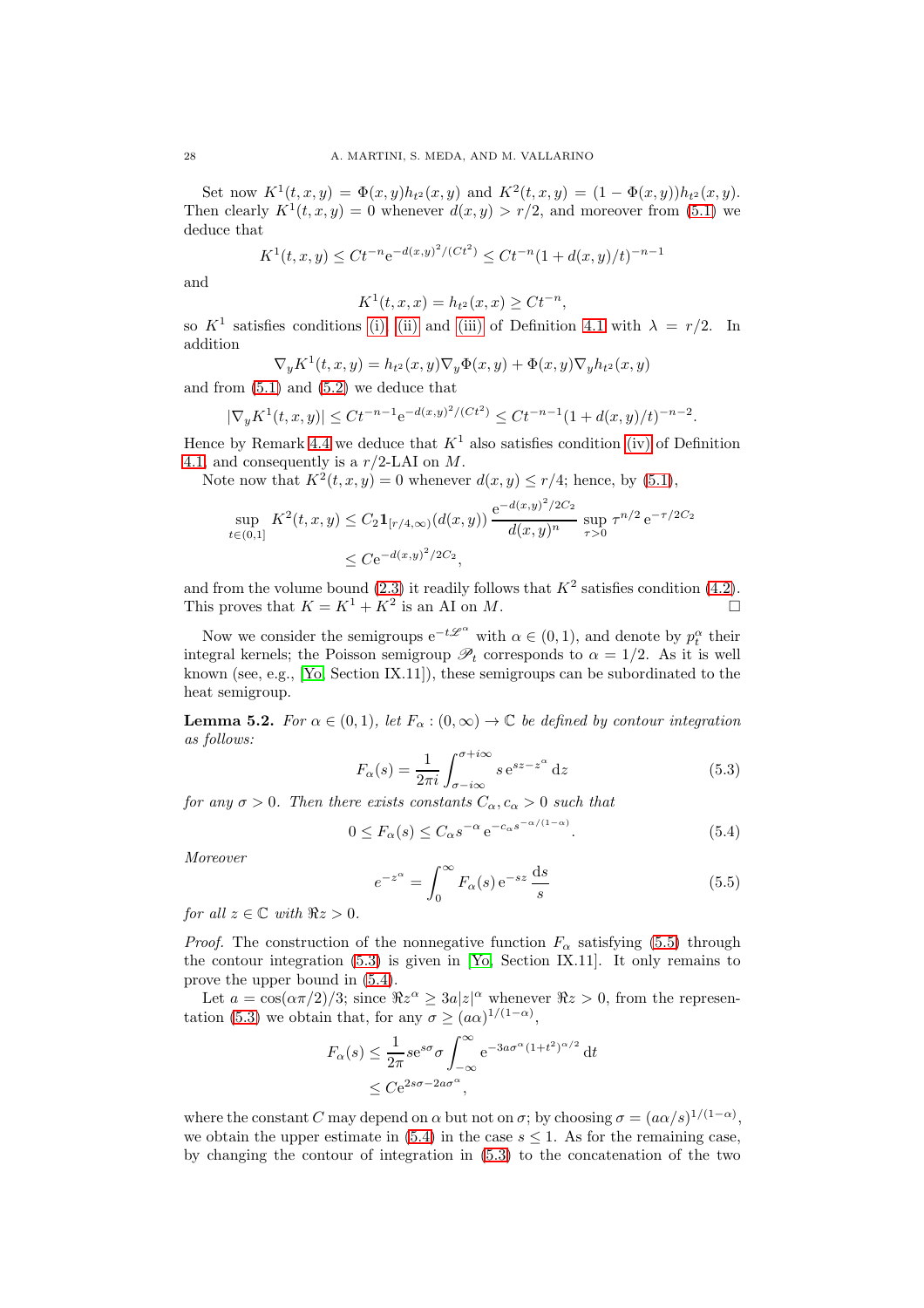Set now $K^1(t,x,y) = \Phi(x,y) h_{t^2}(x,y)$ and $K^2(t,x,y) = (1-\Phi(x,y)) h_{t^2}(x,y)$. Then clearly $K^1(t,x,y) = 0$ whenever $d(x,y) > r/2$, and moreover from (5.1) we deduce that

$$K^1(t,x,y) \leq C t^{-n} \mathrm{e}^{-d(x,y)^2/(Ct^2)} \leq C t^{-n} (1 + d(x,y)/t)^{-n-1}$$

and

$$K^1(t,x,x) = h_{t^2}(x,x) \geq C t^{-n},$$

so $K^1$ satisfies conditions (i), (ii) and (iii) of Definition 4.1 with $\lambda = r/2$. In addition

$$\nabla_y K^1(t,x,y) = h_{t^2}(x,y) \nabla_y \Phi(x,y) + \Phi(x,y) \nabla_y h_{t^2}(x,y)$$

and from (5.1) and (5.2) we deduce that

$$|\nabla_y K^1(t,x,y)| \leq C t^{-n-1} \mathrm{e}^{-d(x,y)^2/(Ct^2)} \leq C t^{-n-1} (1 + d(x,y)/t)^{-n-2}.$$

Hence by Remark 4.4 we deduce that $K^1$ also satisfies condition (iv) of Definition 4.1, and consequently is a $r/2$-LAI on $M$.

Note now that $K^2(t,x,y) = 0$ whenever $d(x,y) \leq r/4$; hence, by (5.1),

$$\begin{aligned}
\sup_{t \in (0,1]} K^2(t,x,y) &\leq C_2 \mathbf{1}_{[r/4,\infty)}(d(x,y)) \, \frac{\mathrm{e}^{-d(x,y)^2/2C_2}}{d(x,y)^n} \sup_{\tau > 0} \tau^{n/2} \, \mathrm{e}^{-\tau/2C_2} \\
&\leq C \mathrm{e}^{-d(x,y)^2/2C_2},
\end{aligned}$$

and from the volume bound (2.3) it readily follows that $K^2$ satisfies condition (4.2). This proves that $K = K^1 + K^2$ is an AI on $M$. $\square$

Now we consider the semigroups $\mathrm{e}^{-t\mathscr{L}^\alpha}$ with $\alpha \in (0,1)$, and denote by $p_t^\alpha$ their integral kernels; the Poisson semigroup $\mathscr{P}_t$ corresponds to $\alpha = 1/2$. As it is well known (see, e.g., [Yo, Section IX.11]), these semigroups can be subordinated to the heat semigroup.

**Lemma 5.2.** *For $\alpha \in (0,1)$, let $F_\alpha : (0,\infty) \to \mathbb{C}$ be defined by contour integration as follows:*

$$F_\alpha(s) = \frac{1}{2\pi i} \int_{\sigma - i\infty}^{\sigma + i\infty} s \, \mathrm{e}^{sz - z^\alpha} \, \mathrm{d}z \tag{5.3}$$

*for any $\sigma > 0$. Then there exists constants $C_\alpha, c_\alpha > 0$ such that*

$$0 \leq F_\alpha(s) \leq C_\alpha s^{-\alpha} \, \mathrm{e}^{-c_\alpha s^{-\alpha/(1-\alpha)}}. \tag{5.4}$$

*Moreover*

$$e^{-z^\alpha} = \int_0^\infty F_\alpha(s) \, \mathrm{e}^{-sz} \, \frac{\mathrm{d}s}{s} \tag{5.5}$$

*for all $z \in \mathbb{C}$ with $\Re z > 0$.*

*Proof.* The construction of the nonnegative function $F_\alpha$ satisfying (5.5) through the contour integration (5.3) is given in [Yo, Section IX.11]. It only remains to prove the upper bound in (5.4).

Let $a = \cos(\alpha\pi/2)/3$; since $\Re z^\alpha \geq 3a|z|^\alpha$ whenever $\Re z > 0$, from the representation (5.3) we obtain that, for any $\sigma \geq (a\alpha)^{1/(1-\alpha)}$,

$$\begin{aligned}
F_\alpha(s) &\leq \frac{1}{2\pi} s \mathrm{e}^{s\sigma} \sigma \int_{-\infty}^{\infty} \mathrm{e}^{-3a\sigma^\alpha (1+t^2)^{\alpha/2}} \, \mathrm{d}t \\
&\leq C \mathrm{e}^{2s\sigma - 2a\sigma^\alpha},
\end{aligned}$$

where the constant $C$ may depend on $\alpha$ but not on $\sigma$; by choosing $\sigma = (a\alpha/s)^{1/(1-\alpha)}$, we obtain the upper estimate in (5.4) in the case $s \leq 1$. As for the remaining case, by changing the contour of integration in (5.3) to the concatenation of the two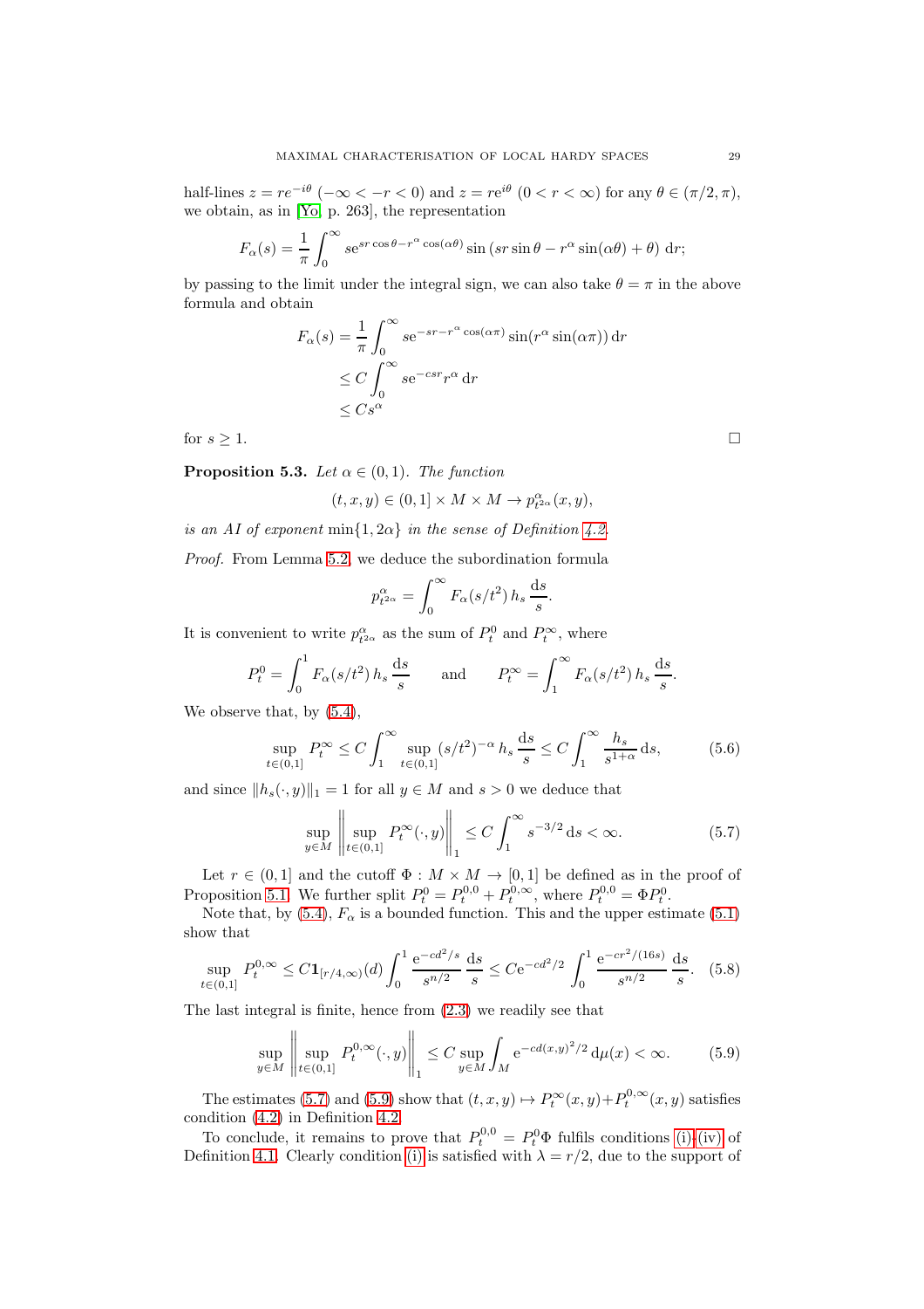half-lines $z = re^{-i\theta}$ $(-\infty < -r < 0)$ and $z = re^{i\theta}$ $(0 < r < \infty)$ for any $\theta \in (\pi/2, \pi)$, we obtain, as in [Yo, p. 263], the representation

$$F_\alpha(s) = \frac{1}{\pi} \int_0^\infty s \mathrm{e}^{sr\cos\theta - r^\alpha \cos(\alpha\theta)} \sin\left(sr\sin\theta - r^\alpha \sin(\alpha\theta) + \theta\right) \, \mathrm{d}r;$$

by passing to the limit under the integral sign, we can also take $\theta = \pi$ in the above formula and obtain

$$\begin{aligned} F_\alpha(s) &= \frac{1}{\pi} \int_0^\infty s \mathrm{e}^{-sr - r^\alpha \cos(\alpha\pi)} \sin(r^\alpha \sin(\alpha\pi)) \, \mathrm{d}r \\ &\le C \int_0^\infty s \mathrm{e}^{-csr} r^\alpha \, \mathrm{d}r \\ &\le C s^\alpha \end{aligned}$$

for $s \ge 1$. $\square$

**Proposition 5.3.** *Let $\alpha \in (0,1)$. The function*

$$(t, x, y) \in (0, 1] \times M \times M \to p^\alpha_{t^{2\alpha}}(x, y),$$

*is an AI of exponent* $\min\{1, 2\alpha\}$ *in the sense of Definition 4.2.*

*Proof.* From Lemma 5.2, we deduce the subordination formula

$$p^\alpha_{t^{2\alpha}} = \int_0^\infty F_\alpha(s/t^2) \, h_s \, \frac{\mathrm{d}s}{s}.$$

It is convenient to write $p^\alpha_{t^{2\alpha}}$ as the sum of $P^0_t$ and $P^\infty_t$, where

$$P^0_t = \int_0^1 F_\alpha(s/t^2) \, h_s \, \frac{\mathrm{d}s}{s} \qquad \text{and} \qquad P^\infty_t = \int_1^\infty F_\alpha(s/t^2) \, h_s \, \frac{\mathrm{d}s}{s}.$$

We observe that, by (5.4),

$$\sup_{t \in (0,1]} P^\infty_t \le C \int_1^\infty \sup_{t \in (0,1]} (s/t^2)^{-\alpha} \, h_s \, \frac{\mathrm{d}s}{s} \le C \int_1^\infty \frac{h_s}{s^{1+\alpha}} \, \mathrm{d}s, \tag{5.6}$$

and since $\|h_s(\cdot, y)\|_1 = 1$ for all $y \in M$ and $s > 0$ we deduce that

$$\sup_{y \in M} \left\| \sup_{t \in (0,1]} P^\infty_t(\cdot, y) \right\|_1 \le C \int_1^\infty s^{-3/2} \, \mathrm{d}s < \infty. \tag{5.7}$$

Let $r \in (0, 1]$ and the cutoff $\Phi : M \times M \to [0, 1]$ be defined as in the proof of Proposition 5.1. We further split $P^0_t = P^{0,0}_t + P^{0,\infty}_t$, where $P^{0,0}_t = \Phi P^0_t$.

Note that, by (5.4), $F_\alpha$ is a bounded function. This and the upper estimate (5.1) show that

$$\sup_{t \in (0,1]} P^{0,\infty}_t \le C \mathbf{1}_{[r/4, \infty)}(d) \int_0^1 \frac{\mathrm{e}^{-cd^2/s}}{s^{n/2}} \, \frac{\mathrm{d}s}{s} \le C \mathrm{e}^{-cd^2/2} \int_0^1 \frac{\mathrm{e}^{-cr^2/(16s)}}{s^{n/2}} \, \frac{\mathrm{d}s}{s}. \tag{5.8}$$

The last integral is finite, hence from (2.3) we readily see that

$$\sup_{y \in M} \left\| \sup_{t \in (0,1]} P^{0,\infty}_t(\cdot, y) \right\|_1 \le C \sup_{y \in M} \int_M \mathrm{e}^{-cd(x,y)^2/2} \, \mathrm{d}\mu(x) < \infty. \tag{5.9}$$

The estimates (5.7) and (5.9) show that $(t, x, y) \mapsto P^\infty_t(x, y) + P^{0,\infty}_t(x, y)$ satisfies condition (4.2) in Definition 4.2.

To conclude, it remains to prove that $P^{0,0}_t = P^0_t \Phi$ fulfils conditions (i)–(iv) of Definition 4.1. Clearly condition (i) is satisfied with $\lambda = r/2$, due to the support of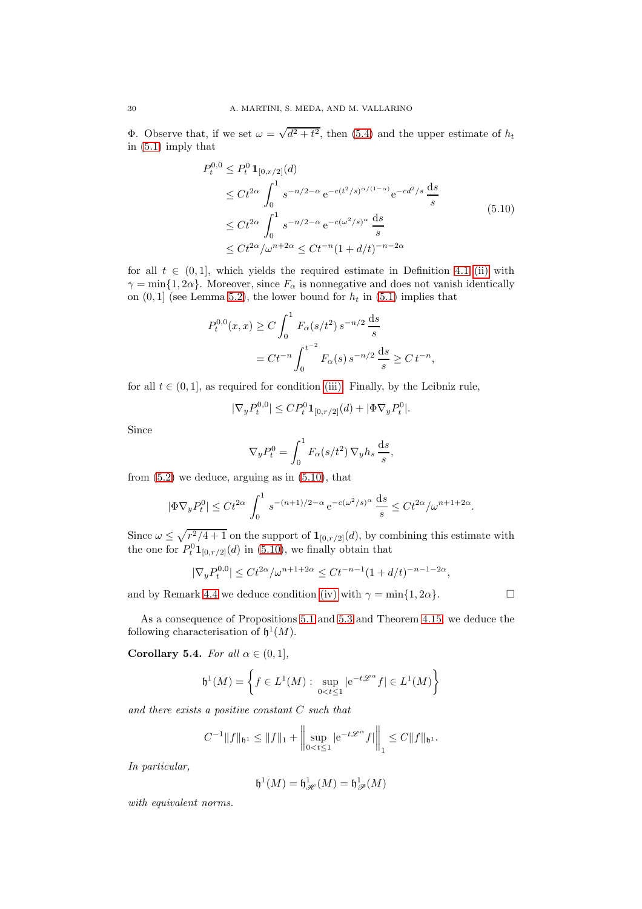$\Phi$. Observe that, if we set $\omega = \sqrt{d^2+t^2}$, then (5.4) and the upper estimate of $h_t$ in (5.1) imply that

$$
\begin{aligned}
P_t^{0,0} &\le P_t^0\, \mathbf{1}_{[0,r/2]}(d) \\
&\le C t^{2\alpha} \int_0^1 s^{-n/2-\alpha}\, \mathrm{e}^{-c(t^2/s)^{\alpha/(1-\alpha)}}\, \mathrm{e}^{-cd^2/s}\, \frac{\mathrm{d}s}{s} \\
&\le C t^{2\alpha} \int_0^1 s^{-n/2-\alpha}\, \mathrm{e}^{-c(\omega^2/s)^{\alpha}}\, \frac{\mathrm{d}s}{s} \\
&\le C t^{2\alpha}/\omega^{n+2\alpha} \le C t^{-n} (1+d/t)^{-n-2\alpha}
\end{aligned}
\tag{5.10}
$$

for all $t \in (0,1]$, which yields the required estimate in Definition 4.1 (ii) with $\gamma = \min\{1, 2\alpha\}$. Moreover, since $F_\alpha$ is nonnegative and does not vanish identically on $(0,1]$ (see Lemma 5.2), the lower bound for $h_t$ in (5.1) implies that

$$
\begin{aligned}
P_t^{0,0}(x,x) &\ge C \int_0^1 F_\alpha(s/t^2)\, s^{-n/2}\, \frac{\mathrm{d}s}{s} \\
&= C t^{-n} \int_0^{t^{-2}} F_\alpha(s)\, s^{-n/2}\, \frac{\mathrm{d}s}{s} \ge C\, t^{-n},
\end{aligned}
$$

for all $t \in (0,1]$, as required for condition (iii). Finally, by the Leibniz rule,

$$
|\nabla_y P_t^{0,0}| \le C P_t^0 \mathbf{1}_{[0,r/2]}(d) + |\Phi \nabla_y P_t^0|.
$$

Since

$$
\nabla_y P_t^0 = \int_0^1 F_\alpha(s/t^2)\, \nabla_y h_s\, \frac{\mathrm{d}s}{s},
$$

from (5.2) we deduce, arguing as in (5.10), that

$$
|\Phi \nabla_y P_t^0| \le C t^{2\alpha} \int_0^1 s^{-(n+1)/2-\alpha}\, \mathrm{e}^{-c(\omega^2/s)^\alpha}\, \frac{\mathrm{d}s}{s} \le C t^{2\alpha}/\omega^{n+1+2\alpha}.
$$

Since $\omega \le \sqrt{r^2/4+1}$ on the support of $\mathbf{1}_{[0,r/2]}(d)$, by combining this estimate with the one for $P_t^0 \mathbf{1}_{[0,r/2]}(d)$ in (5.10), we finally obtain that

$$
|\nabla_y P_t^{0,0}| \le C t^{2\alpha}/\omega^{n+1+2\alpha} \le C t^{-n-1}(1+d/t)^{-n-1-2\alpha},
$$

and by Remark 4.4 we deduce condition (iv) with $\gamma = \min\{1, 2\alpha\}$. $\square$

As a consequence of Propositions 5.1 and 5.3 and Theorem 4.15, we deduce the following characterisation of $\mathfrak{h}^1(M)$.

**Corollary 5.4.** *For all $\alpha \in (0,1]$,*

$$
\mathfrak{h}^1(M) = \left\{ f \in L^1(M) : \sup_{0<t\le 1} |\mathrm{e}^{-t\mathscr{L}^\alpha} f| \in L^1(M) \right\}
$$

*and there exists a positive constant $C$ such that*

$$
C^{-1} \|f\|_{\mathfrak{h}^1} \le \|f\|_1 + \left\| \sup_{0<t\le 1} |\mathrm{e}^{-t\mathscr{L}^\alpha} f| \right\|_1 \le C \|f\|_{\mathfrak{h}^1}.
$$

*In particular,*

$$
\mathfrak{h}^1(M) = \mathfrak{h}^1_{\mathscr{H}}(M) = \mathfrak{h}^1_{\mathscr{P}}(M)
$$

*with equivalent norms.*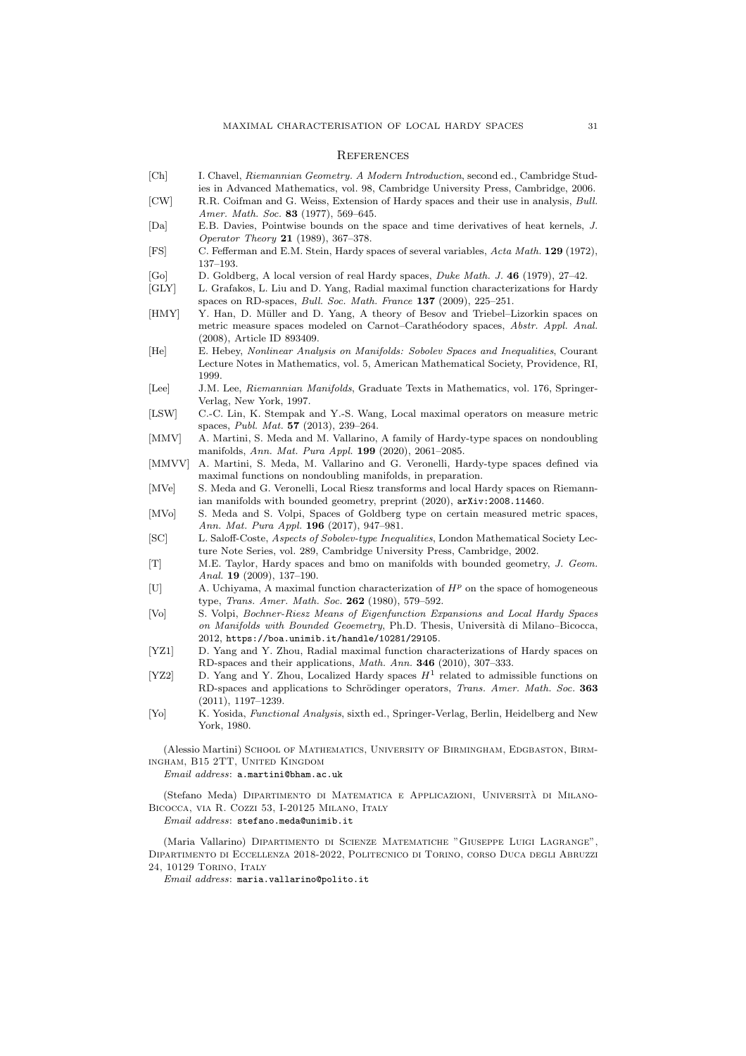## References

- [Ch] I. Chavel, *Riemannian Geometry. A Modern Introduction*, second ed., Cambridge Studies in Advanced Mathematics, vol. 98, Cambridge University Press, Cambridge, 2006.
- [CW] R.R. Coifman and G. Weiss, Extension of Hardy spaces and their use in analysis, *Bull. Amer. Math. Soc.* **83** (1977), 569–645.
- [Da] E.B. Davies, Pointwise bounds on the space and time derivatives of heat kernels, *J. Operator Theory* **21** (1989), 367–378.
- [FS] C. Fefferman and E.M. Stein, Hardy spaces of several variables, *Acta Math.* **129** (1972), 137–193.
- [Go] D. Goldberg, A local version of real Hardy spaces, *Duke Math. J.* **46** (1979), 27–42.
- [GLY] L. Grafakos, L. Liu and D. Yang, Radial maximal function characterizations for Hardy spaces on RD-spaces, *Bull. Soc. Math. France* **137** (2009), 225–251.
- [HMY] Y. Han, D. Müller and D. Yang, A theory of Besov and Triebel–Lizorkin spaces on metric measure spaces modeled on Carnot–Carathéodory spaces, *Abstr. Appl. Anal.* (2008), Article ID 893409.
- [He] E. Hebey, *Nonlinear Analysis on Manifolds: Sobolev Spaces and Inequalities*, Courant Lecture Notes in Mathematics, vol. 5, American Mathematical Society, Providence, RI, 1999.
- [Lee] J.M. Lee, *Riemannian Manifolds*, Graduate Texts in Mathematics, vol. 176, Springer-Verlag, New York, 1997.
- [LSW] C.-C. Lin, K. Stempak and Y.-S. Wang, Local maximal operators on measure metric spaces, *Publ. Mat.* **57** (2013), 239–264.
- [MMV] A. Martini, S. Meda and M. Vallarino, A family of Hardy-type spaces on nondoubling manifolds, *Ann. Mat. Pura Appl.* **199** (2020), 2061–2085.
- [MMVV] A. Martini, S. Meda, M. Vallarino and G. Veronelli, Hardy-type spaces defined via maximal functions on nondoubling manifolds, in preparation.
- [MVe] S. Meda and G. Veronelli, Local Riesz transforms and local Hardy spaces on Riemannian manifolds with bounded geometry, preprint (2020), `arXiv:2008.11460`.
- [MVo] S. Meda and S. Volpi, Spaces of Goldberg type on certain measured metric spaces, *Ann. Mat. Pura Appl.* **196** (2017), 947–981.
- [SC] L. Saloff-Coste, *Aspects of Sobolev-type Inequalities*, London Mathematical Society Lecture Note Series, vol. 289, Cambridge University Press, Cambridge, 2002.
- [T] M.E. Taylor, Hardy spaces and bmo on manifolds with bounded geometry, *J. Geom. Anal.* **19** (2009), 137–190.
- [U] A. Uchiyama, A maximal function characterization of $H^p$ on the space of homogeneous type, *Trans. Amer. Math. Soc.* **262** (1980), 579–592.
- [Vo] S. Volpi, *Bochner-Riesz Means of Eigenfunction Expansions and Local Hardy Spaces on Manifolds with Bounded Geoemetry*, Ph.D. Thesis, Università di Milano–Bicocca, 2012, `https://boa.unimib.it/handle/10281/29105`.
- [YZ1] D. Yang and Y. Zhou, Radial maximal function characterizations of Hardy spaces on RD-spaces and their applications, *Math. Ann.* **346** (2010), 307–333.
- [YZ2] D. Yang and Y. Zhou, Localized Hardy spaces $H^1$ related to admissible functions on RD-spaces and applications to Schrödinger operators, *Trans. Amer. Math. Soc.* **363** (2011), 1197–1239.
- [Yo] K. Yosida, *Functional Analysis*, sixth ed., Springer-Verlag, Berlin, Heidelberg and New York, 1980.

(Alessio Martini) School of Mathematics, University of Birmingham, Edgbaston, Birmingham, B15 2TT, United Kingdom

*Email address*: `a.martini@bham.ac.uk`

(Stefano Meda) Dipartimento di Matematica e Applicazioni, Università di Milano-Bicocca, via R. Cozzi 53, I-20125 Milano, Italy

*Email address*: `stefano.meda@unimib.it`

(Maria Vallarino) Dipartimento di Scienze Matematiche "Giuseppe Luigi Lagrange", Dipartimento di Eccellenza 2018-2022, Politecnico di Torino, corso Duca degli Abruzzi 24, 10129 Torino, Italy

*Email address*: `maria.vallarino@polito.it`